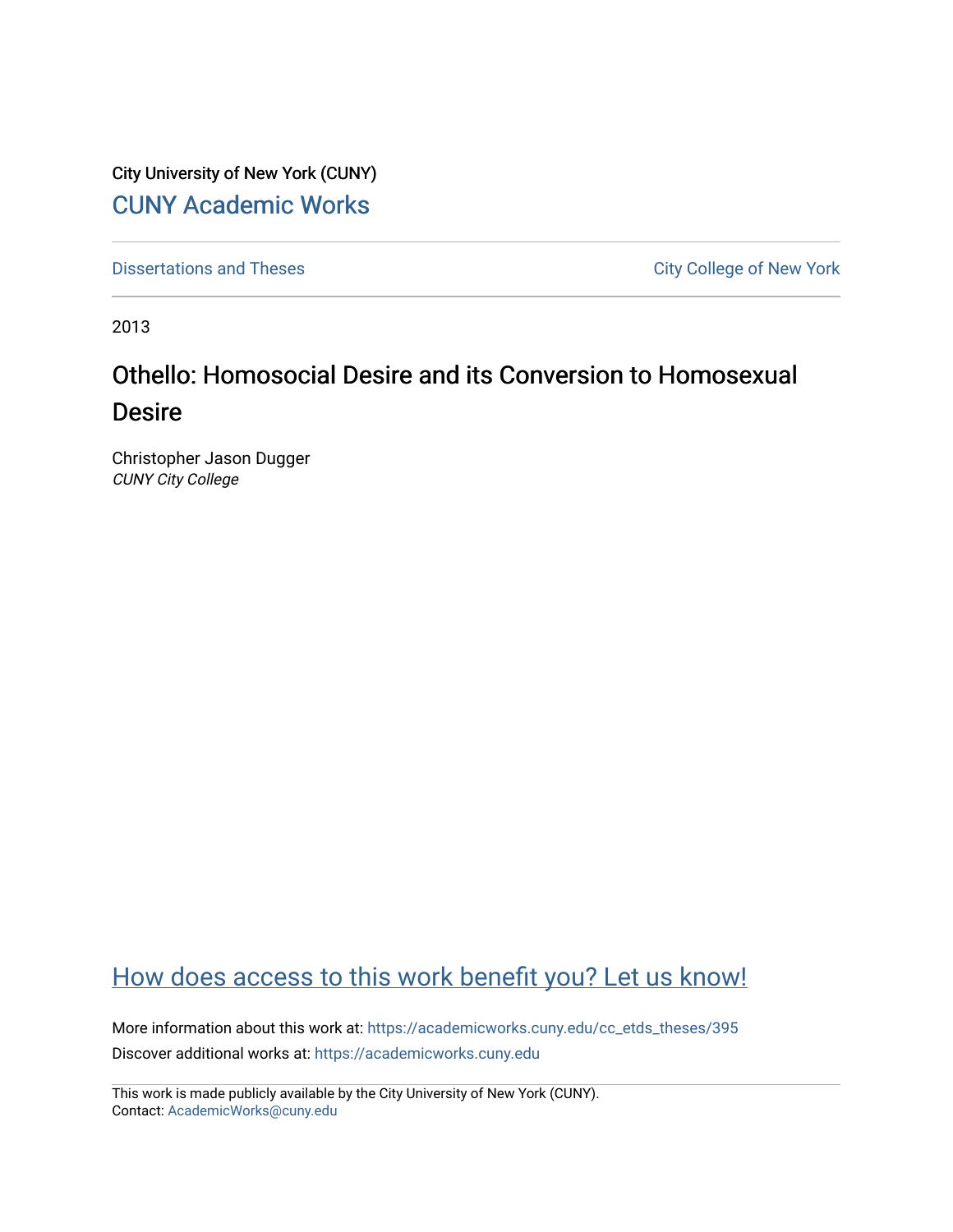City University of New York (CUNY)

[CUNY Academic Works](https://academicworks.cuny.edu)

---

[Dissertations and Theses](https://academicworks.cuny.edu/cc_etds_theses) | [City College of New York](https://academicworks.cuny.edu/cc)

---

2013

# Othello: Homosocial Desire and its Conversion to Homosexual Desire

Christopher Jason Dugger
*CUNY City College*

[How does access to this work benefit you? Let us know!](https://cuny.qualtrics.com/jfe/form/SV_5mxaLa3Wc0SMs5M)

More information about this work at: https://academicworks.cuny.edu/cc_etds_theses/395
Discover additional works at: https://academicworks.cuny.edu

This work is made publicly available by the City University of New York (CUNY).
Contact: AcademicWorks@cuny.edu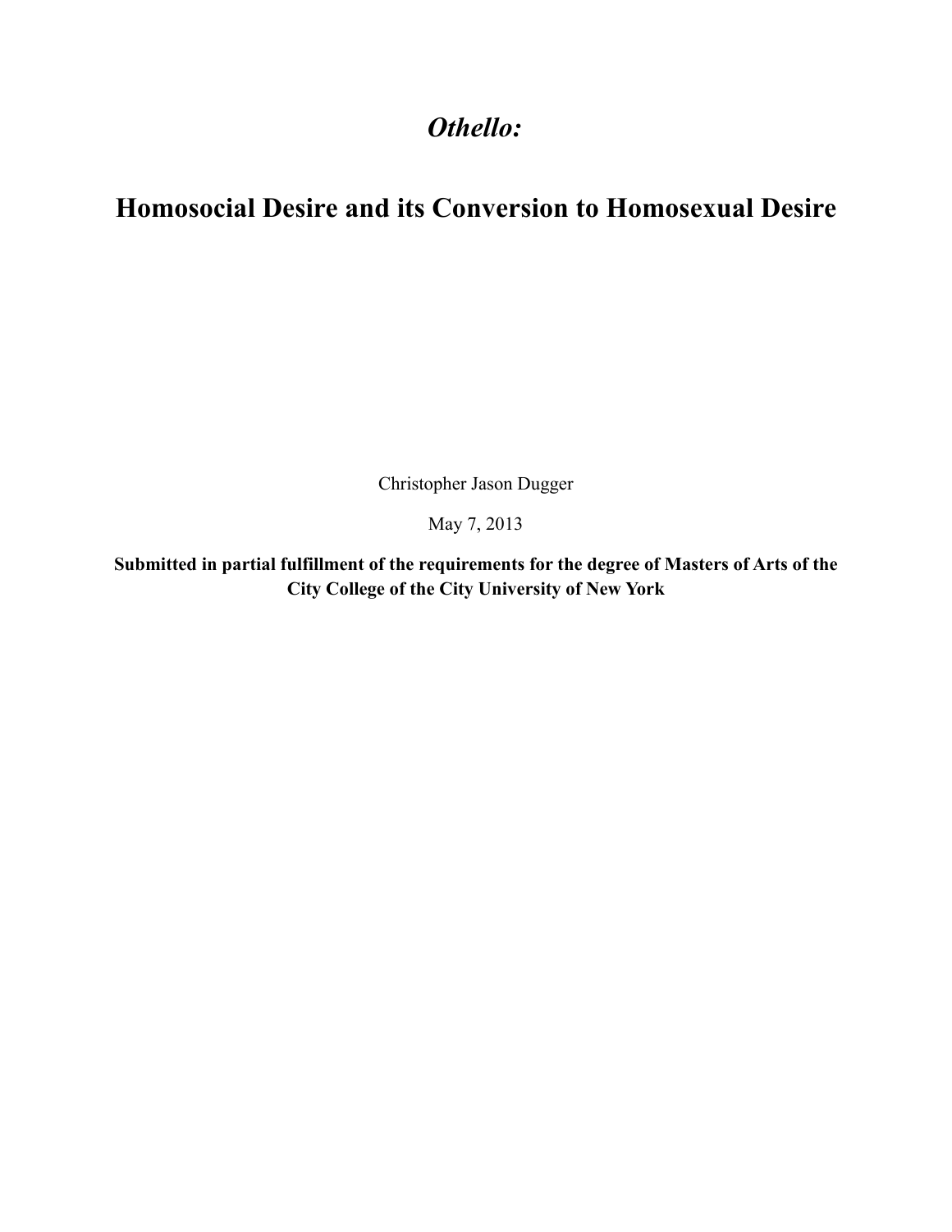# *Othello:*

# Homosocial Desire and its Conversion to Homosexual Desire

Christopher Jason Dugger

May 7, 2013

**Submitted in partial fulfillment of the requirements for the degree of Masters of Arts of the City College of the City University of New York**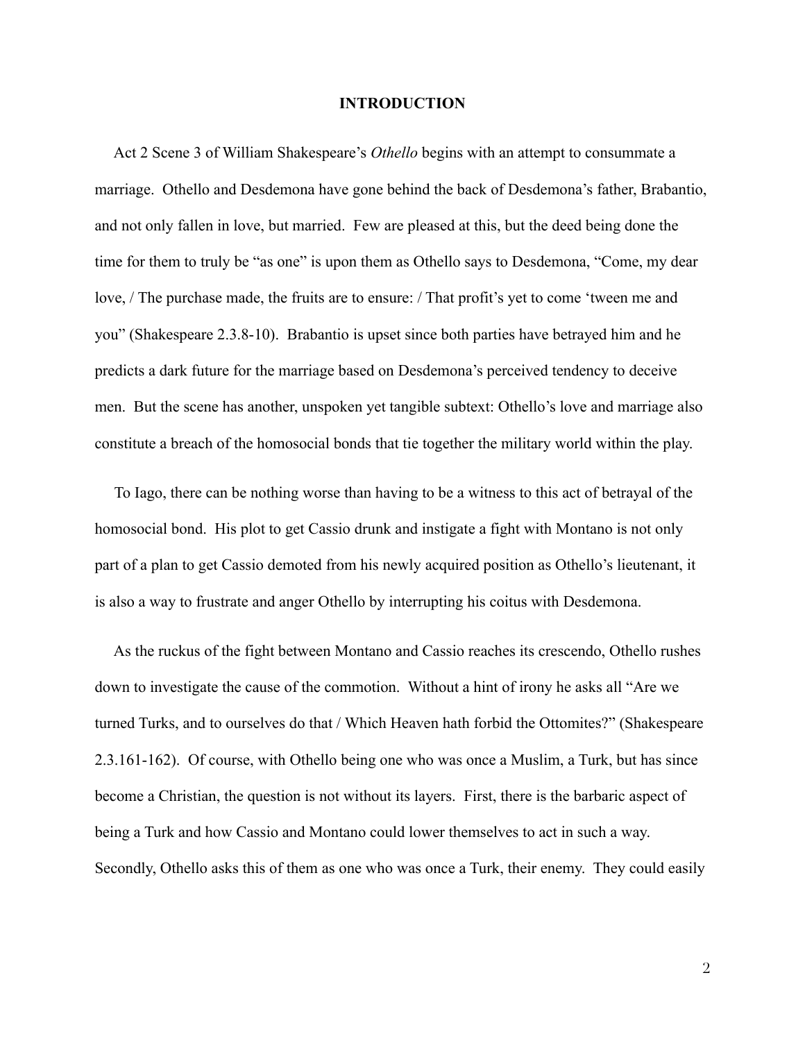# INTRODUCTION

Act 2 Scene 3 of William Shakespeare's *Othello* begins with an attempt to consummate a marriage. Othello and Desdemona have gone behind the back of Desdemona's father, Brabantio, and not only fallen in love, but married. Few are pleased at this, but the deed being done the time for them to truly be "as one" is upon them as Othello says to Desdemona, "Come, my dear love, / The purchase made, the fruits are to ensure: / That profit's yet to come 'tween me and you" (Shakespeare 2.3.8-10). Brabantio is upset since both parties have betrayed him and he predicts a dark future for the marriage based on Desdemona's perceived tendency to deceive men. But the scene has another, unspoken yet tangible subtext: Othello's love and marriage also constitute a breach of the homosocial bonds that tie together the military world within the play.

To Iago, there can be nothing worse than having to be a witness to this act of betrayal of the homosocial bond. His plot to get Cassio drunk and instigate a fight with Montano is not only part of a plan to get Cassio demoted from his newly acquired position as Othello's lieutenant, it is also a way to frustrate and anger Othello by interrupting his coitus with Desdemona.

As the ruckus of the fight between Montano and Cassio reaches its crescendo, Othello rushes down to investigate the cause of the commotion. Without a hint of irony he asks all "Are we turned Turks, and to ourselves do that / Which Heaven hath forbid the Ottomites?" (Shakespeare 2.3.161-162). Of course, with Othello being one who was once a Muslim, a Turk, but has since become a Christian, the question is not without its layers. First, there is the barbaric aspect of being a Turk and how Cassio and Montano could lower themselves to act in such a way. Secondly, Othello asks this of them as one who was once a Turk, their enemy. They could easily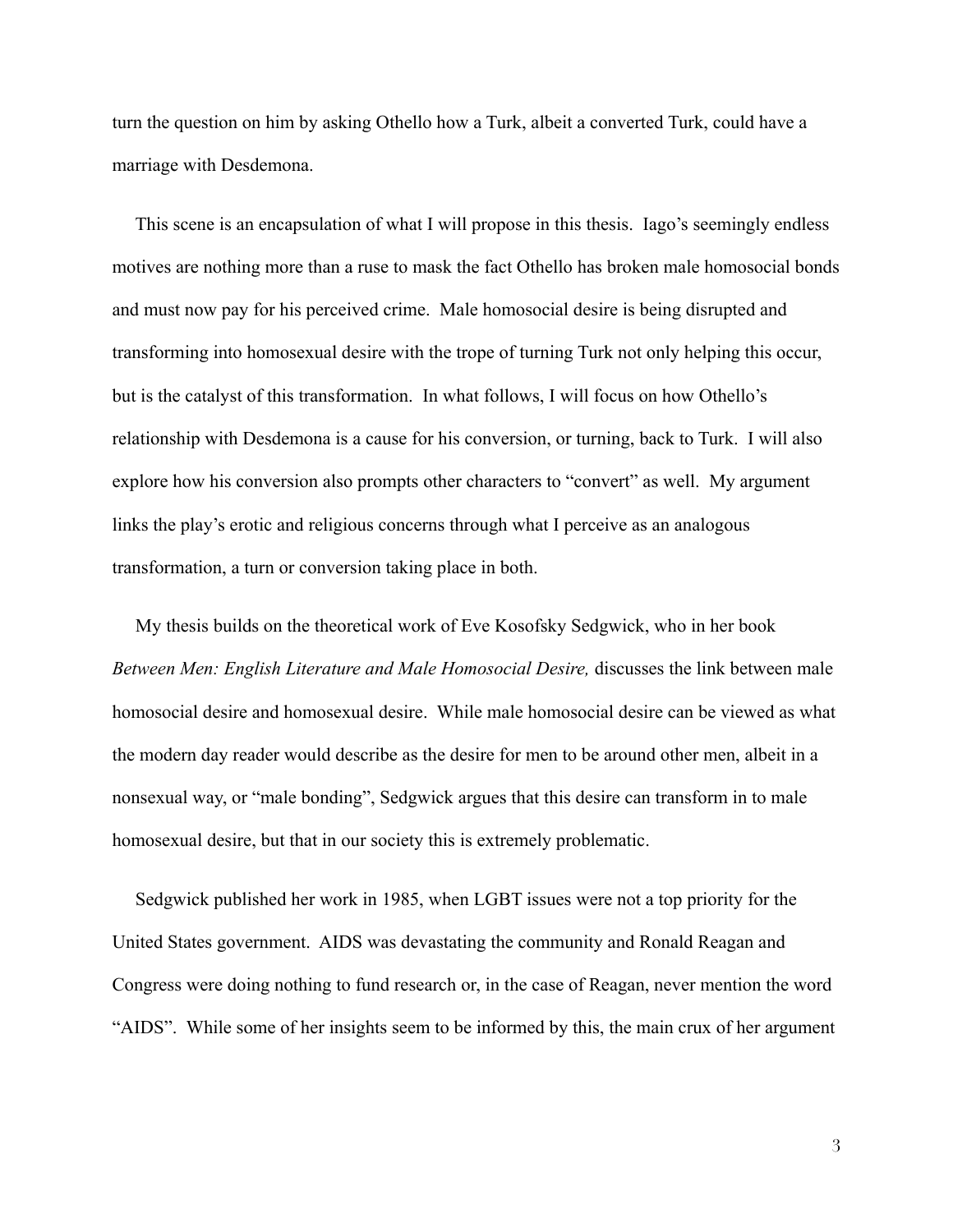turn the question on him by asking Othello how a Turk, albeit a converted Turk, could have a marriage with Desdemona.

This scene is an encapsulation of what I will propose in this thesis. Iago's seemingly endless motives are nothing more than a ruse to mask the fact Othello has broken male homosocial bonds and must now pay for his perceived crime. Male homosocial desire is being disrupted and transforming into homosexual desire with the trope of turning Turk not only helping this occur, but is the catalyst of this transformation. In what follows, I will focus on how Othello's relationship with Desdemona is a cause for his conversion, or turning, back to Turk. I will also explore how his conversion also prompts other characters to "convert" as well. My argument links the play's erotic and religious concerns through what I perceive as an analogous transformation, a turn or conversion taking place in both.

My thesis builds on the theoretical work of Eve Kosofsky Sedgwick, who in her book *Between Men: English Literature and Male Homosocial Desire,* discusses the link between male homosocial desire and homosexual desire. While male homosocial desire can be viewed as what the modern day reader would describe as the desire for men to be around other men, albeit in a nonsexual way, or "male bonding", Sedgwick argues that this desire can transform in to male homosexual desire, but that in our society this is extremely problematic.

Sedgwick published her work in 1985, when LGBT issues were not a top priority for the United States government. AIDS was devastating the community and Ronald Reagan and Congress were doing nothing to fund research or, in the case of Reagan, never mention the word "AIDS". While some of her insights seem to be informed by this, the main crux of her argument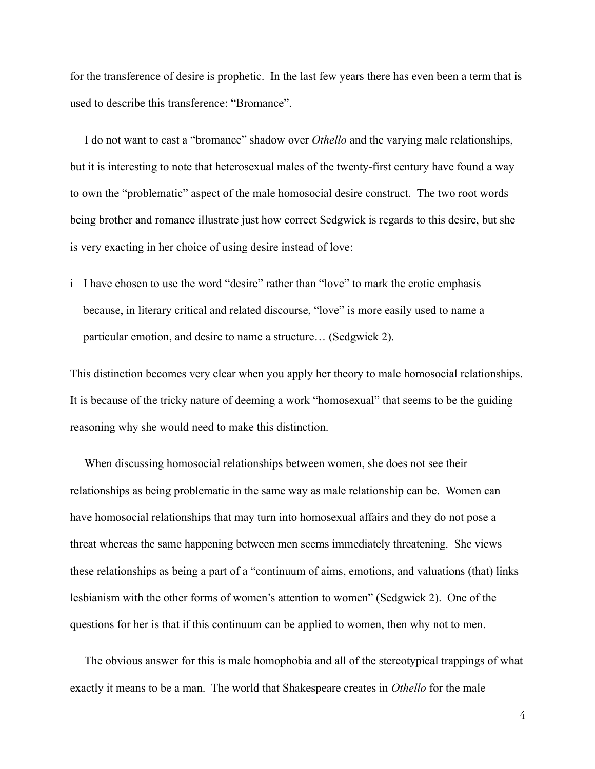for the transference of desire is prophetic. In the last few years there has even been a term that is used to describe this transference: "Bromance".

I do not want to cast a "bromance" shadow over *Othello* and the varying male relationships, but it is interesting to note that heterosexual males of the twenty-first century have found a way to own the "problematic" aspect of the male homosocial desire construct. The two root words being brother and romance illustrate just how correct Sedgwick is regards to this desire, but she is very exacting in her choice of using desire instead of love:

> i I have chosen to use the word "desire" rather than "love" to mark the erotic emphasis because, in literary critical and related discourse, "love" is more easily used to name a particular emotion, and desire to name a structure… (Sedgwick 2).

This distinction becomes very clear when you apply her theory to male homosocial relationships. It is because of the tricky nature of deeming a work "homosexual" that seems to be the guiding reasoning why she would need to make this distinction.

When discussing homosocial relationships between women, she does not see their relationships as being problematic in the same way as male relationship can be. Women can have homosocial relationships that may turn into homosexual affairs and they do not pose a threat whereas the same happening between men seems immediately threatening. She views these relationships as being a part of a "continuum of aims, emotions, and valuations (that) links lesbianism with the other forms of women's attention to women" (Sedgwick 2). One of the questions for her is that if this continuum can be applied to women, then why not to men.

The obvious answer for this is male homophobia and all of the stereotypical trappings of what exactly it means to be a man. The world that Shakespeare creates in *Othello* for the male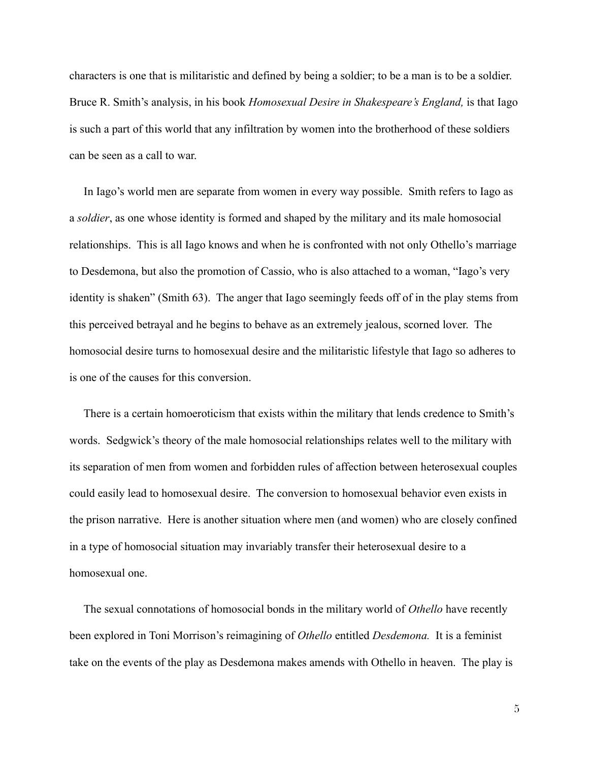characters is one that is militaristic and defined by being a soldier; to be a man is to be a soldier. Bruce R. Smith's analysis, in his book *Homosexual Desire in Shakespeare's England,* is that Iago is such a part of this world that any infiltration by women into the brotherhood of these soldiers can be seen as a call to war.

In Iago's world men are separate from women in every way possible. Smith refers to Iago as a *soldier*, as one whose identity is formed and shaped by the military and its male homosocial relationships. This is all Iago knows and when he is confronted with not only Othello's marriage to Desdemona, but also the promotion of Cassio, who is also attached to a woman, "Iago's very identity is shaken" (Smith 63). The anger that Iago seemingly feeds off of in the play stems from this perceived betrayal and he begins to behave as an extremely jealous, scorned lover. The homosocial desire turns to homosexual desire and the militaristic lifestyle that Iago so adheres to is one of the causes for this conversion.

There is a certain homoeroticism that exists within the military that lends credence to Smith's words. Sedgwick's theory of the male homosocial relationships relates well to the military with its separation of men from women and forbidden rules of affection between heterosexual couples could easily lead to homosexual desire. The conversion to homosexual behavior even exists in the prison narrative. Here is another situation where men (and women) who are closely confined in a type of homosocial situation may invariably transfer their heterosexual desire to a homosexual one.

The sexual connotations of homosocial bonds in the military world of *Othello* have recently been explored in Toni Morrison's reimagining of *Othello* entitled *Desdemona.* It is a feminist take on the events of the play as Desdemona makes amends with Othello in heaven. The play is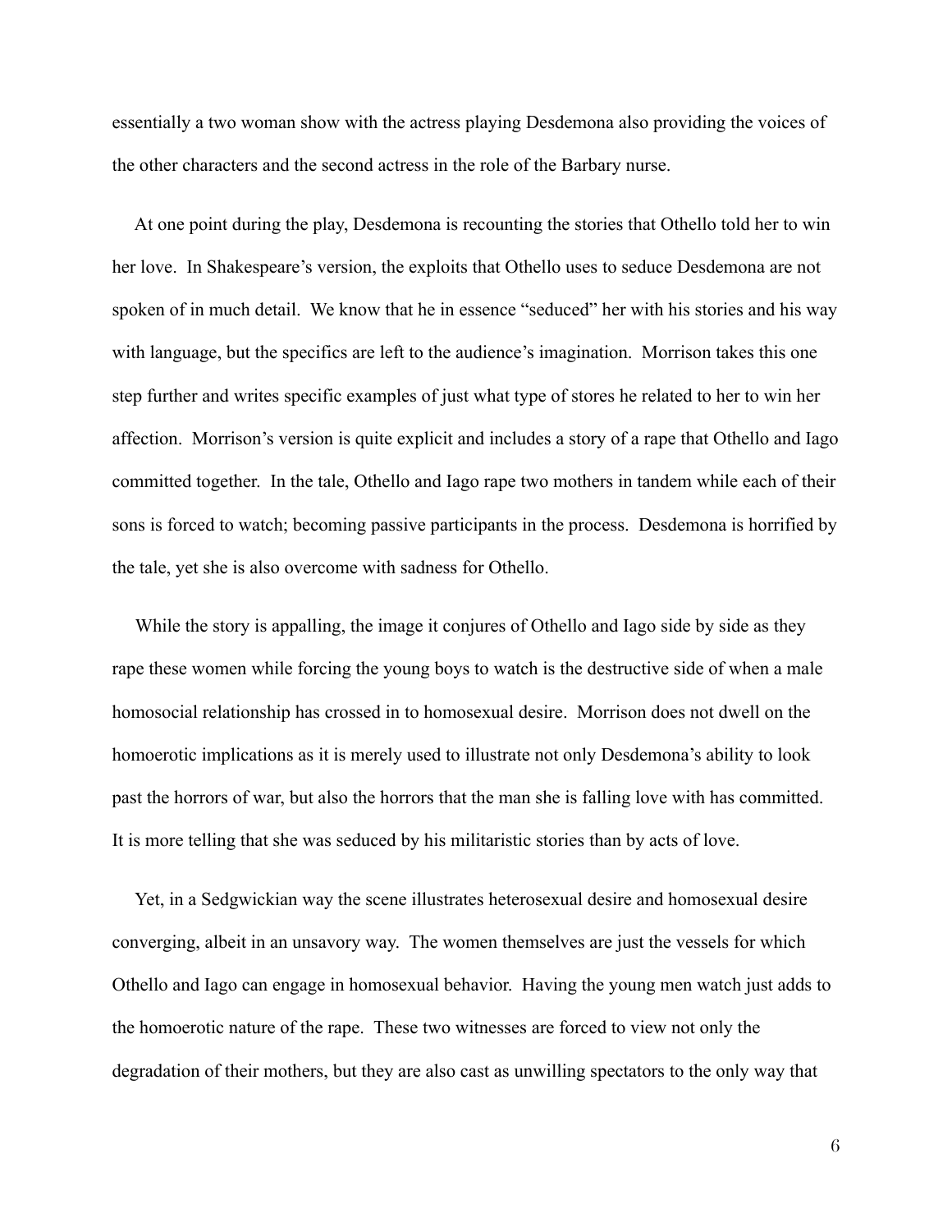essentially a two woman show with the actress playing Desdemona also providing the voices of the other characters and the second actress in the role of the Barbary nurse.

At one point during the play, Desdemona is recounting the stories that Othello told her to win her love. In Shakespeare's version, the exploits that Othello uses to seduce Desdemona are not spoken of in much detail. We know that he in essence "seduced" her with his stories and his way with language, but the specifics are left to the audience's imagination. Morrison takes this one step further and writes specific examples of just what type of stores he related to her to win her affection. Morrison's version is quite explicit and includes a story of a rape that Othello and Iago committed together. In the tale, Othello and Iago rape two mothers in tandem while each of their sons is forced to watch; becoming passive participants in the process. Desdemona is horrified by the tale, yet she is also overcome with sadness for Othello.

While the story is appalling, the image it conjures of Othello and Iago side by side as they rape these women while forcing the young boys to watch is the destructive side of when a male homosocial relationship has crossed in to homosexual desire. Morrison does not dwell on the homoerotic implications as it is merely used to illustrate not only Desdemona's ability to look past the horrors of war, but also the horrors that the man she is falling love with has committed. It is more telling that she was seduced by his militaristic stories than by acts of love.

Yet, in a Sedgwickian way the scene illustrates heterosexual desire and homosexual desire converging, albeit in an unsavory way. The women themselves are just the vessels for which Othello and Iago can engage in homosexual behavior. Having the young men watch just adds to the homoerotic nature of the rape. These two witnesses are forced to view not only the degradation of their mothers, but they are also cast as unwilling spectators to the only way that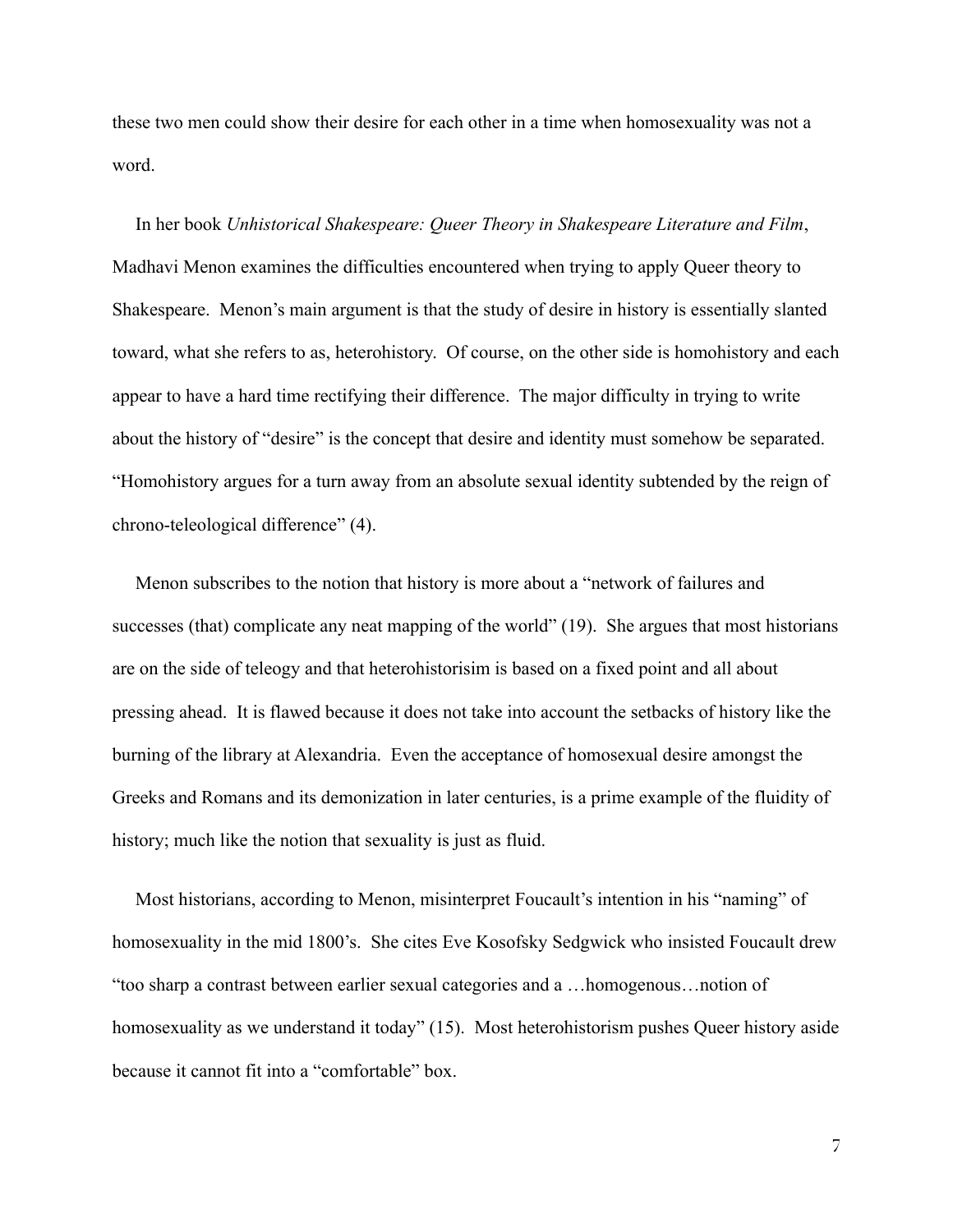these two men could show their desire for each other in a time when homosexuality was not a word.

In her book *Unhistorical Shakespeare: Queer Theory in Shakespeare Literature and Film*, Madhavi Menon examines the difficulties encountered when trying to apply Queer theory to Shakespeare. Menon's main argument is that the study of desire in history is essentially slanted toward, what she refers to as, heterohistory. Of course, on the other side is homohistory and each appear to have a hard time rectifying their difference. The major difficulty in trying to write about the history of "desire" is the concept that desire and identity must somehow be separated. "Homohistory argues for a turn away from an absolute sexual identity subtended by the reign of chrono-teleological difference" (4).

Menon subscribes to the notion that history is more about a "network of failures and successes (that) complicate any neat mapping of the world" (19). She argues that most historians are on the side of teleogy and that heterohistorisim is based on a fixed point and all about pressing ahead. It is flawed because it does not take into account the setbacks of history like the burning of the library at Alexandria. Even the acceptance of homosexual desire amongst the Greeks and Romans and its demonization in later centuries, is a prime example of the fluidity of history; much like the notion that sexuality is just as fluid.

Most historians, according to Menon, misinterpret Foucault's intention in his "naming" of homosexuality in the mid 1800's. She cites Eve Kosofsky Sedgwick who insisted Foucault drew "too sharp a contrast between earlier sexual categories and a …homogenous…notion of homosexuality as we understand it today" (15). Most heterohistorism pushes Queer history aside because it cannot fit into a "comfortable" box.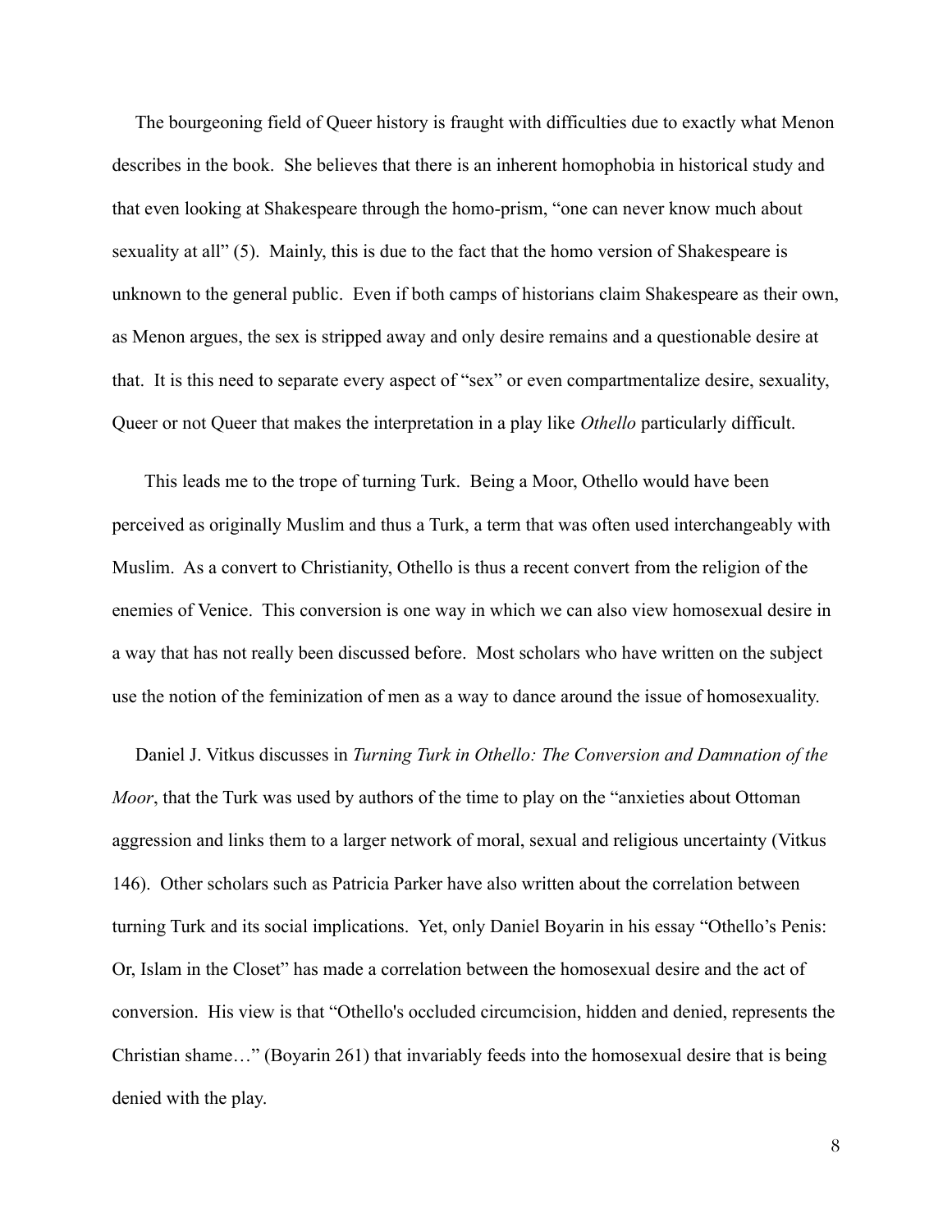The bourgeoning field of Queer history is fraught with difficulties due to exactly what Menon describes in the book. She believes that there is an inherent homophobia in historical study and that even looking at Shakespeare through the homo-prism, "one can never know much about sexuality at all" (5). Mainly, this is due to the fact that the homo version of Shakespeare is unknown to the general public. Even if both camps of historians claim Shakespeare as their own, as Menon argues, the sex is stripped away and only desire remains and a questionable desire at that. It is this need to separate every aspect of "sex" or even compartmentalize desire, sexuality, Queer or not Queer that makes the interpretation in a play like *Othello* particularly difficult.

This leads me to the trope of turning Turk. Being a Moor, Othello would have been perceived as originally Muslim and thus a Turk, a term that was often used interchangeably with Muslim. As a convert to Christianity, Othello is thus a recent convert from the religion of the enemies of Venice. This conversion is one way in which we can also view homosexual desire in a way that has not really been discussed before. Most scholars who have written on the subject use the notion of the feminization of men as a way to dance around the issue of homosexuality.

Daniel J. Vitkus discusses in *Turning Turk in Othello: The Conversion and Damnation of the Moor*, that the Turk was used by authors of the time to play on the "anxieties about Ottoman aggression and links them to a larger network of moral, sexual and religious uncertainty (Vitkus 146). Other scholars such as Patricia Parker have also written about the correlation between turning Turk and its social implications. Yet, only Daniel Boyarin in his essay "Othello's Penis: Or, Islam in the Closet" has made a correlation between the homosexual desire and the act of conversion. His view is that "Othello's occluded circumcision, hidden and denied, represents the Christian shame…" (Boyarin 261) that invariably feeds into the homosexual desire that is being denied with the play.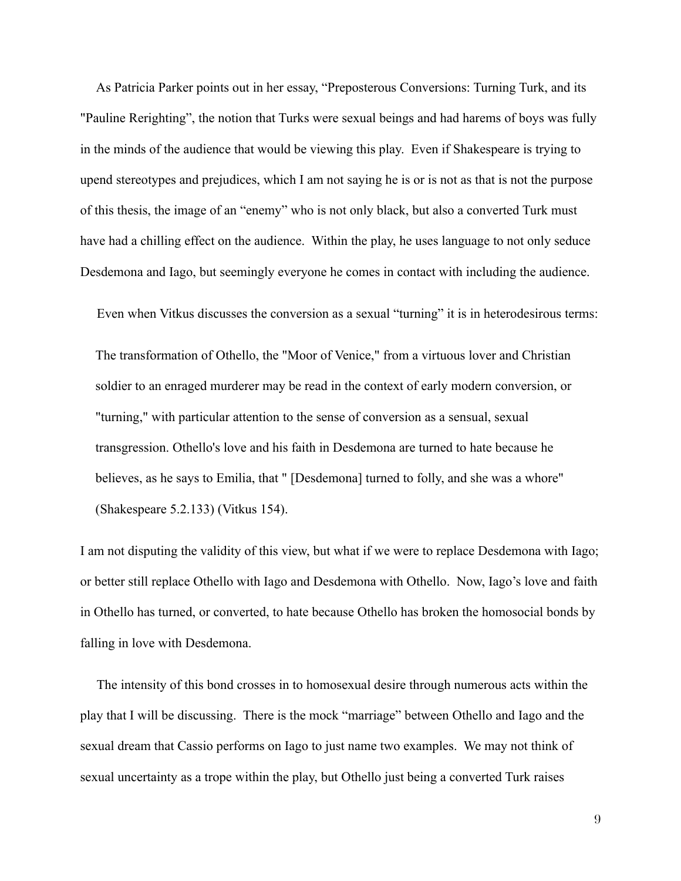As Patricia Parker points out in her essay, "Preposterous Conversions: Turning Turk, and its "Pauline Rerighting", the notion that Turks were sexual beings and had harems of boys was fully in the minds of the audience that would be viewing this play. Even if Shakespeare is trying to upend stereotypes and prejudices, which I am not saying he is or is not as that is not the purpose of this thesis, the image of an "enemy" who is not only black, but also a converted Turk must have had a chilling effect on the audience. Within the play, he uses language to not only seduce Desdemona and Iago, but seemingly everyone he comes in contact with including the audience.

Even when Vitkus discusses the conversion as a sexual "turning" it is in heterodesirous terms:

> The transformation of Othello, the "Moor of Venice," from a virtuous lover and Christian soldier to an enraged murderer may be read in the context of early modern conversion, or "turning," with particular attention to the sense of conversion as a sensual, sexual transgression. Othello's love and his faith in Desdemona are turned to hate because he believes, as he says to Emilia, that " [Desdemona] turned to folly, and she was a whore" (Shakespeare 5.2.133) (Vitkus 154).

I am not disputing the validity of this view, but what if we were to replace Desdemona with Iago; or better still replace Othello with Iago and Desdemona with Othello. Now, Iago's love and faith in Othello has turned, or converted, to hate because Othello has broken the homosocial bonds by falling in love with Desdemona.

The intensity of this bond crosses in to homosexual desire through numerous acts within the play that I will be discussing. There is the mock "marriage" between Othello and Iago and the sexual dream that Cassio performs on Iago to just name two examples. We may not think of sexual uncertainty as a trope within the play, but Othello just being a converted Turk raises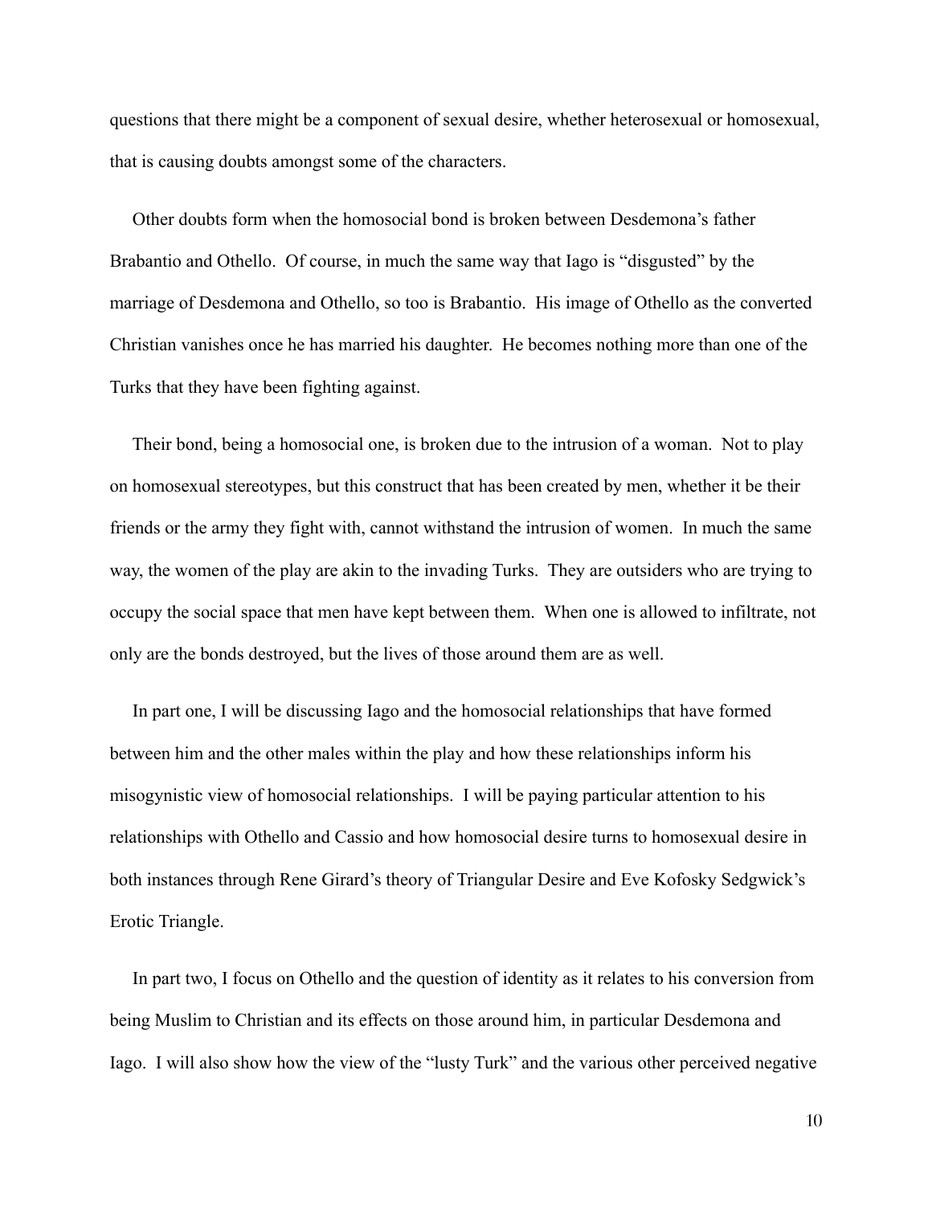questions that there might be a component of sexual desire, whether heterosexual or homosexual, that is causing doubts amongst some of the characters.

Other doubts form when the homosocial bond is broken between Desdemona's father Brabantio and Othello. Of course, in much the same way that Iago is "disgusted" by the marriage of Desdemona and Othello, so too is Brabantio. His image of Othello as the converted Christian vanishes once he has married his daughter. He becomes nothing more than one of the Turks that they have been fighting against.

Their bond, being a homosocial one, is broken due to the intrusion of a woman. Not to play on homosexual stereotypes, but this construct that has been created by men, whether it be their friends or the army they fight with, cannot withstand the intrusion of women. In much the same way, the women of the play are akin to the invading Turks. They are outsiders who are trying to occupy the social space that men have kept between them. When one is allowed to infiltrate, not only are the bonds destroyed, but the lives of those around them are as well.

In part one, I will be discussing Iago and the homosocial relationships that have formed between him and the other males within the play and how these relationships inform his misogynistic view of homosocial relationships. I will be paying particular attention to his relationships with Othello and Cassio and how homosocial desire turns to homosexual desire in both instances through Rene Girard's theory of Triangular Desire and Eve Kofosky Sedgwick's Erotic Triangle.

In part two, I focus on Othello and the question of identity as it relates to his conversion from being Muslim to Christian and its effects on those around him, in particular Desdemona and Iago. I will also show how the view of the "lusty Turk" and the various other perceived negative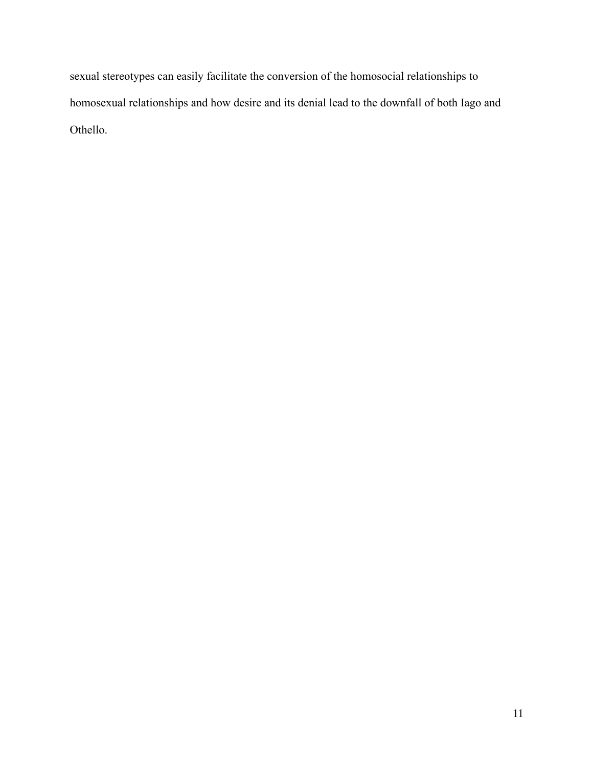sexual stereotypes can easily facilitate the conversion of the homosocial relationships to homosexual relationships and how desire and its denial lead to the downfall of both Iago and Othello.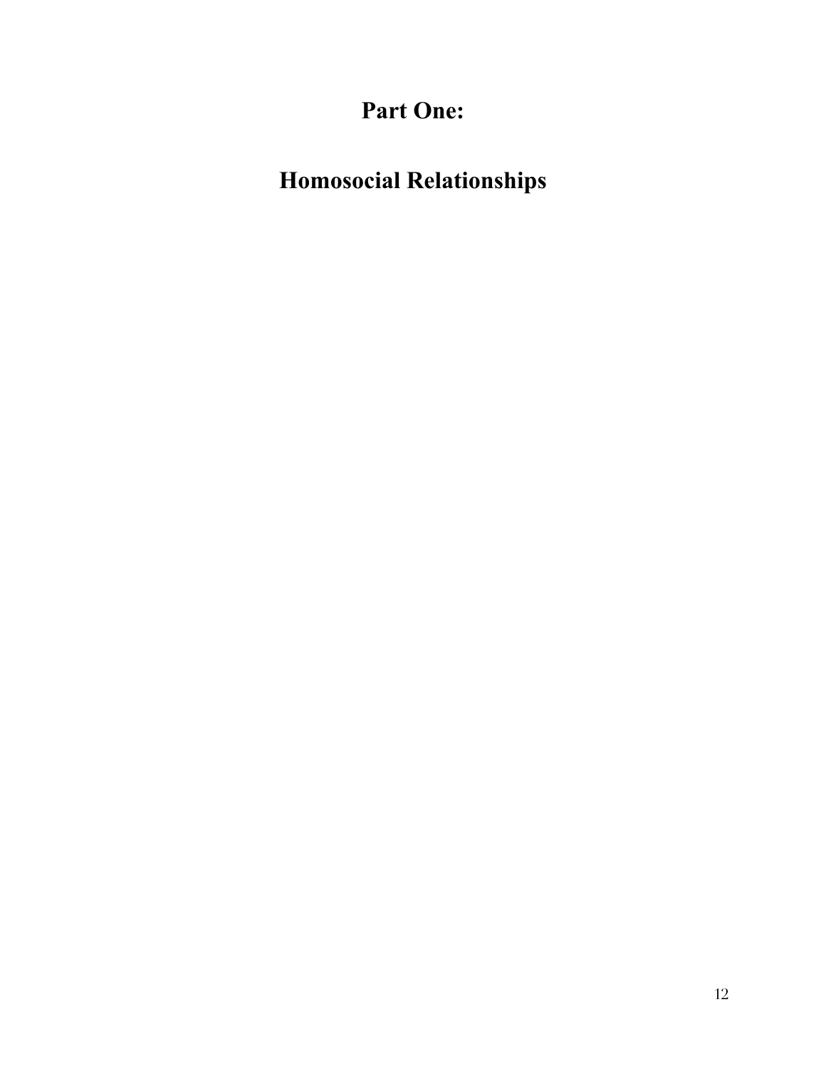# Part One:

# Homosocial Relationships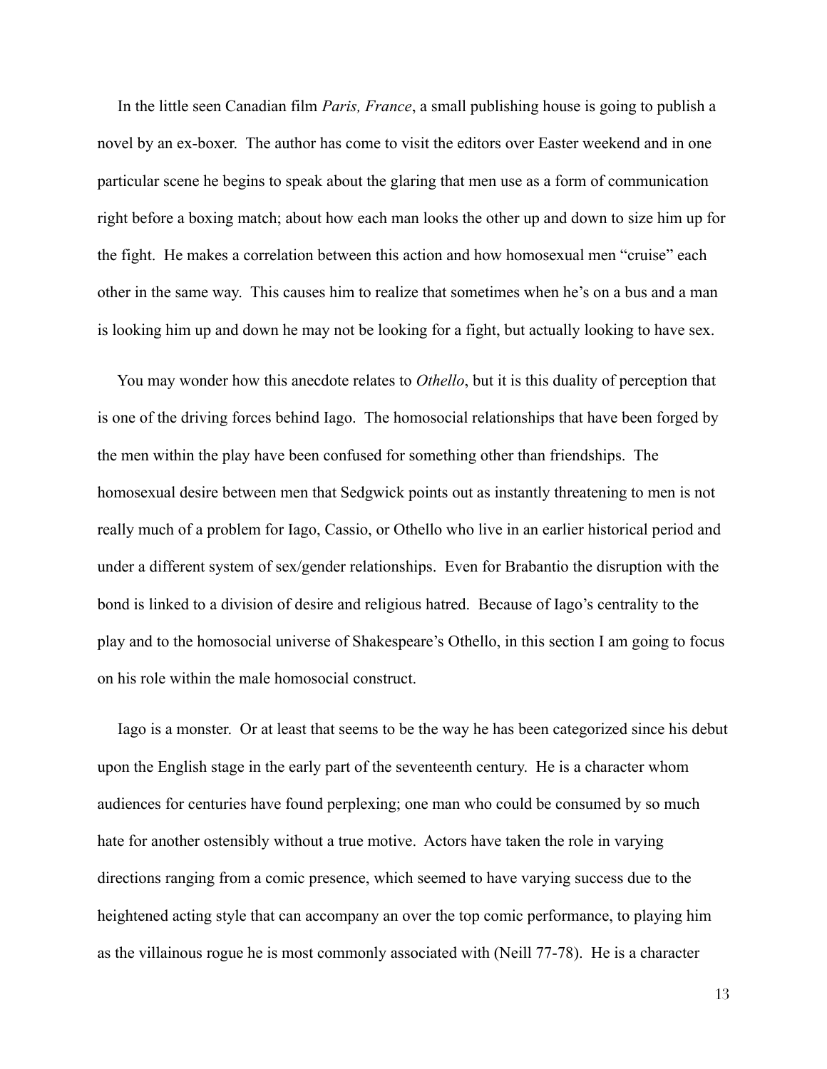In the little seen Canadian film *Paris, France*, a small publishing house is going to publish a novel by an ex-boxer. The author has come to visit the editors over Easter weekend and in one particular scene he begins to speak about the glaring that men use as a form of communication right before a boxing match; about how each man looks the other up and down to size him up for the fight. He makes a correlation between this action and how homosexual men "cruise" each other in the same way. This causes him to realize that sometimes when he's on a bus and a man is looking him up and down he may not be looking for a fight, but actually looking to have sex.

You may wonder how this anecdote relates to *Othello*, but it is this duality of perception that is one of the driving forces behind Iago. The homosocial relationships that have been forged by the men within the play have been confused for something other than friendships. The homosexual desire between men that Sedgwick points out as instantly threatening to men is not really much of a problem for Iago, Cassio, or Othello who live in an earlier historical period and under a different system of sex/gender relationships. Even for Brabantio the disruption with the bond is linked to a division of desire and religious hatred. Because of Iago's centrality to the play and to the homosocial universe of Shakespeare's Othello, in this section I am going to focus on his role within the male homosocial construct.

Iago is a monster. Or at least that seems to be the way he has been categorized since his debut upon the English stage in the early part of the seventeenth century. He is a character whom audiences for centuries have found perplexing; one man who could be consumed by so much hate for another ostensibly without a true motive. Actors have taken the role in varying directions ranging from a comic presence, which seemed to have varying success due to the heightened acting style that can accompany an over the top comic performance, to playing him as the villainous rogue he is most commonly associated with (Neill 77-78). He is a character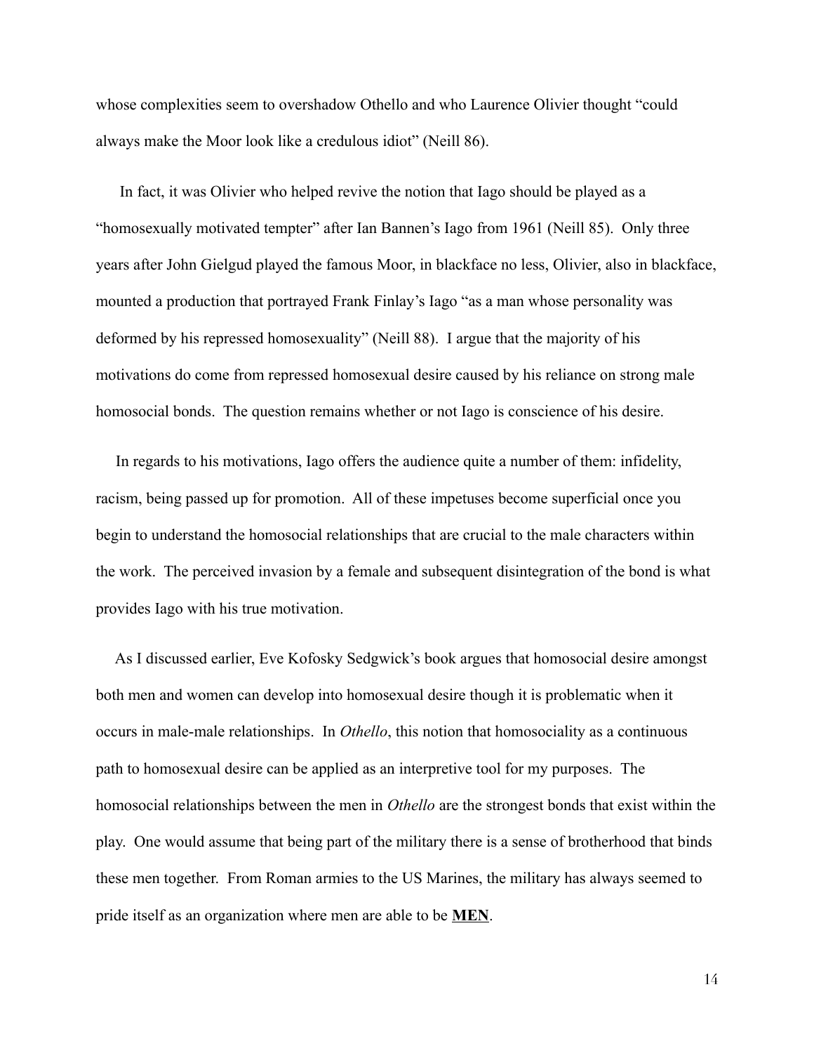whose complexities seem to overshadow Othello and who Laurence Olivier thought "could always make the Moor look like a credulous idiot" (Neill 86).

In fact, it was Olivier who helped revive the notion that Iago should be played as a "homosexually motivated tempter" after Ian Bannen's Iago from 1961 (Neill 85). Only three years after John Gielgud played the famous Moor, in blackface no less, Olivier, also in blackface, mounted a production that portrayed Frank Finlay's Iago "as a man whose personality was deformed by his repressed homosexuality" (Neill 88). I argue that the majority of his motivations do come from repressed homosexual desire caused by his reliance on strong male homosocial bonds. The question remains whether or not Iago is conscience of his desire.

In regards to his motivations, Iago offers the audience quite a number of them: infidelity, racism, being passed up for promotion. All of these impetuses become superficial once you begin to understand the homosocial relationships that are crucial to the male characters within the work. The perceived invasion by a female and subsequent disintegration of the bond is what provides Iago with his true motivation.

As I discussed earlier, Eve Kofosky Sedgwick's book argues that homosocial desire amongst both men and women can develop into homosexual desire though it is problematic when it occurs in male-male relationships. In *Othello*, this notion that homosociality as a continuous path to homosexual desire can be applied as an interpretive tool for my purposes. The homosocial relationships between the men in *Othello* are the strongest bonds that exist within the play. One would assume that being part of the military there is a sense of brotherhood that binds these men together. From Roman armies to the US Marines, the military has always seemed to pride itself as an organization where men are able to be <u>**MEN**</u>.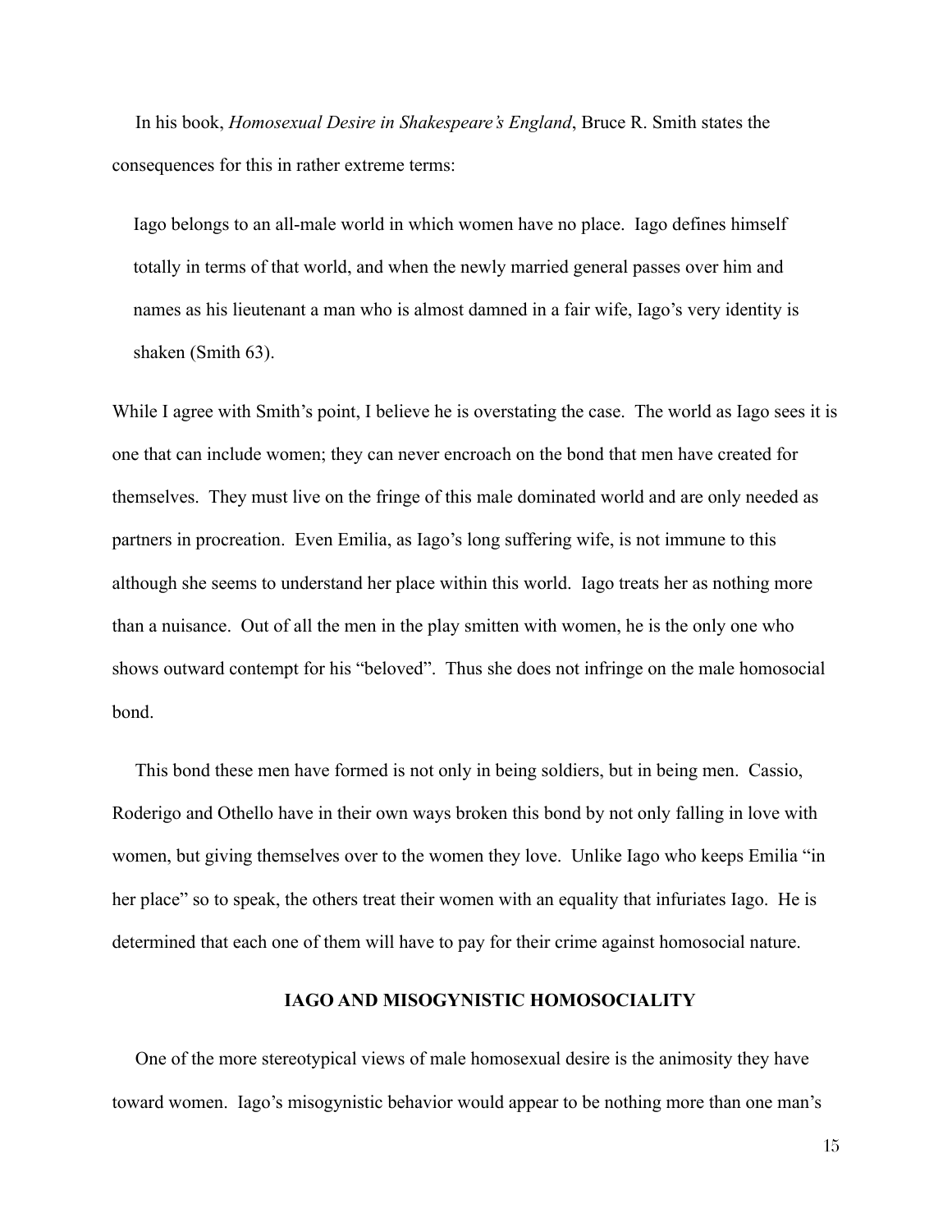In his book, *Homosexual Desire in Shakespeare's England*, Bruce R. Smith states the consequences for this in rather extreme terms:

> Iago belongs to an all-male world in which women have no place. Iago defines himself totally in terms of that world, and when the newly married general passes over him and names as his lieutenant a man who is almost damned in a fair wife, Iago's very identity is shaken (Smith 63).

While I agree with Smith's point, I believe he is overstating the case. The world as Iago sees it is one that can include women; they can never encroach on the bond that men have created for themselves. They must live on the fringe of this male dominated world and are only needed as partners in procreation. Even Emilia, as Iago's long suffering wife, is not immune to this although she seems to understand her place within this world. Iago treats her as nothing more than a nuisance. Out of all the men in the play smitten with women, he is the only one who shows outward contempt for his "beloved". Thus she does not infringe on the male homosocial bond.

This bond these men have formed is not only in being soldiers, but in being men. Cassio, Roderigo and Othello have in their own ways broken this bond by not only falling in love with women, but giving themselves over to the women they love. Unlike Iago who keeps Emilia "in her place" so to speak, the others treat their women with an equality that infuriates Iago. He is determined that each one of them will have to pay for their crime against homosocial nature.

## IAGO AND MISOGYNISTIC HOMOSOCIALITY

One of the more stereotypical views of male homosexual desire is the animosity they have toward women. Iago's misogynistic behavior would appear to be nothing more than one man's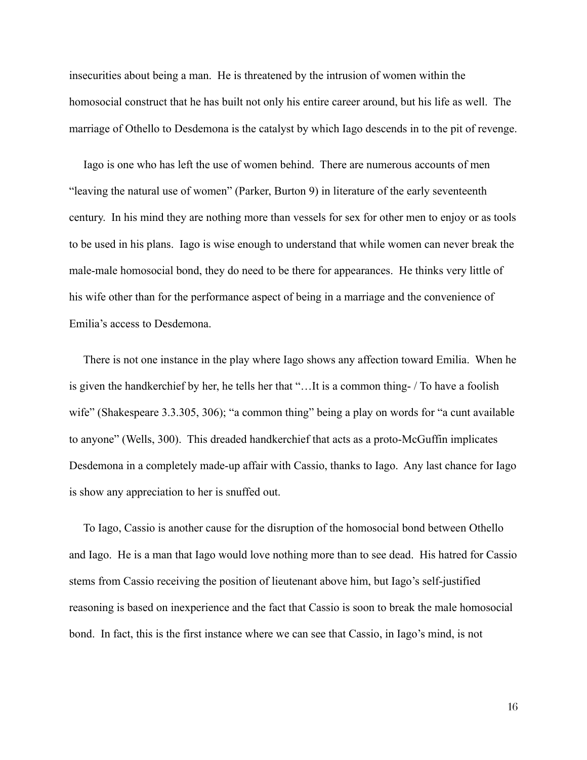insecurities about being a man. He is threatened by the intrusion of women within the homosocial construct that he has built not only his entire career around, but his life as well. The marriage of Othello to Desdemona is the catalyst by which Iago descends in to the pit of revenge.

Iago is one who has left the use of women behind. There are numerous accounts of men "leaving the natural use of women" (Parker, Burton 9) in literature of the early seventeenth century. In his mind they are nothing more than vessels for sex for other men to enjoy or as tools to be used in his plans. Iago is wise enough to understand that while women can never break the male-male homosocial bond, they do need to be there for appearances. He thinks very little of his wife other than for the performance aspect of being in a marriage and the convenience of Emilia's access to Desdemona.

There is not one instance in the play where Iago shows any affection toward Emilia. When he is given the handkerchief by her, he tells her that "…It is a common thing- / To have a foolish wife" (Shakespeare 3.3.305, 306); "a common thing" being a play on words for "a cunt available to anyone" (Wells, 300). This dreaded handkerchief that acts as a proto-McGuffin implicates Desdemona in a completely made-up affair with Cassio, thanks to Iago. Any last chance for Iago is show any appreciation to her is snuffed out.

To Iago, Cassio is another cause for the disruption of the homosocial bond between Othello and Iago. He is a man that Iago would love nothing more than to see dead. His hatred for Cassio stems from Cassio receiving the position of lieutenant above him, but Iago's self-justified reasoning is based on inexperience and the fact that Cassio is soon to break the male homosocial bond. In fact, this is the first instance where we can see that Cassio, in Iago's mind, is not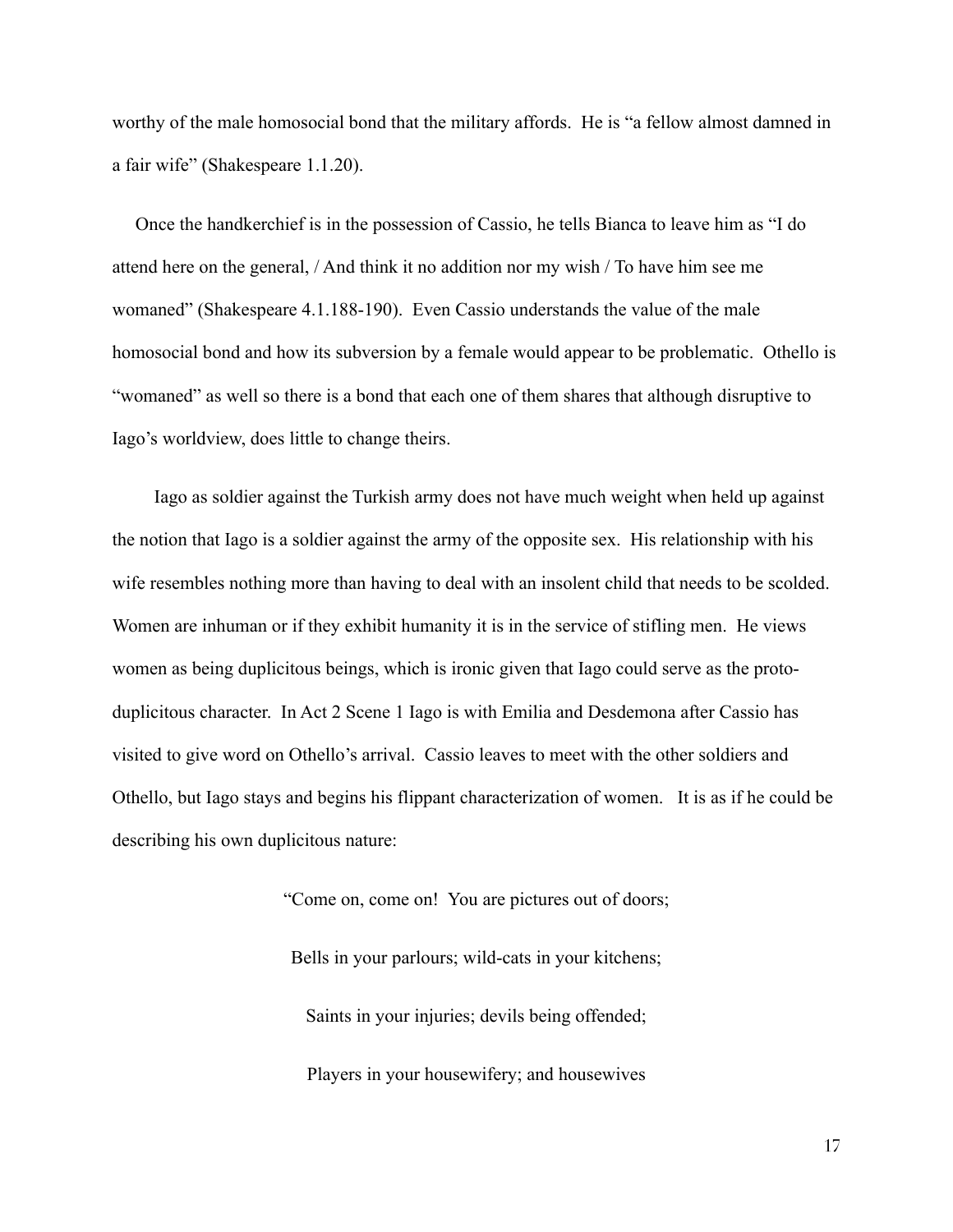worthy of the male homosocial bond that the military affords. He is "a fellow almost damned in a fair wife" (Shakespeare 1.1.20).

Once the handkerchief is in the possession of Cassio, he tells Bianca to leave him as "I do attend here on the general, / And think it no addition nor my wish / To have him see me womaned" (Shakespeare 4.1.188-190). Even Cassio understands the value of the male homosocial bond and how its subversion by a female would appear to be problematic. Othello is "womaned" as well so there is a bond that each one of them shares that although disruptive to Iago's worldview, does little to change theirs.

Iago as soldier against the Turkish army does not have much weight when held up against the notion that Iago is a soldier against the army of the opposite sex. His relationship with his wife resembles nothing more than having to deal with an insolent child that needs to be scolded. Women are inhuman or if they exhibit humanity it is in the service of stifling men. He views women as being duplicitous beings, which is ironic given that Iago could serve as the proto-duplicitous character. In Act 2 Scene 1 Iago is with Emilia and Desdemona after Cassio has visited to give word on Othello's arrival. Cassio leaves to meet with the other soldiers and Othello, but Iago stays and begins his flippant characterization of women. It is as if he could be describing his own duplicitous nature:

> "Come on, come on! You are pictures out of doors;
>
> Bells in your parlours; wild-cats in your kitchens;
>
> Saints in your injuries; devils being offended;
>
> Players in your housewifery; and housewives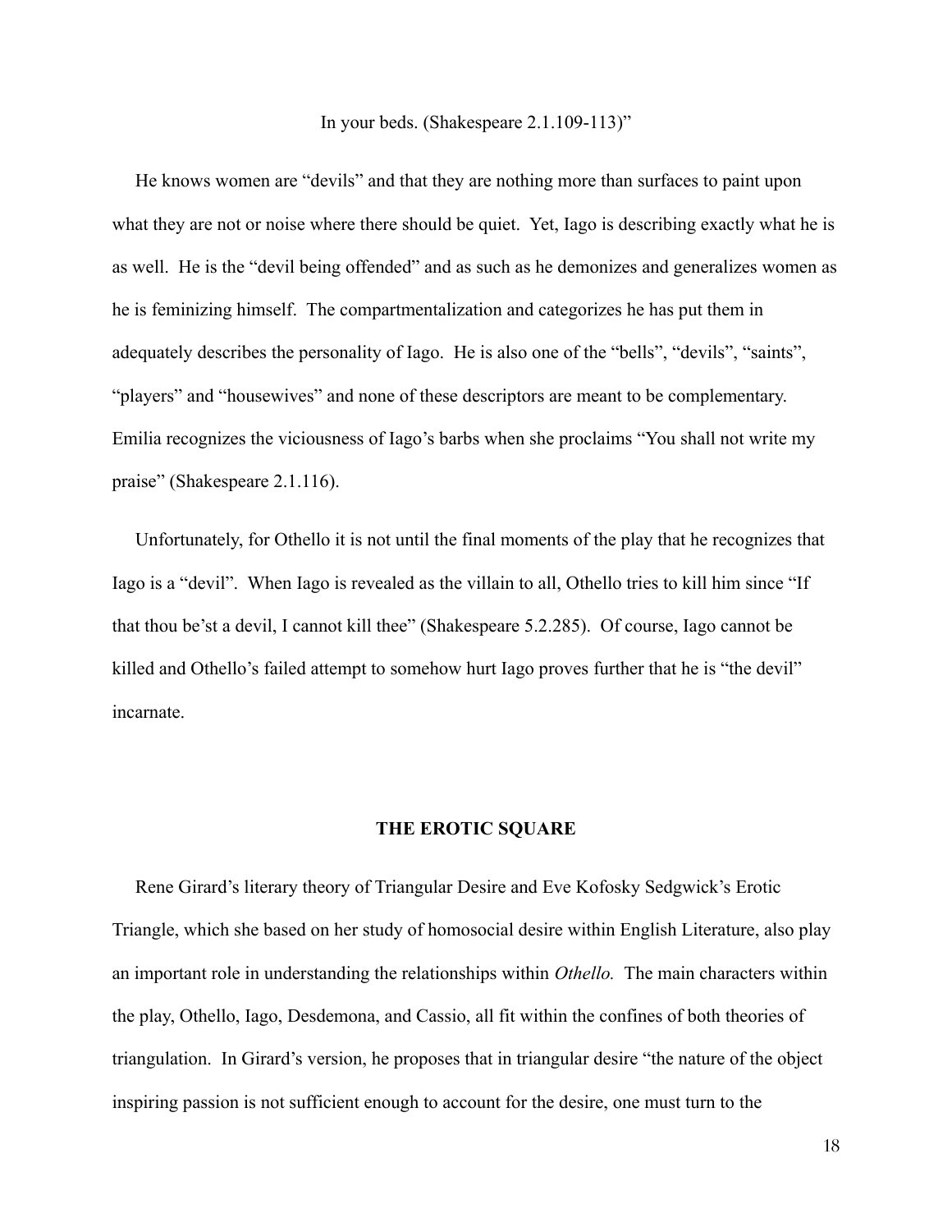In your beds. (Shakespeare 2.1.109-113)"

He knows women are "devils" and that they are nothing more than surfaces to paint upon what they are not or noise where there should be quiet. Yet, Iago is describing exactly what he is as well. He is the "devil being offended" and as such as he demonizes and generalizes women as he is feminizing himself. The compartmentalization and categorizes he has put them in adequately describes the personality of Iago. He is also one of the "bells", "devils", "saints", "players" and "housewives" and none of these descriptors are meant to be complementary. Emilia recognizes the viciousness of Iago's barbs when she proclaims "You shall not write my praise" (Shakespeare 2.1.116).

Unfortunately, for Othello it is not until the final moments of the play that he recognizes that Iago is a "devil". When Iago is revealed as the villain to all, Othello tries to kill him since "If that thou be'st a devil, I cannot kill thee" (Shakespeare 5.2.285). Of course, Iago cannot be killed and Othello's failed attempt to somehow hurt Iago proves further that he is "the devil" incarnate.

## THE EROTIC SQUARE

Rene Girard's literary theory of Triangular Desire and Eve Kofosky Sedgwick's Erotic Triangle, which she based on her study of homosocial desire within English Literature, also play an important role in understanding the relationships within *Othello.* The main characters within the play, Othello, Iago, Desdemona, and Cassio, all fit within the confines of both theories of triangulation. In Girard's version, he proposes that in triangular desire "the nature of the object inspiring passion is not sufficient enough to account for the desire, one must turn to the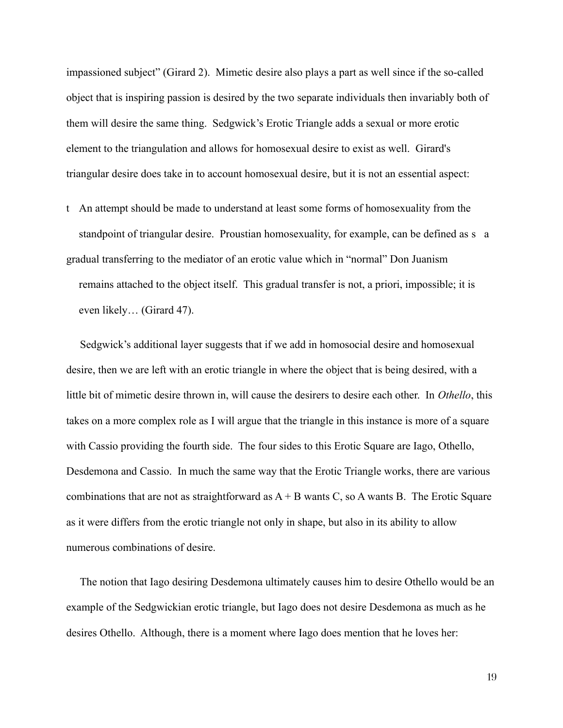impassioned subject" (Girard 2). Mimetic desire also plays a part as well since if the so-called object that is inspiring passion is desired by the two separate individuals then invariably both of them will desire the same thing. Sedgwick's Erotic Triangle adds a sexual or more erotic element to the triangulation and allows for homosexual desire to exist as well. Girard's triangular desire does take in to account homosexual desire, but it is not an essential aspect:

> t An attempt should be made to understand at least some forms of homosexuality from the standpoint of triangular desire. Proustian homosexuality, for example, can be defined as s a gradual transferring to the mediator of an erotic value which in "normal" Don Juanism remains attached to the object itself. This gradual transfer is not, a priori, impossible; it is even likely… (Girard 47).

Sedgwick's additional layer suggests that if we add in homosocial desire and homosexual desire, then we are left with an erotic triangle in where the object that is being desired, with a little bit of mimetic desire thrown in, will cause the desirers to desire each other. In *Othello*, this takes on a more complex role as I will argue that the triangle in this instance is more of a square with Cassio providing the fourth side. The four sides to this Erotic Square are Iago, Othello, Desdemona and Cassio. In much the same way that the Erotic Triangle works, there are various combinations that are not as straightforward as A + B wants C, so A wants B. The Erotic Square as it were differs from the erotic triangle not only in shape, but also in its ability to allow numerous combinations of desire.

The notion that Iago desiring Desdemona ultimately causes him to desire Othello would be an example of the Sedgwickian erotic triangle, but Iago does not desire Desdemona as much as he desires Othello. Although, there is a moment where Iago does mention that he loves her: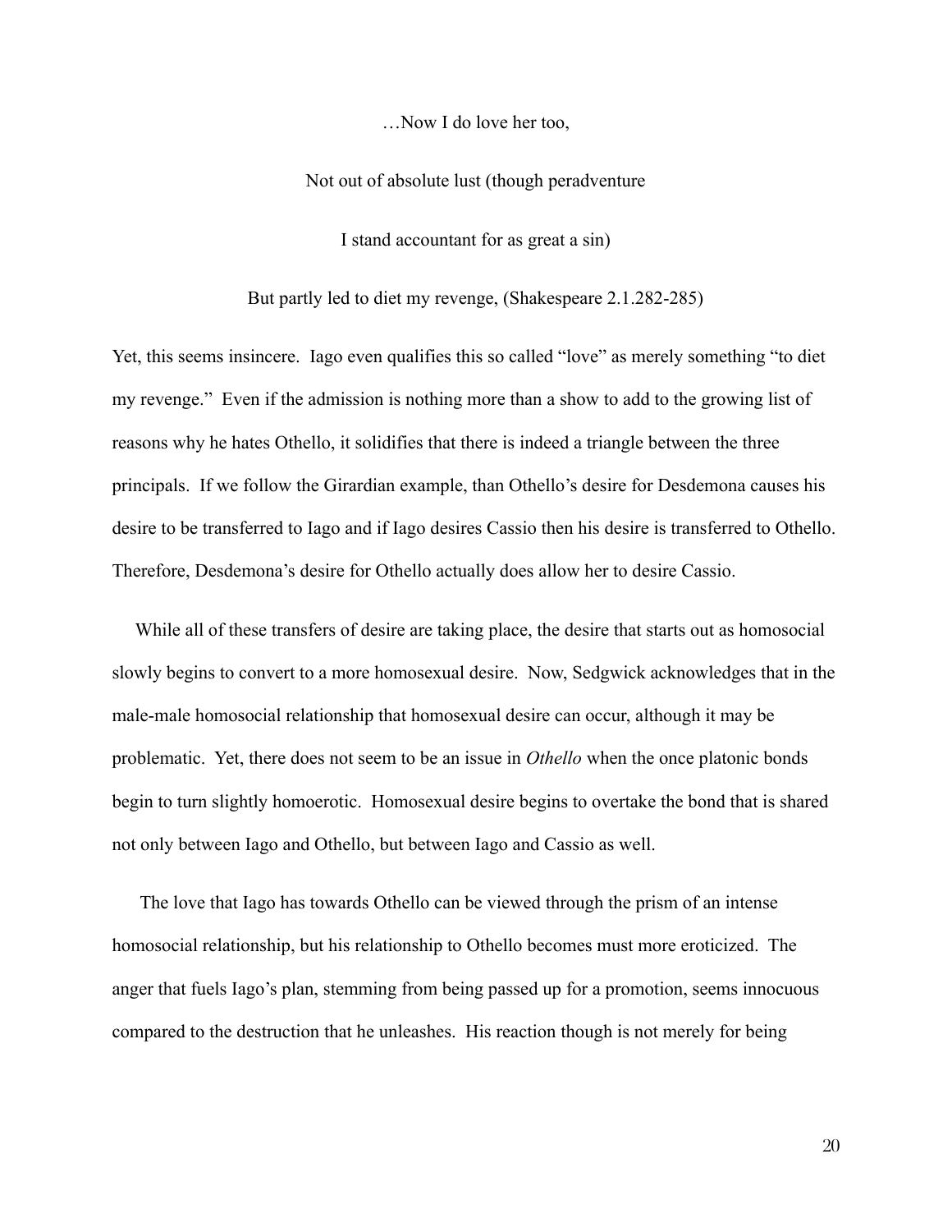…Now I do love her too,

Not out of absolute lust (though peradventure

I stand accountant for as great a sin)

But partly led to diet my revenge, (Shakespeare 2.1.282-285)

Yet, this seems insincere. Iago even qualifies this so called "love" as merely something "to diet my revenge." Even if the admission is nothing more than a show to add to the growing list of reasons why he hates Othello, it solidifies that there is indeed a triangle between the three principals. If we follow the Girardian example, than Othello's desire for Desdemona causes his desire to be transferred to Iago and if Iago desires Cassio then his desire is transferred to Othello. Therefore, Desdemona's desire for Othello actually does allow her to desire Cassio.

While all of these transfers of desire are taking place, the desire that starts out as homosocial slowly begins to convert to a more homosexual desire. Now, Sedgwick acknowledges that in the male-male homosocial relationship that homosexual desire can occur, although it may be problematic. Yet, there does not seem to be an issue in *Othello* when the once platonic bonds begin to turn slightly homoerotic. Homosexual desire begins to overtake the bond that is shared not only between Iago and Othello, but between Iago and Cassio as well.

The love that Iago has towards Othello can be viewed through the prism of an intense homosocial relationship, but his relationship to Othello becomes must more eroticized. The anger that fuels Iago's plan, stemming from being passed up for a promotion, seems innocuous compared to the destruction that he unleashes. His reaction though is not merely for being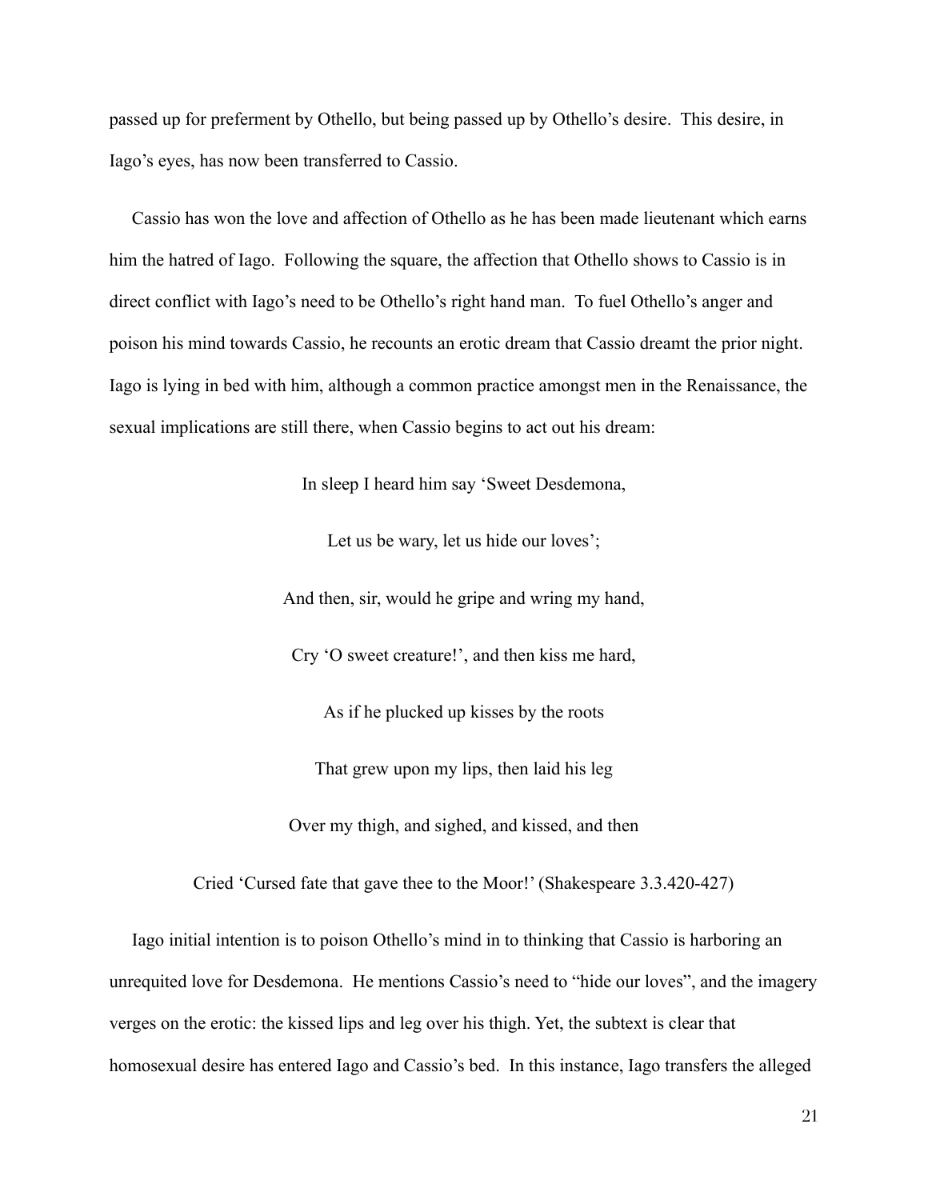passed up for preferment by Othello, but being passed up by Othello's desire. This desire, in Iago's eyes, has now been transferred to Cassio.

Cassio has won the love and affection of Othello as he has been made lieutenant which earns him the hatred of Iago. Following the square, the affection that Othello shows to Cassio is in direct conflict with Iago's need to be Othello's right hand man. To fuel Othello's anger and poison his mind towards Cassio, he recounts an erotic dream that Cassio dreamt the prior night. Iago is lying in bed with him, although a common practice amongst men in the Renaissance, the sexual implications are still there, when Cassio begins to act out his dream:

> In sleep I heard him say 'Sweet Desdemona,
>
> Let us be wary, let us hide our loves';
>
> And then, sir, would he gripe and wring my hand,
>
> Cry 'O sweet creature!', and then kiss me hard,
>
> As if he plucked up kisses by the roots
>
> That grew upon my lips, then laid his leg
>
> Over my thigh, and sighed, and kissed, and then
>
> Cried 'Cursed fate that gave thee to the Moor!' (Shakespeare 3.3.420-427)

Iago initial intention is to poison Othello's mind in to thinking that Cassio is harboring an unrequited love for Desdemona. He mentions Cassio's need to "hide our loves", and the imagery verges on the erotic: the kissed lips and leg over his thigh. Yet, the subtext is clear that homosexual desire has entered Iago and Cassio's bed. In this instance, Iago transfers the alleged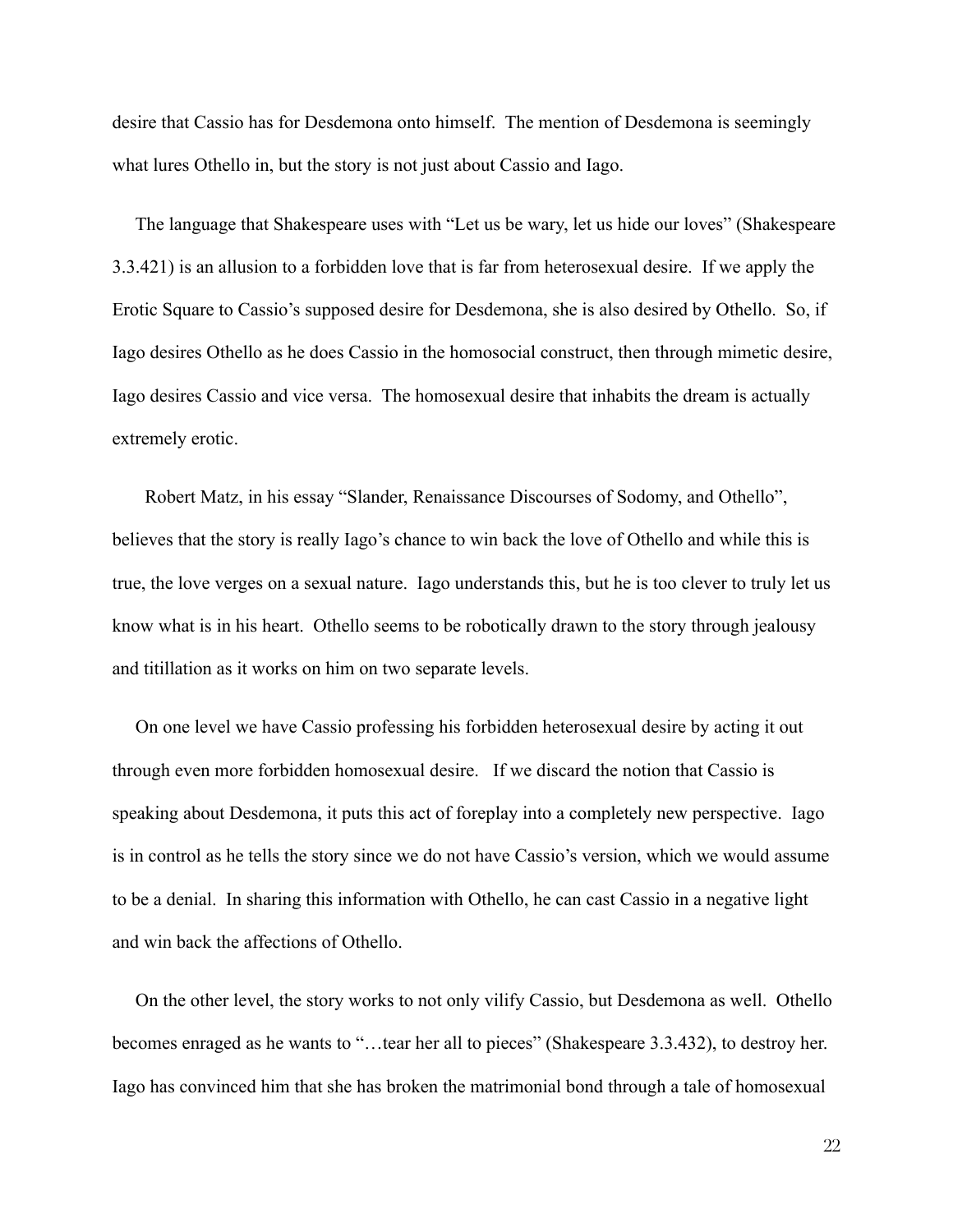desire that Cassio has for Desdemona onto himself. The mention of Desdemona is seemingly what lures Othello in, but the story is not just about Cassio and Iago.

The language that Shakespeare uses with "Let us be wary, let us hide our loves" (Shakespeare 3.3.421) is an allusion to a forbidden love that is far from heterosexual desire. If we apply the Erotic Square to Cassio's supposed desire for Desdemona, she is also desired by Othello. So, if Iago desires Othello as he does Cassio in the homosocial construct, then through mimetic desire, Iago desires Cassio and vice versa. The homosexual desire that inhabits the dream is actually extremely erotic.

Robert Matz, in his essay "Slander, Renaissance Discourses of Sodomy, and Othello", believes that the story is really Iago's chance to win back the love of Othello and while this is true, the love verges on a sexual nature. Iago understands this, but he is too clever to truly let us know what is in his heart. Othello seems to be robotically drawn to the story through jealousy and titillation as it works on him on two separate levels.

On one level we have Cassio professing his forbidden heterosexual desire by acting it out through even more forbidden homosexual desire. If we discard the notion that Cassio is speaking about Desdemona, it puts this act of foreplay into a completely new perspective. Iago is in control as he tells the story since we do not have Cassio's version, which we would assume to be a denial. In sharing this information with Othello, he can cast Cassio in a negative light and win back the affections of Othello.

On the other level, the story works to not only vilify Cassio, but Desdemona as well. Othello becomes enraged as he wants to "…tear her all to pieces" (Shakespeare 3.3.432), to destroy her. Iago has convinced him that she has broken the matrimonial bond through a tale of homosexual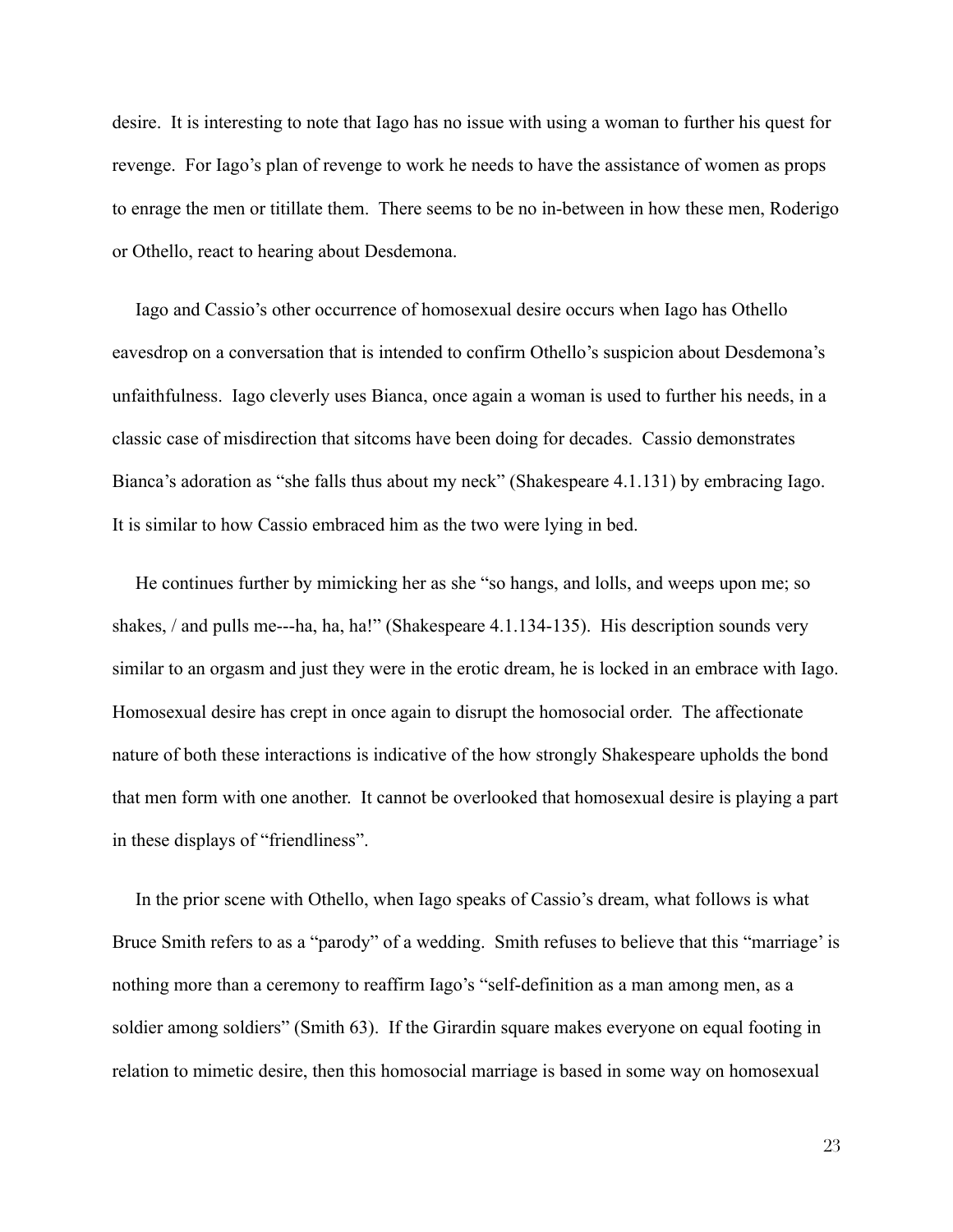desire. It is interesting to note that Iago has no issue with using a woman to further his quest for revenge. For Iago's plan of revenge to work he needs to have the assistance of women as props to enrage the men or titillate them. There seems to be no in-between in how these men, Roderigo or Othello, react to hearing about Desdemona.

Iago and Cassio's other occurrence of homosexual desire occurs when Iago has Othello eavesdrop on a conversation that is intended to confirm Othello's suspicion about Desdemona's unfaithfulness. Iago cleverly uses Bianca, once again a woman is used to further his needs, in a classic case of misdirection that sitcoms have been doing for decades. Cassio demonstrates Bianca's adoration as "she falls thus about my neck" (Shakespeare 4.1.131) by embracing Iago. It is similar to how Cassio embraced him as the two were lying in bed.

He continues further by mimicking her as she "so hangs, and lolls, and weeps upon me; so shakes, / and pulls me---ha, ha, ha!" (Shakespeare 4.1.134-135). His description sounds very similar to an orgasm and just they were in the erotic dream, he is locked in an embrace with Iago. Homosexual desire has crept in once again to disrupt the homosocial order. The affectionate nature of both these interactions is indicative of the how strongly Shakespeare upholds the bond that men form with one another. It cannot be overlooked that homosexual desire is playing a part in these displays of "friendliness".

In the prior scene with Othello, when Iago speaks of Cassio's dream, what follows is what Bruce Smith refers to as a "parody" of a wedding. Smith refuses to believe that this "marriage' is nothing more than a ceremony to reaffirm Iago's "self-definition as a man among men, as a soldier among soldiers" (Smith 63). If the Girardin square makes everyone on equal footing in relation to mimetic desire, then this homosocial marriage is based in some way on homosexual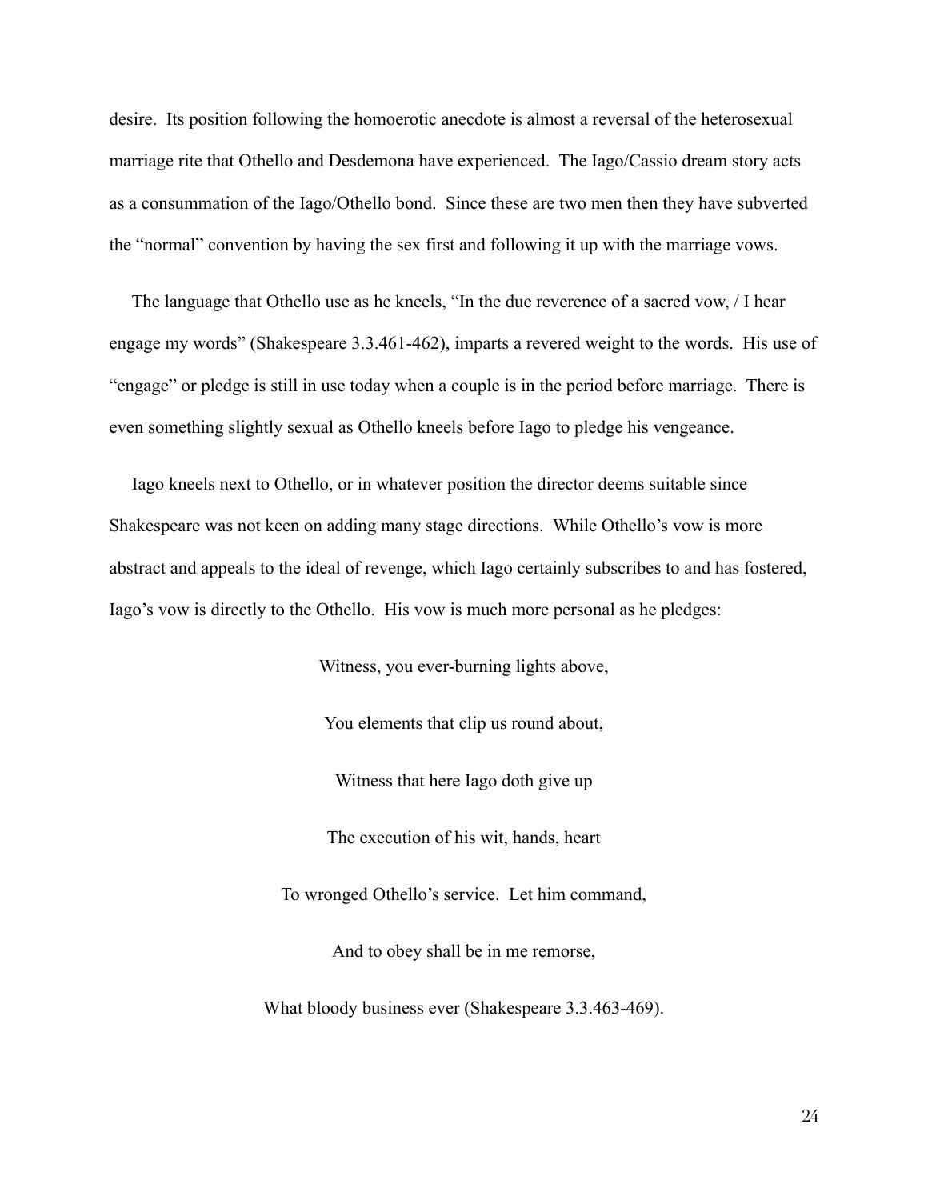desire. Its position following the homoerotic anecdote is almost a reversal of the heterosexual marriage rite that Othello and Desdemona have experienced. The Iago/Cassio dream story acts as a consummation of the Iago/Othello bond. Since these are two men then they have subverted the "normal" convention by having the sex first and following it up with the marriage vows.

The language that Othello use as he kneels, "In the due reverence of a sacred vow, / I hear engage my words" (Shakespeare 3.3.461-462), imparts a revered weight to the words. His use of "engage" or pledge is still in use today when a couple is in the period before marriage. There is even something slightly sexual as Othello kneels before Iago to pledge his vengeance.

Iago kneels next to Othello, or in whatever position the director deems suitable since Shakespeare was not keen on adding many stage directions. While Othello's vow is more abstract and appeals to the ideal of revenge, which Iago certainly subscribes to and has fostered, Iago's vow is directly to the Othello. His vow is much more personal as he pledges:

> Witness, you ever-burning lights above,
>
> You elements that clip us round about,
>
> Witness that here Iago doth give up
>
> The execution of his wit, hands, heart
>
> To wronged Othello's service. Let him command,
>
> And to obey shall be in me remorse,
>
> What bloody business ever (Shakespeare 3.3.463-469).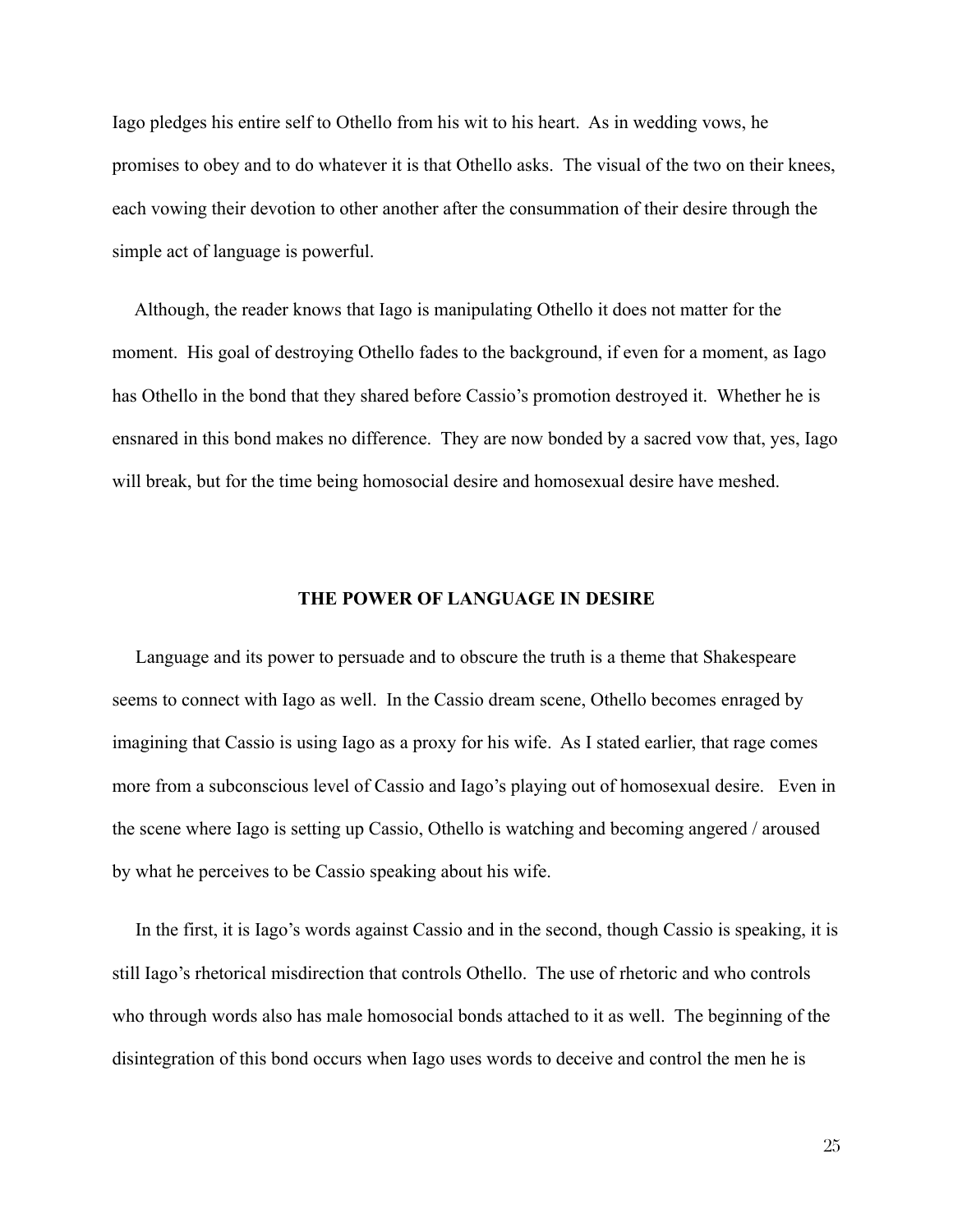Iago pledges his entire self to Othello from his wit to his heart. As in wedding vows, he promises to obey and to do whatever it is that Othello asks. The visual of the two on their knees, each vowing their devotion to other another after the consummation of their desire through the simple act of language is powerful.

Although, the reader knows that Iago is manipulating Othello it does not matter for the moment. His goal of destroying Othello fades to the background, if even for a moment, as Iago has Othello in the bond that they shared before Cassio's promotion destroyed it. Whether he is ensnared in this bond makes no difference. They are now bonded by a sacred vow that, yes, Iago will break, but for the time being homosocial desire and homosexual desire have meshed.

## THE POWER OF LANGUAGE IN DESIRE

Language and its power to persuade and to obscure the truth is a theme that Shakespeare seems to connect with Iago as well. In the Cassio dream scene, Othello becomes enraged by imagining that Cassio is using Iago as a proxy for his wife. As I stated earlier, that rage comes more from a subconscious level of Cassio and Iago's playing out of homosexual desire. Even in the scene where Iago is setting up Cassio, Othello is watching and becoming angered / aroused by what he perceives to be Cassio speaking about his wife.

In the first, it is Iago's words against Cassio and in the second, though Cassio is speaking, it is still Iago's rhetorical misdirection that controls Othello. The use of rhetoric and who controls who through words also has male homosocial bonds attached to it as well. The beginning of the disintegration of this bond occurs when Iago uses words to deceive and control the men he is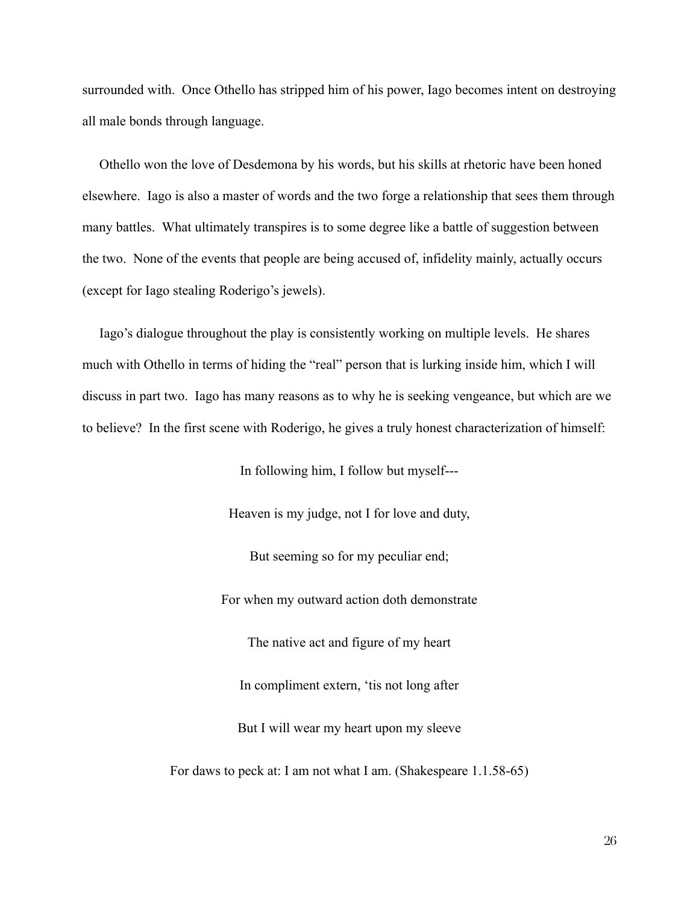surrounded with. Once Othello has stripped him of his power, Iago becomes intent on destroying all male bonds through language.

Othello won the love of Desdemona by his words, but his skills at rhetoric have been honed elsewhere. Iago is also a master of words and the two forge a relationship that sees them through many battles. What ultimately transpires is to some degree like a battle of suggestion between the two. None of the events that people are being accused of, infidelity mainly, actually occurs (except for Iago stealing Roderigo's jewels).

Iago's dialogue throughout the play is consistently working on multiple levels. He shares much with Othello in terms of hiding the "real" person that is lurking inside him, which I will discuss in part two. Iago has many reasons as to why he is seeking vengeance, but which are we to believe? In the first scene with Roderigo, he gives a truly honest characterization of himself:

> In following him, I follow but myself---
>
> Heaven is my judge, not I for love and duty,
>
> But seeming so for my peculiar end;
>
> For when my outward action doth demonstrate
>
> The native act and figure of my heart
>
> In compliment extern, 'tis not long after
>
> But I will wear my heart upon my sleeve
>
> For daws to peck at: I am not what I am. (Shakespeare 1.1.58-65)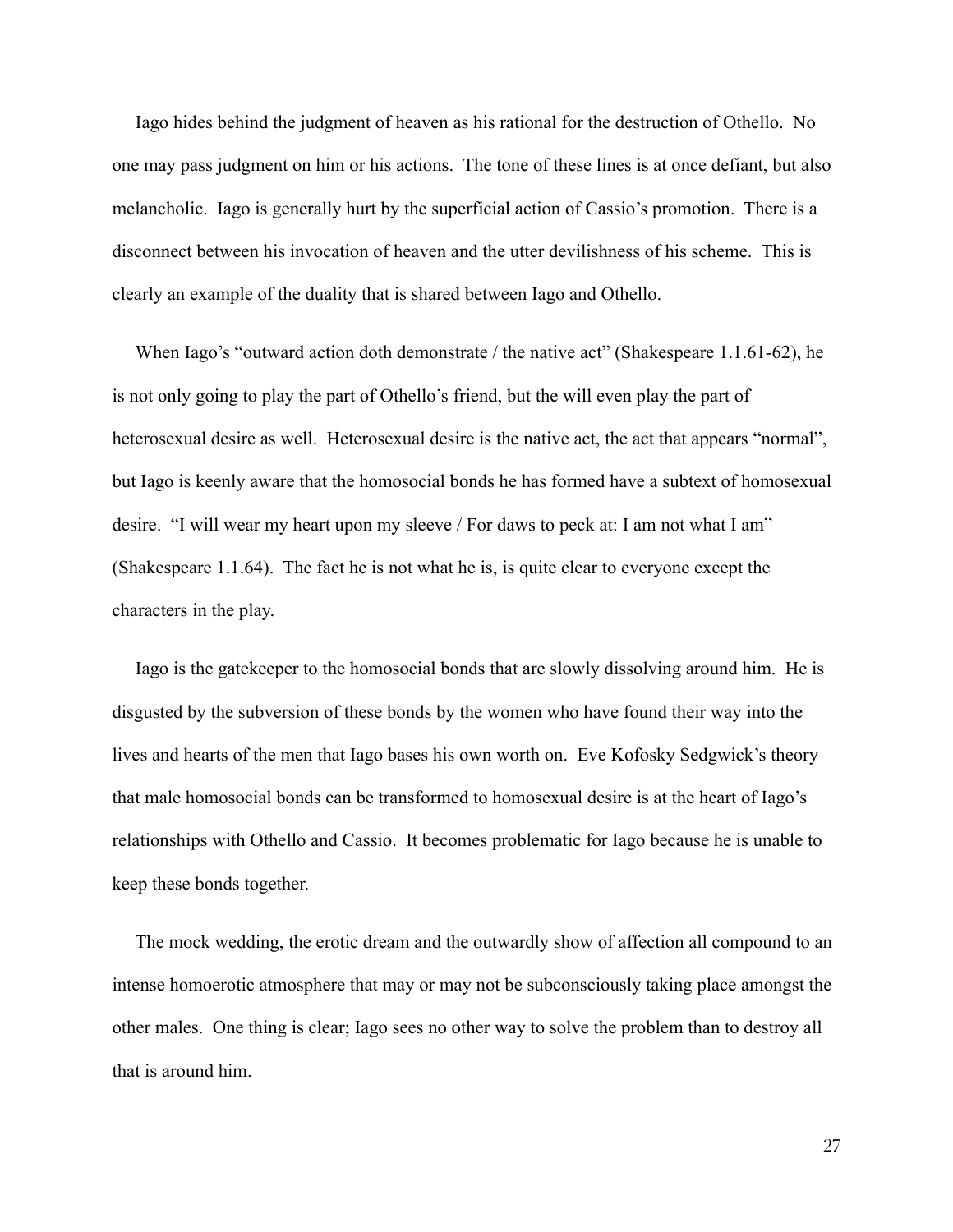Iago hides behind the judgment of heaven as his rational for the destruction of Othello. No one may pass judgment on him or his actions. The tone of these lines is at once defiant, but also melancholic. Iago is generally hurt by the superficial action of Cassio's promotion. There is a disconnect between his invocation of heaven and the utter devilishness of his scheme. This is clearly an example of the duality that is shared between Iago and Othello.

When Iago's "outward action doth demonstrate / the native act" (Shakespeare 1.1.61-62), he is not only going to play the part of Othello's friend, but the will even play the part of heterosexual desire as well. Heterosexual desire is the native act, the act that appears "normal", but Iago is keenly aware that the homosocial bonds he has formed have a subtext of homosexual desire. "I will wear my heart upon my sleeve / For daws to peck at: I am not what I am" (Shakespeare 1.1.64). The fact he is not what he is, is quite clear to everyone except the characters in the play.

Iago is the gatekeeper to the homosocial bonds that are slowly dissolving around him. He is disgusted by the subversion of these bonds by the women who have found their way into the lives and hearts of the men that Iago bases his own worth on. Eve Kofosky Sedgwick's theory that male homosocial bonds can be transformed to homosexual desire is at the heart of Iago's relationships with Othello and Cassio. It becomes problematic for Iago because he is unable to keep these bonds together.

The mock wedding, the erotic dream and the outwardly show of affection all compound to an intense homoerotic atmosphere that may or may not be subconsciously taking place amongst the other males. One thing is clear; Iago sees no other way to solve the problem than to destroy all that is around him.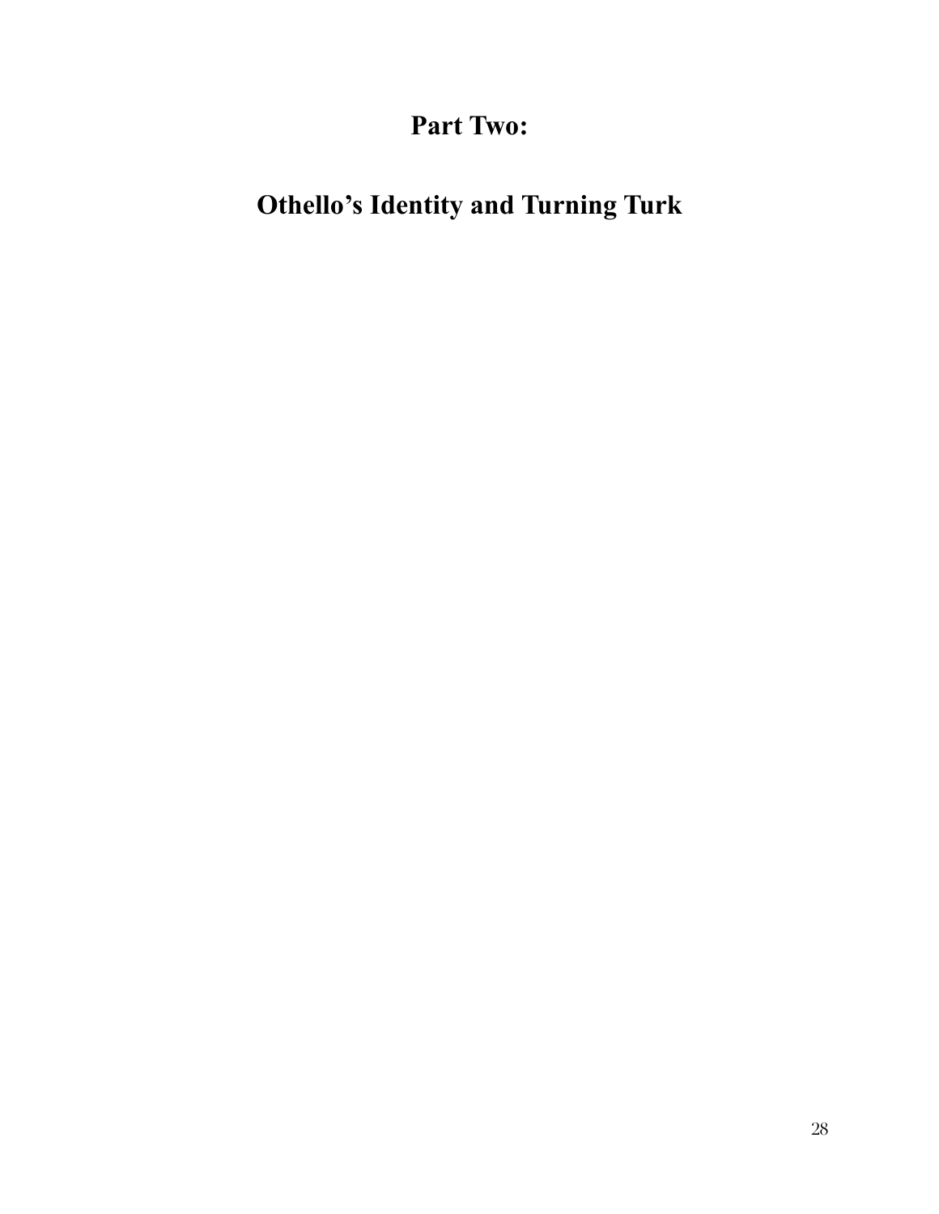# Part Two:

# Othello's Identity and Turning Turk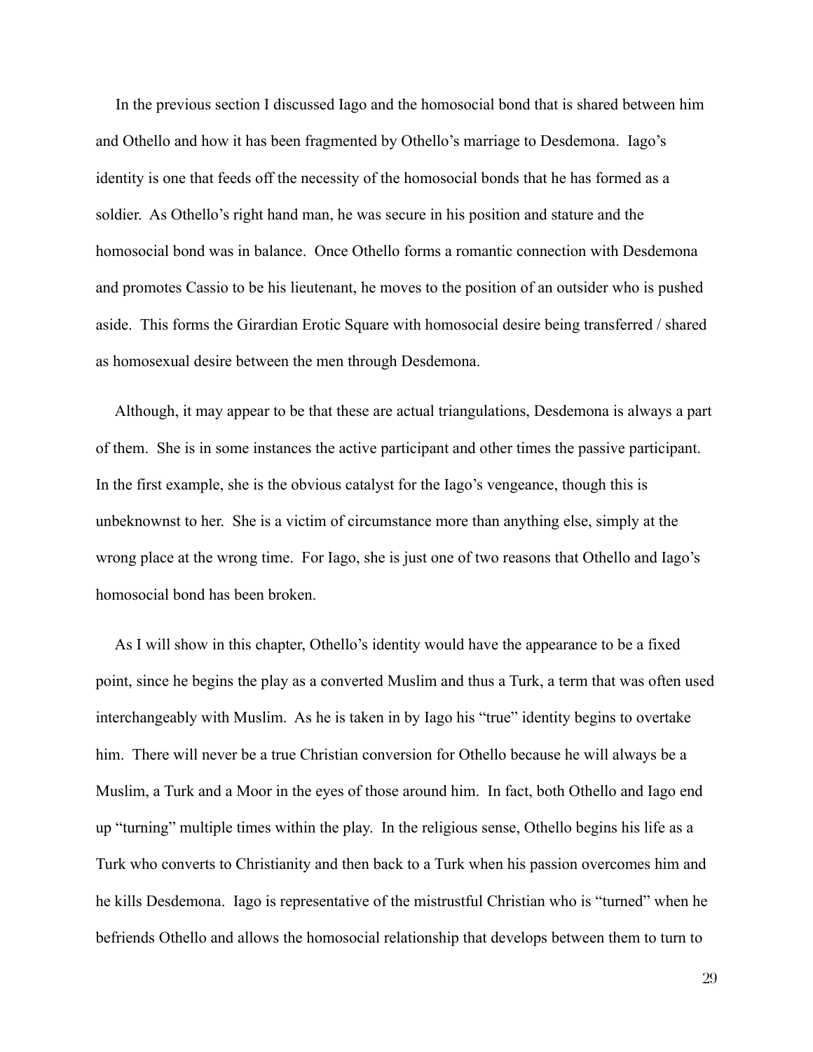In the previous section I discussed Iago and the homosocial bond that is shared between him and Othello and how it has been fragmented by Othello's marriage to Desdemona. Iago's identity is one that feeds off the necessity of the homosocial bonds that he has formed as a soldier. As Othello's right hand man, he was secure in his position and stature and the homosocial bond was in balance. Once Othello forms a romantic connection with Desdemona and promotes Cassio to be his lieutenant, he moves to the position of an outsider who is pushed aside. This forms the Girardian Erotic Square with homosocial desire being transferred / shared as homosexual desire between the men through Desdemona.

Although, it may appear to be that these are actual triangulations, Desdemona is always a part of them. She is in some instances the active participant and other times the passive participant. In the first example, she is the obvious catalyst for the Iago's vengeance, though this is unbeknownst to her. She is a victim of circumstance more than anything else, simply at the wrong place at the wrong time. For Iago, she is just one of two reasons that Othello and Iago's homosocial bond has been broken.

As I will show in this chapter, Othello's identity would have the appearance to be a fixed point, since he begins the play as a converted Muslim and thus a Turk, a term that was often used interchangeably with Muslim. As he is taken in by Iago his "true" identity begins to overtake him. There will never be a true Christian conversion for Othello because he will always be a Muslim, a Turk and a Moor in the eyes of those around him. In fact, both Othello and Iago end up "turning" multiple times within the play. In the religious sense, Othello begins his life as a Turk who converts to Christianity and then back to a Turk when his passion overcomes him and he kills Desdemona. Iago is representative of the mistrustful Christian who is "turned" when he befriends Othello and allows the homosocial relationship that develops between them to turn to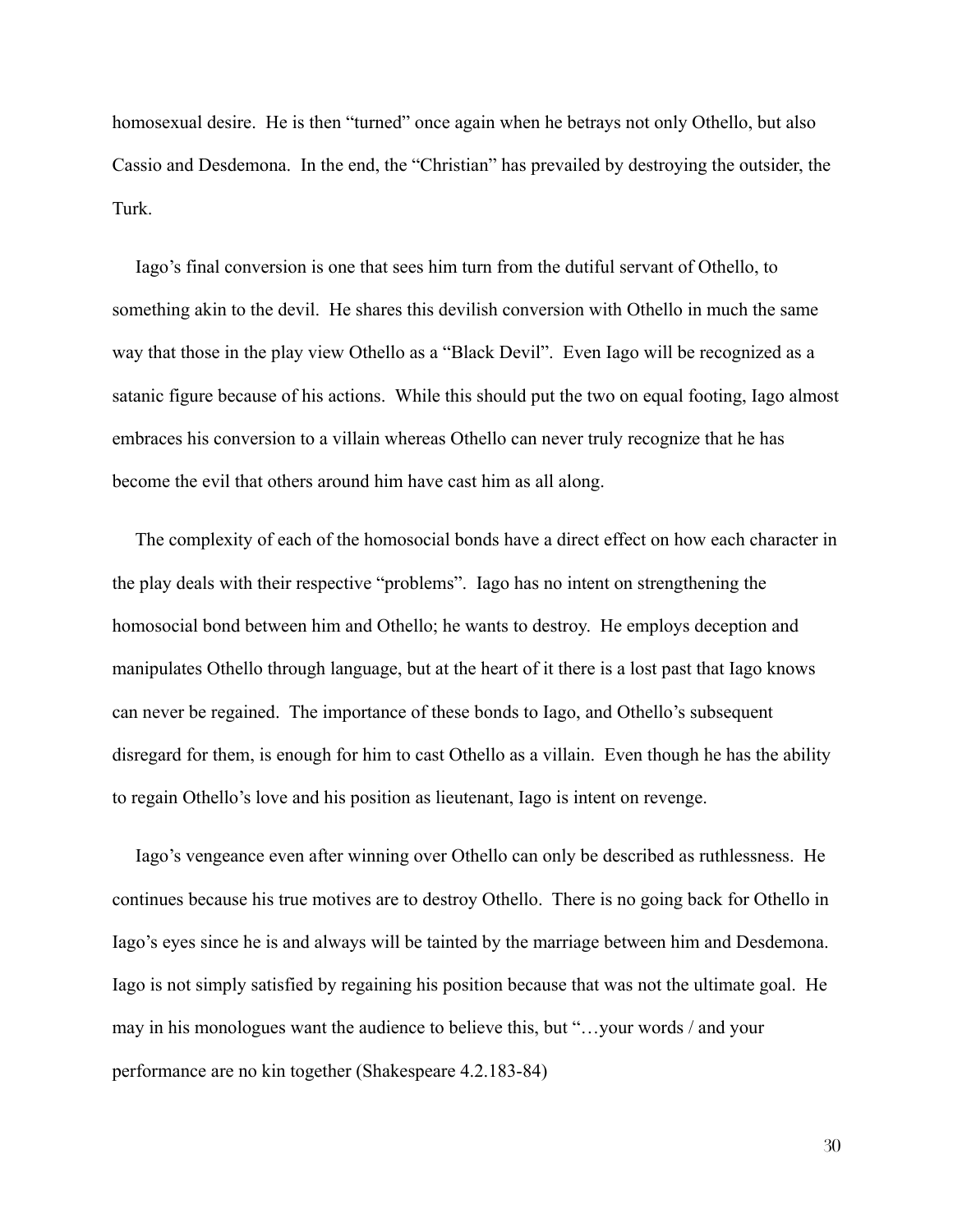homosexual desire. He is then "turned" once again when he betrays not only Othello, but also Cassio and Desdemona. In the end, the "Christian" has prevailed by destroying the outsider, the Turk.

Iago's final conversion is one that sees him turn from the dutiful servant of Othello, to something akin to the devil. He shares this devilish conversion with Othello in much the same way that those in the play view Othello as a "Black Devil". Even Iago will be recognized as a satanic figure because of his actions. While this should put the two on equal footing, Iago almost embraces his conversion to a villain whereas Othello can never truly recognize that he has become the evil that others around him have cast him as all along.

The complexity of each of the homosocial bonds have a direct effect on how each character in the play deals with their respective "problems". Iago has no intent on strengthening the homosocial bond between him and Othello; he wants to destroy. He employs deception and manipulates Othello through language, but at the heart of it there is a lost past that Iago knows can never be regained. The importance of these bonds to Iago, and Othello's subsequent disregard for them, is enough for him to cast Othello as a villain. Even though he has the ability to regain Othello's love and his position as lieutenant, Iago is intent on revenge.

Iago's vengeance even after winning over Othello can only be described as ruthlessness. He continues because his true motives are to destroy Othello. There is no going back for Othello in Iago's eyes since he is and always will be tainted by the marriage between him and Desdemona. Iago is not simply satisfied by regaining his position because that was not the ultimate goal. He may in his monologues want the audience to believe this, but "…your words / and your performance are no kin together (Shakespeare 4.2.183-84)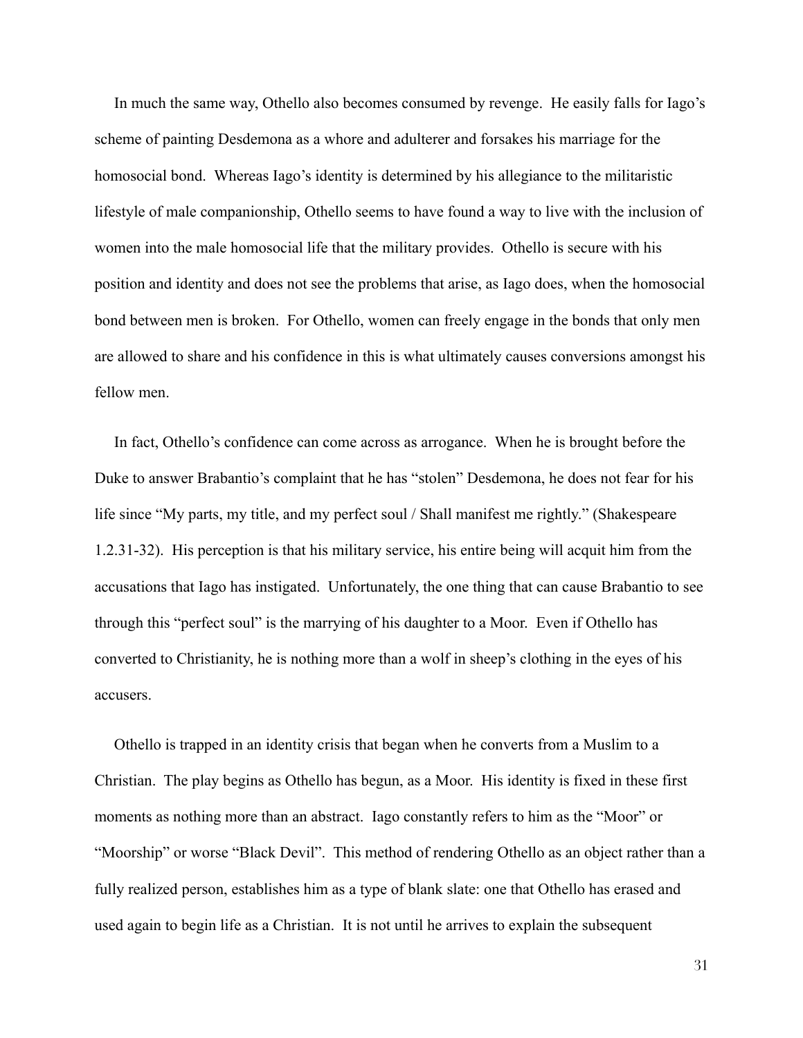In much the same way, Othello also becomes consumed by revenge. He easily falls for Iago's scheme of painting Desdemona as a whore and adulterer and forsakes his marriage for the homosocial bond. Whereas Iago's identity is determined by his allegiance to the militaristic lifestyle of male companionship, Othello seems to have found a way to live with the inclusion of women into the male homosocial life that the military provides. Othello is secure with his position and identity and does not see the problems that arise, as Iago does, when the homosocial bond between men is broken. For Othello, women can freely engage in the bonds that only men are allowed to share and his confidence in this is what ultimately causes conversions amongst his fellow men.

In fact, Othello's confidence can come across as arrogance. When he is brought before the Duke to answer Brabantio's complaint that he has "stolen" Desdemona, he does not fear for his life since "My parts, my title, and my perfect soul / Shall manifest me rightly." (Shakespeare 1.2.31-32). His perception is that his military service, his entire being will acquit him from the accusations that Iago has instigated. Unfortunately, the one thing that can cause Brabantio to see through this "perfect soul" is the marrying of his daughter to a Moor. Even if Othello has converted to Christianity, he is nothing more than a wolf in sheep's clothing in the eyes of his accusers.

Othello is trapped in an identity crisis that began when he converts from a Muslim to a Christian. The play begins as Othello has begun, as a Moor. His identity is fixed in these first moments as nothing more than an abstract. Iago constantly refers to him as the "Moor" or "Moorship" or worse "Black Devil". This method of rendering Othello as an object rather than a fully realized person, establishes him as a type of blank slate: one that Othello has erased and used again to begin life as a Christian. It is not until he arrives to explain the subsequent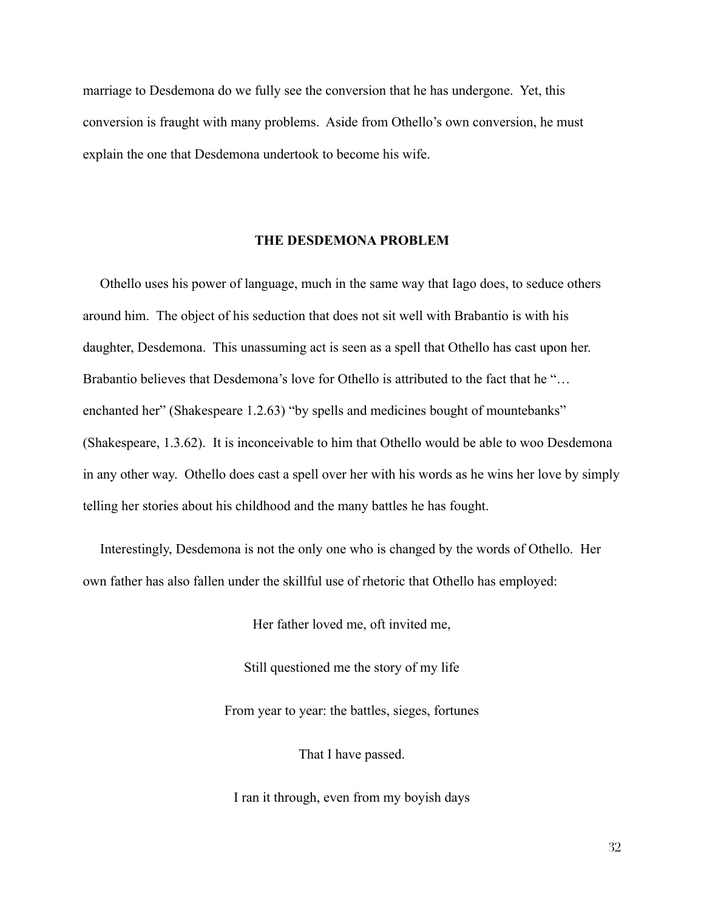marriage to Desdemona do we fully see the conversion that he has undergone. Yet, this conversion is fraught with many problems. Aside from Othello's own conversion, he must explain the one that Desdemona undertook to become his wife.

## THE DESDEMONA PROBLEM

Othello uses his power of language, much in the same way that Iago does, to seduce others around him. The object of his seduction that does not sit well with Brabantio is with his daughter, Desdemona. This unassuming act is seen as a spell that Othello has cast upon her. Brabantio believes that Desdemona's love for Othello is attributed to the fact that he "… enchanted her" (Shakespeare 1.2.63) "by spells and medicines bought of mountebanks" (Shakespeare, 1.3.62). It is inconceivable to him that Othello would be able to woo Desdemona in any other way. Othello does cast a spell over her with his words as he wins her love by simply telling her stories about his childhood and the many battles he has fought.

Interestingly, Desdemona is not the only one who is changed by the words of Othello. Her own father has also fallen under the skillful use of rhetoric that Othello has employed:

> Her father loved me, oft invited me,
>
> Still questioned me the story of my life
>
> From year to year: the battles, sieges, fortunes
>
> That I have passed.
>
> I ran it through, even from my boyish days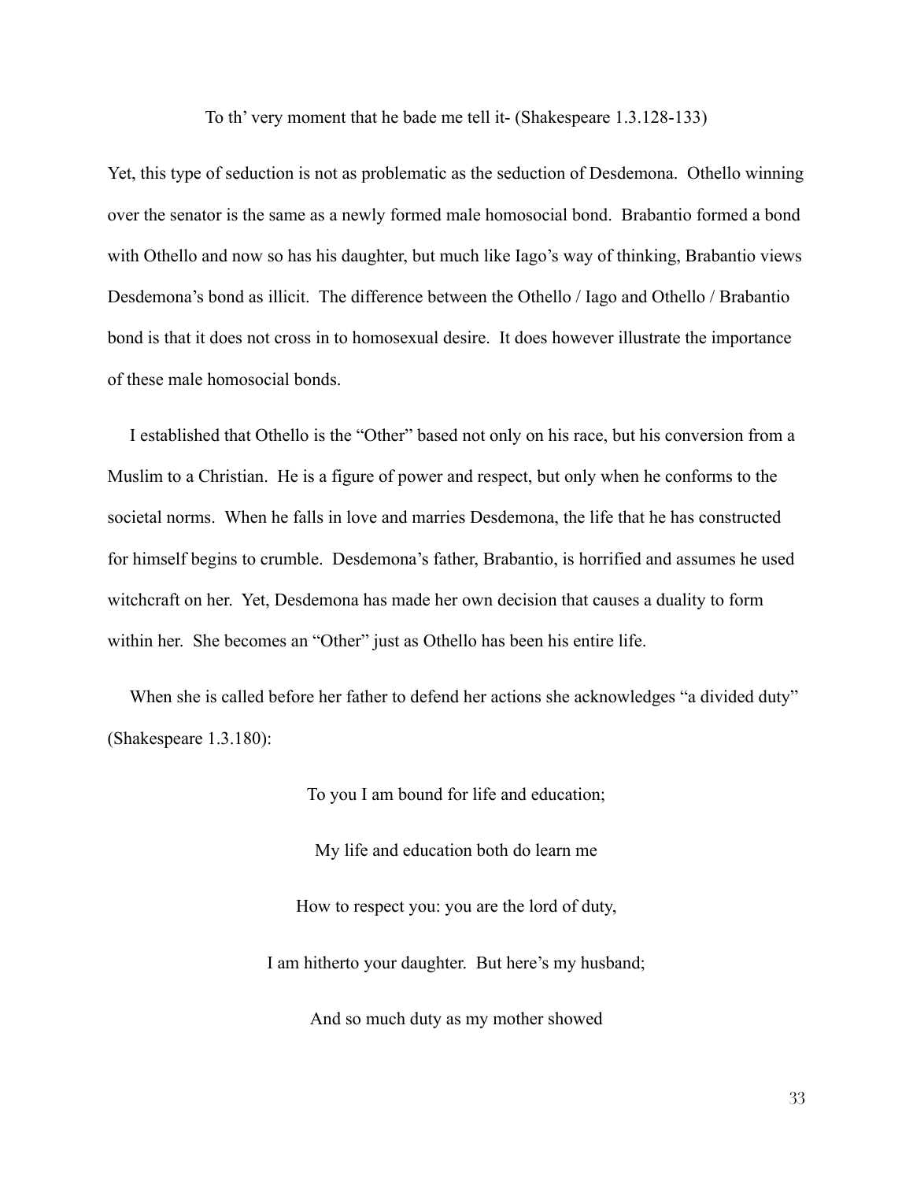To th' very moment that he bade me tell it- (Shakespeare 1.3.128-133)

Yet, this type of seduction is not as problematic as the seduction of Desdemona. Othello winning over the senator is the same as a newly formed male homosocial bond. Brabantio formed a bond with Othello and now so has his daughter, but much like Iago's way of thinking, Brabantio views Desdemona's bond as illicit. The difference between the Othello / Iago and Othello / Brabantio bond is that it does not cross in to homosexual desire. It does however illustrate the importance of these male homosocial bonds.

I established that Othello is the "Other" based not only on his race, but his conversion from a Muslim to a Christian. He is a figure of power and respect, but only when he conforms to the societal norms. When he falls in love and marries Desdemona, the life that he has constructed for himself begins to crumble. Desdemona's father, Brabantio, is horrified and assumes he used witchcraft on her. Yet, Desdemona has made her own decision that causes a duality to form within her. She becomes an "Other" just as Othello has been his entire life.

When she is called before her father to defend her actions she acknowledges "a divided duty" (Shakespeare 1.3.180):

To you I am bound for life and education;

My life and education both do learn me

How to respect you: you are the lord of duty,

I am hitherto your daughter. But here's my husband;

And so much duty as my mother showed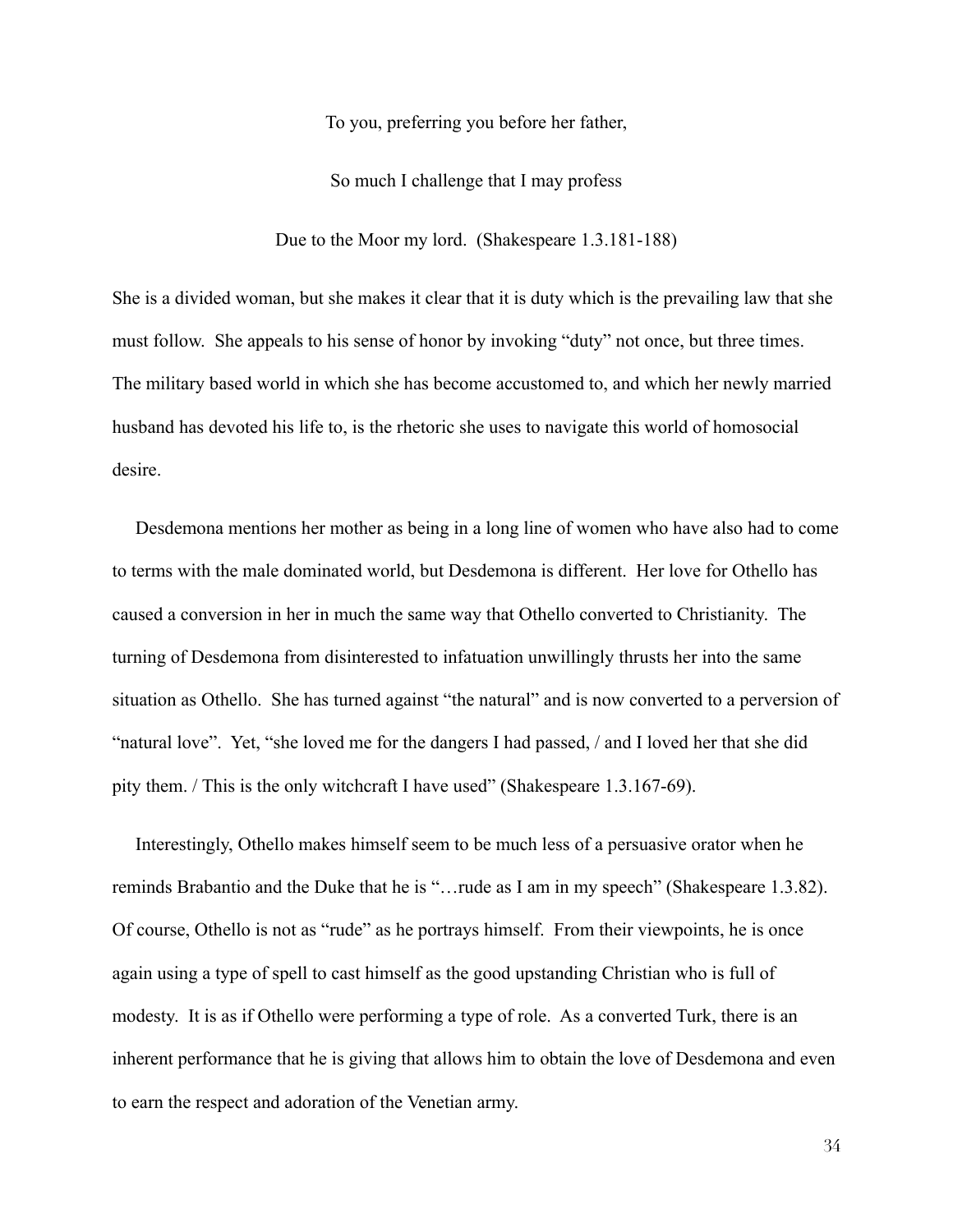To you, preferring you before her father,

So much I challenge that I may profess

Due to the Moor my lord.  (Shakespeare 1.3.181-188)

She is a divided woman, but she makes it clear that it is duty which is the prevailing law that she must follow.  She appeals to his sense of honor by invoking "duty" not once, but three times. The military based world in which she has become accustomed to, and which her newly married husband has devoted his life to, is the rhetoric she uses to navigate this world of homosocial desire.

Desdemona mentions her mother as being in a long line of women who have also had to come to terms with the male dominated world, but Desdemona is different.  Her love for Othello has caused a conversion in her in much the same way that Othello converted to Christianity.  The turning of Desdemona from disinterested to infatuation unwillingly thrusts her into the same situation as Othello.  She has turned against "the natural" and is now converted to a perversion of "natural love".  Yet, "she loved me for the dangers I had passed, / and I loved her that she did pity them. / This is the only witchcraft I have used" (Shakespeare 1.3.167-69).

Interestingly, Othello makes himself seem to be much less of a persuasive orator when he reminds Brabantio and the Duke that he is "…rude as I am in my speech" (Shakespeare 1.3.82). Of course, Othello is not as "rude" as he portrays himself.  From their viewpoints, he is once again using a type of spell to cast himself as the good upstanding Christian who is full of modesty.  It is as if Othello were performing a type of role.  As a converted Turk, there is an inherent performance that he is giving that allows him to obtain the love of Desdemona and even to earn the respect and adoration of the Venetian army.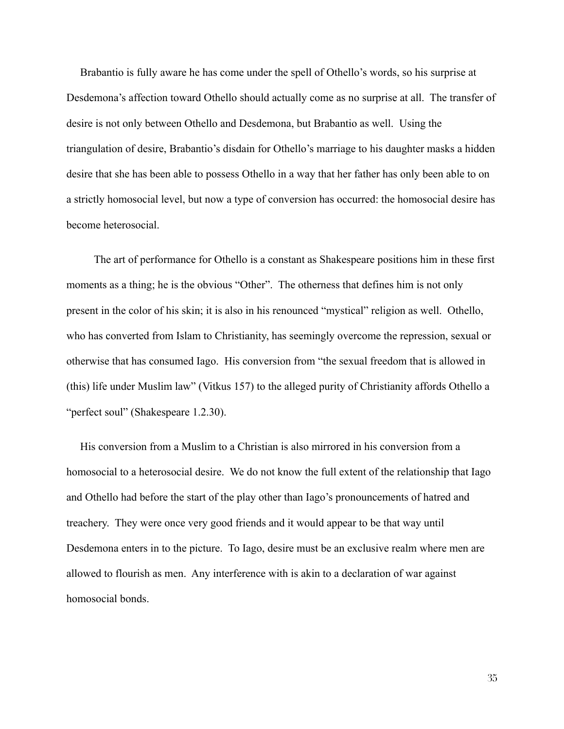Brabantio is fully aware he has come under the spell of Othello's words, so his surprise at Desdemona's affection toward Othello should actually come as no surprise at all. The transfer of desire is not only between Othello and Desdemona, but Brabantio as well. Using the triangulation of desire, Brabantio's disdain for Othello's marriage to his daughter masks a hidden desire that she has been able to possess Othello in a way that her father has only been able to on a strictly homosocial level, but now a type of conversion has occurred: the homosocial desire has become heterosocial.

The art of performance for Othello is a constant as Shakespeare positions him in these first moments as a thing; he is the obvious "Other". The otherness that defines him is not only present in the color of his skin; it is also in his renounced "mystical" religion as well. Othello, who has converted from Islam to Christianity, has seemingly overcome the repression, sexual or otherwise that has consumed Iago. His conversion from "the sexual freedom that is allowed in (this) life under Muslim law" (Vitkus 157) to the alleged purity of Christianity affords Othello a "perfect soul" (Shakespeare 1.2.30).

His conversion from a Muslim to a Christian is also mirrored in his conversion from a homosocial to a heterosocial desire. We do not know the full extent of the relationship that Iago and Othello had before the start of the play other than Iago's pronouncements of hatred and treachery. They were once very good friends and it would appear to be that way until Desdemona enters in to the picture. To Iago, desire must be an exclusive realm where men are allowed to flourish as men. Any interference with is akin to a declaration of war against homosocial bonds.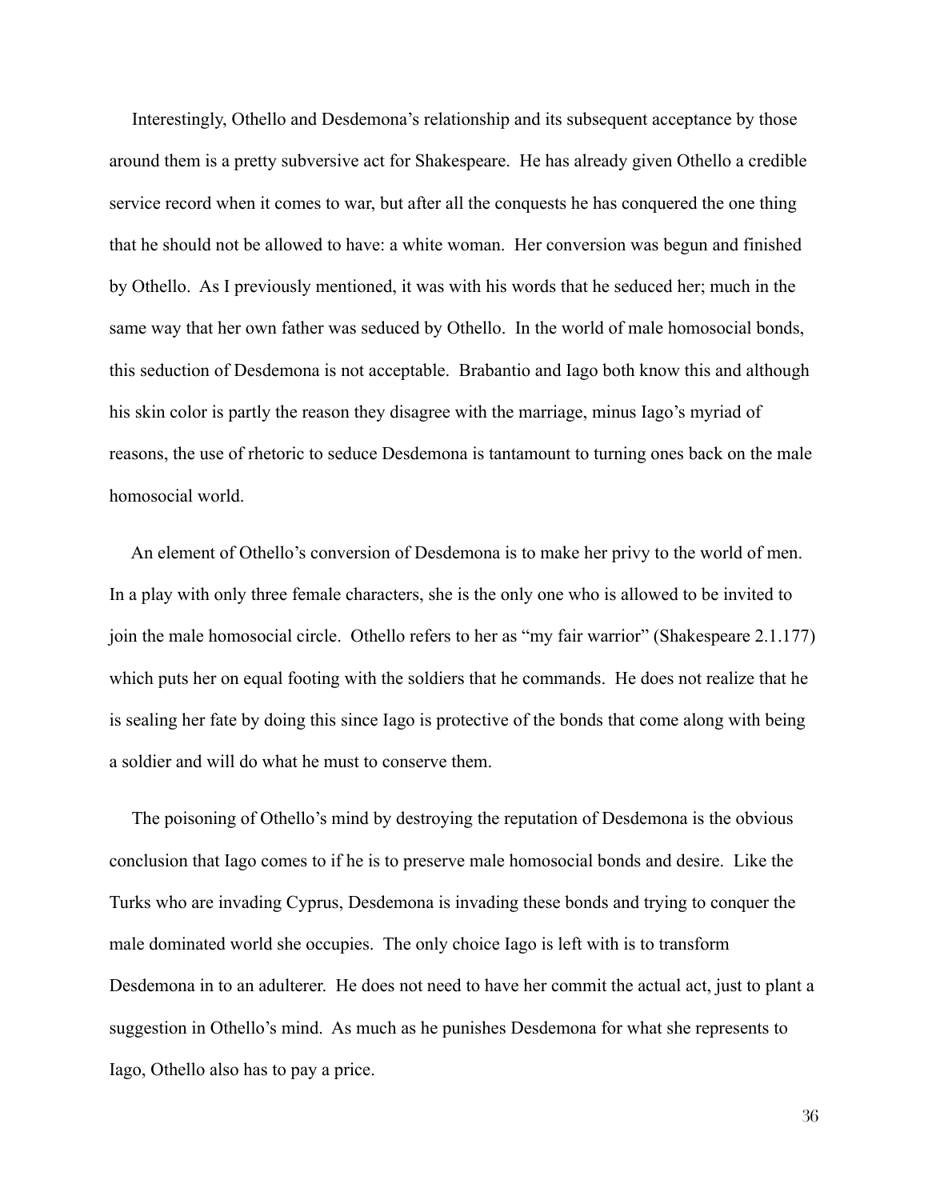Interestingly, Othello and Desdemona's relationship and its subsequent acceptance by those around them is a pretty subversive act for Shakespeare. He has already given Othello a credible service record when it comes to war, but after all the conquests he has conquered the one thing that he should not be allowed to have: a white woman. Her conversion was begun and finished by Othello. As I previously mentioned, it was with his words that he seduced her; much in the same way that her own father was seduced by Othello. In the world of male homosocial bonds, this seduction of Desdemona is not acceptable. Brabantio and Iago both know this and although his skin color is partly the reason they disagree with the marriage, minus Iago's myriad of reasons, the use of rhetoric to seduce Desdemona is tantamount to turning ones back on the male homosocial world.

An element of Othello's conversion of Desdemona is to make her privy to the world of men. In a play with only three female characters, she is the only one who is allowed to be invited to join the male homosocial circle. Othello refers to her as "my fair warrior" (Shakespeare 2.1.177) which puts her on equal footing with the soldiers that he commands. He does not realize that he is sealing her fate by doing this since Iago is protective of the bonds that come along with being a soldier and will do what he must to conserve them.

The poisoning of Othello's mind by destroying the reputation of Desdemona is the obvious conclusion that Iago comes to if he is to preserve male homosocial bonds and desire. Like the Turks who are invading Cyprus, Desdemona is invading these bonds and trying to conquer the male dominated world she occupies. The only choice Iago is left with is to transform Desdemona in to an adulterer. He does not need to have her commit the actual act, just to plant a suggestion in Othello's mind. As much as he punishes Desdemona for what she represents to Iago, Othello also has to pay a price.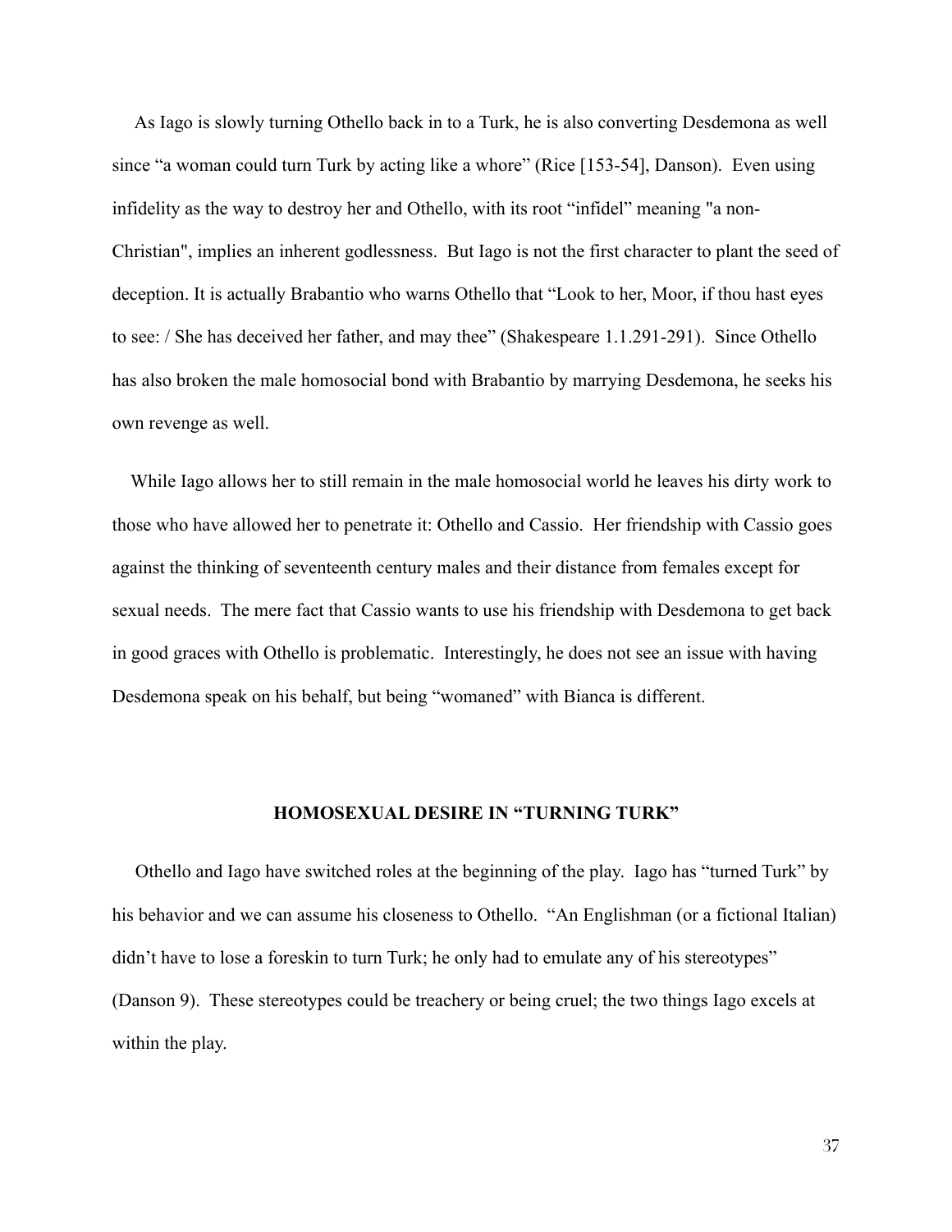As Iago is slowly turning Othello back in to a Turk, he is also converting Desdemona as well since "a woman could turn Turk by acting like a whore" (Rice [153-54], Danson). Even using infidelity as the way to destroy her and Othello, with its root "infidel" meaning "a non-Christian", implies an inherent godlessness. But Iago is not the first character to plant the seed of deception. It is actually Brabantio who warns Othello that "Look to her, Moor, if thou hast eyes to see: / She has deceived her father, and may thee" (Shakespeare 1.1.291-291). Since Othello has also broken the male homosocial bond with Brabantio by marrying Desdemona, he seeks his own revenge as well.

While Iago allows her to still remain in the male homosocial world he leaves his dirty work to those who have allowed her to penetrate it: Othello and Cassio. Her friendship with Cassio goes against the thinking of seventeenth century males and their distance from females except for sexual needs. The mere fact that Cassio wants to use his friendship with Desdemona to get back in good graces with Othello is problematic. Interestingly, he does not see an issue with having Desdemona speak on his behalf, but being "womaned" with Bianca is different.

## HOMOSEXUAL DESIRE IN "TURNING TURK"

Othello and Iago have switched roles at the beginning of the play. Iago has "turned Turk" by his behavior and we can assume his closeness to Othello. "An Englishman (or a fictional Italian) didn't have to lose a foreskin to turn Turk; he only had to emulate any of his stereotypes" (Danson 9). These stereotypes could be treachery or being cruel; the two things Iago excels at within the play.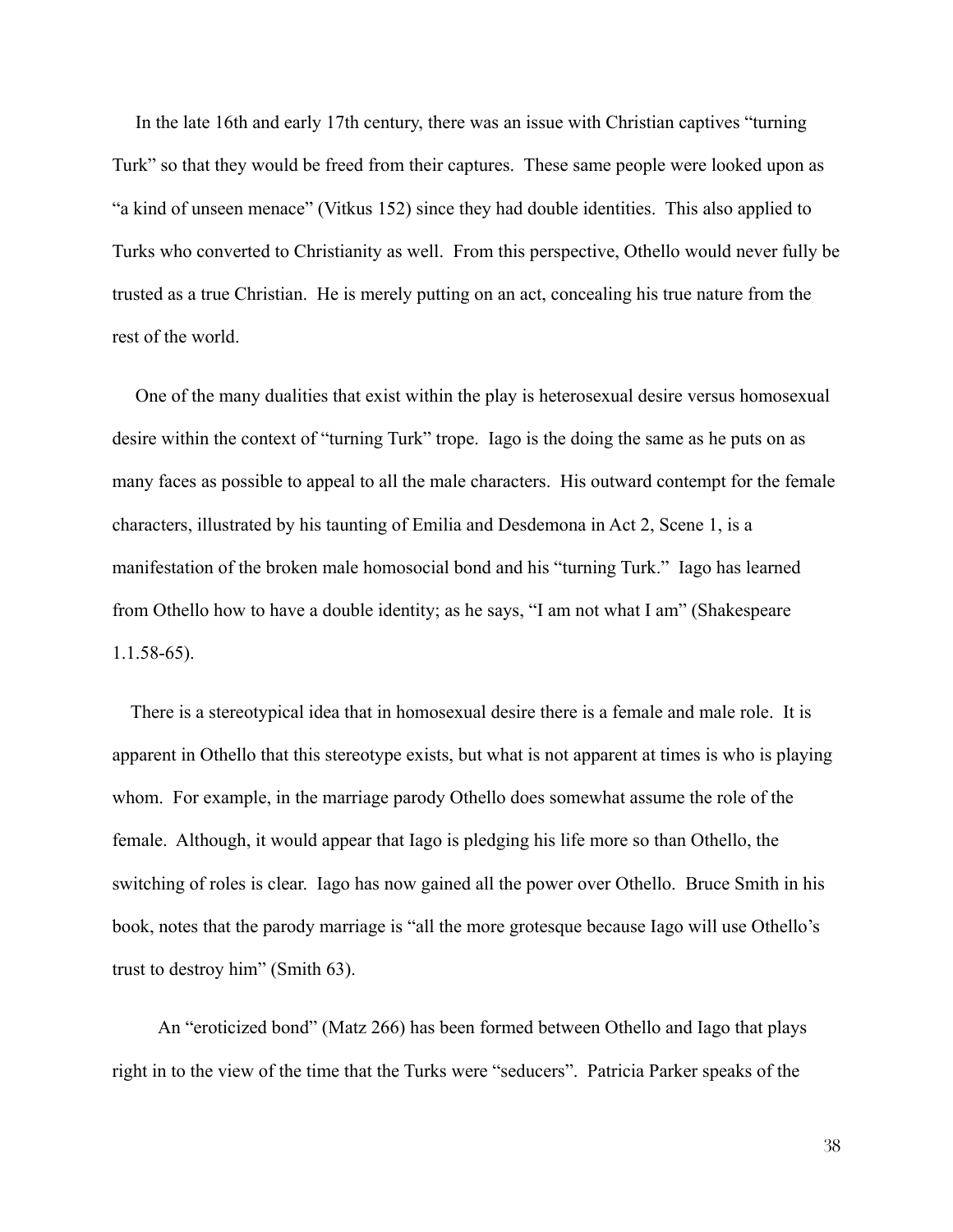In the late 16th and early 17th century, there was an issue with Christian captives "turning Turk" so that they would be freed from their captures. These same people were looked upon as "a kind of unseen menace" (Vitkus 152) since they had double identities. This also applied to Turks who converted to Christianity as well. From this perspective, Othello would never fully be trusted as a true Christian. He is merely putting on an act, concealing his true nature from the rest of the world.

One of the many dualities that exist within the play is heterosexual desire versus homosexual desire within the context of "turning Turk" trope. Iago is the doing the same as he puts on as many faces as possible to appeal to all the male characters. His outward contempt for the female characters, illustrated by his taunting of Emilia and Desdemona in Act 2, Scene 1, is a manifestation of the broken male homosocial bond and his "turning Turk." Iago has learned from Othello how to have a double identity; as he says, "I am not what I am" (Shakespeare 1.1.58-65).

There is a stereotypical idea that in homosexual desire there is a female and male role. It is apparent in Othello that this stereotype exists, but what is not apparent at times is who is playing whom. For example, in the marriage parody Othello does somewhat assume the role of the female. Although, it would appear that Iago is pledging his life more so than Othello, the switching of roles is clear. Iago has now gained all the power over Othello. Bruce Smith in his book, notes that the parody marriage is "all the more grotesque because Iago will use Othello's trust to destroy him" (Smith 63).

An "eroticized bond" (Matz 266) has been formed between Othello and Iago that plays right in to the view of the time that the Turks were "seducers". Patricia Parker speaks of the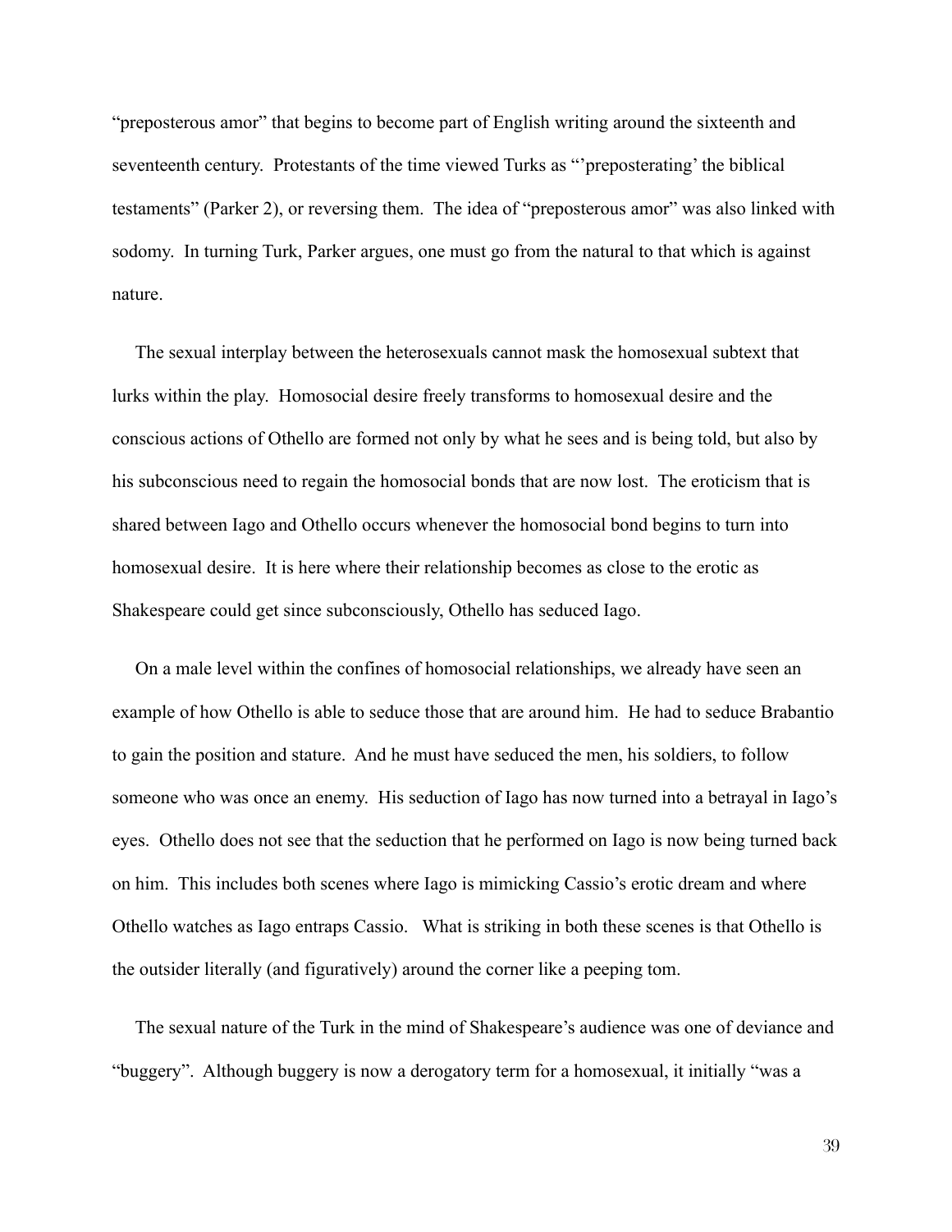"preposterous amor" that begins to become part of English writing around the sixteenth and seventeenth century. Protestants of the time viewed Turks as "'preposterating' the biblical testaments" (Parker 2), or reversing them. The idea of "preposterous amor" was also linked with sodomy. In turning Turk, Parker argues, one must go from the natural to that which is against nature.

The sexual interplay between the heterosexuals cannot mask the homosexual subtext that lurks within the play. Homosocial desire freely transforms to homosexual desire and the conscious actions of Othello are formed not only by what he sees and is being told, but also by his subconscious need to regain the homosocial bonds that are now lost. The eroticism that is shared between Iago and Othello occurs whenever the homosocial bond begins to turn into homosexual desire. It is here where their relationship becomes as close to the erotic as Shakespeare could get since subconsciously, Othello has seduced Iago.

On a male level within the confines of homosocial relationships, we already have seen an example of how Othello is able to seduce those that are around him. He had to seduce Brabantio to gain the position and stature. And he must have seduced the men, his soldiers, to follow someone who was once an enemy. His seduction of Iago has now turned into a betrayal in Iago's eyes. Othello does not see that the seduction that he performed on Iago is now being turned back on him. This includes both scenes where Iago is mimicking Cassio's erotic dream and where Othello watches as Iago entraps Cassio. What is striking in both these scenes is that Othello is the outsider literally (and figuratively) around the corner like a peeping tom.

The sexual nature of the Turk in the mind of Shakespeare's audience was one of deviance and "buggery". Although buggery is now a derogatory term for a homosexual, it initially "was a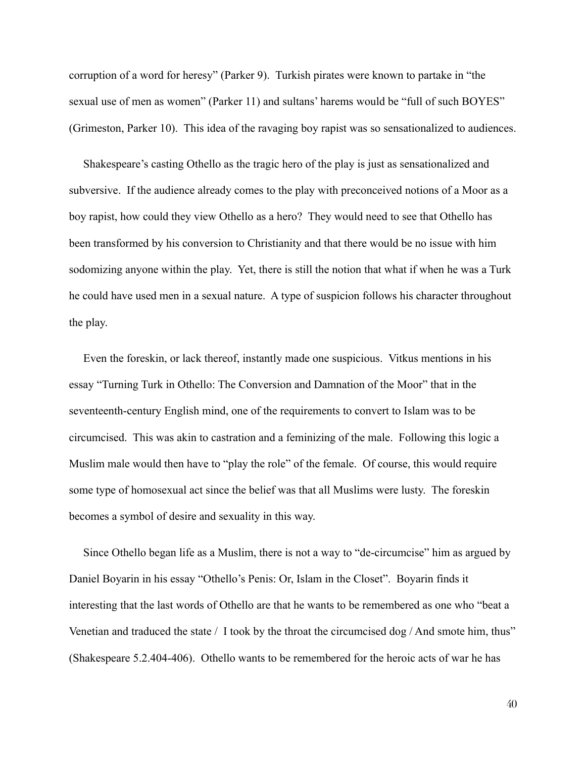corruption of a word for heresy" (Parker 9). Turkish pirates were known to partake in "the sexual use of men as women" (Parker 11) and sultans' harems would be "full of such BOYES" (Grimeston, Parker 10). This idea of the ravaging boy rapist was so sensationalized to audiences.

Shakespeare's casting Othello as the tragic hero of the play is just as sensationalized and subversive. If the audience already comes to the play with preconceived notions of a Moor as a boy rapist, how could they view Othello as a hero? They would need to see that Othello has been transformed by his conversion to Christianity and that there would be no issue with him sodomizing anyone within the play. Yet, there is still the notion that what if when he was a Turk he could have used men in a sexual nature. A type of suspicion follows his character throughout the play.

Even the foreskin, or lack thereof, instantly made one suspicious. Vitkus mentions in his essay "Turning Turk in Othello: The Conversion and Damnation of the Moor" that in the seventeenth-century English mind, one of the requirements to convert to Islam was to be circumcised. This was akin to castration and a feminizing of the male. Following this logic a Muslim male would then have to "play the role" of the female. Of course, this would require some type of homosexual act since the belief was that all Muslims were lusty. The foreskin becomes a symbol of desire and sexuality in this way.

Since Othello began life as a Muslim, there is not a way to "de-circumcise" him as argued by Daniel Boyarin in his essay "Othello's Penis: Or, Islam in the Closet". Boyarin finds it interesting that the last words of Othello are that he wants to be remembered as one who "beat a Venetian and traduced the state / I took by the throat the circumcised dog / And smote him, thus" (Shakespeare 5.2.404-406). Othello wants to be remembered for the heroic acts of war he has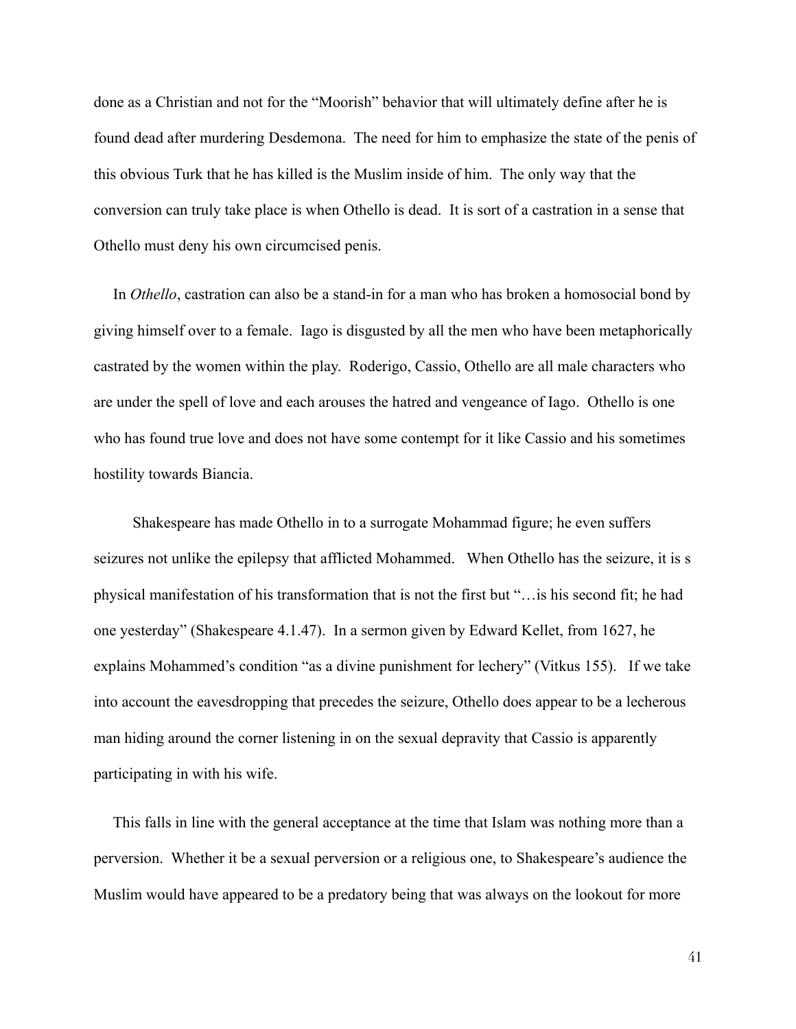done as a Christian and not for the "Moorish" behavior that will ultimately define after he is found dead after murdering Desdemona. The need for him to emphasize the state of the penis of this obvious Turk that he has killed is the Muslim inside of him. The only way that the conversion can truly take place is when Othello is dead. It is sort of a castration in a sense that Othello must deny his own circumcised penis.

In *Othello*, castration can also be a stand-in for a man who has broken a homosocial bond by giving himself over to a female. Iago is disgusted by all the men who have been metaphorically castrated by the women within the play. Roderigo, Cassio, Othello are all male characters who are under the spell of love and each arouses the hatred and vengeance of Iago. Othello is one who has found true love and does not have some contempt for it like Cassio and his sometimes hostility towards Biancia.

Shakespeare has made Othello in to a surrogate Mohammad figure; he even suffers seizures not unlike the epilepsy that afflicted Mohammed. When Othello has the seizure, it is s physical manifestation of his transformation that is not the first but "…is his second fit; he had one yesterday" (Shakespeare 4.1.47). In a sermon given by Edward Kellet, from 1627, he explains Mohammed's condition "as a divine punishment for lechery" (Vitkus 155). If we take into account the eavesdropping that precedes the seizure, Othello does appear to be a lecherous man hiding around the corner listening in on the sexual depravity that Cassio is apparently participating in with his wife.

This falls in line with the general acceptance at the time that Islam was nothing more than a perversion. Whether it be a sexual perversion or a religious one, to Shakespeare's audience the Muslim would have appeared to be a predatory being that was always on the lookout for more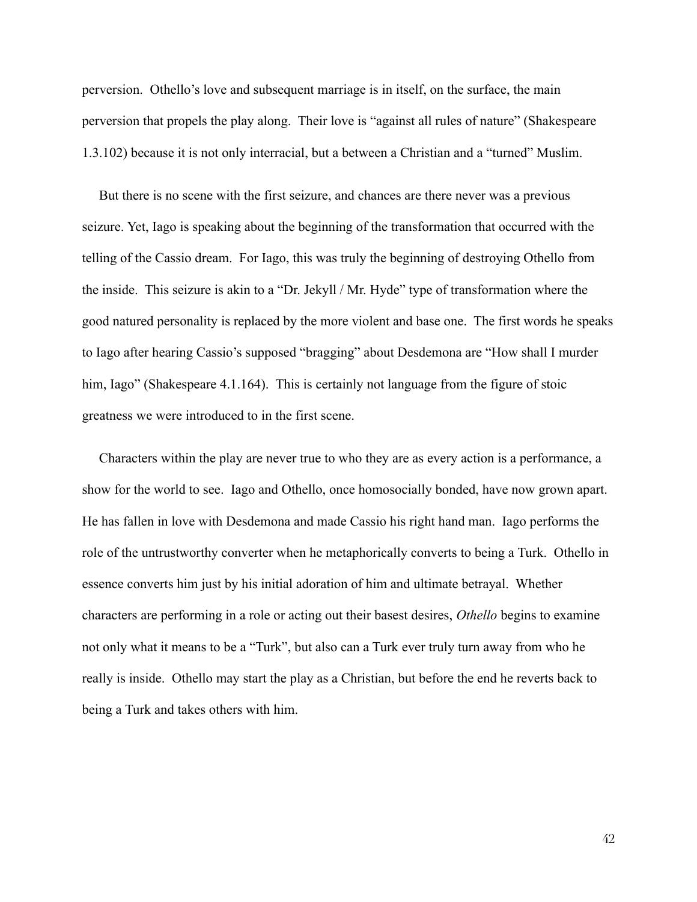perversion. Othello's love and subsequent marriage is in itself, on the surface, the main perversion that propels the play along. Their love is "against all rules of nature" (Shakespeare 1.3.102) because it is not only interracial, but a between a Christian and a "turned" Muslim.

But there is no scene with the first seizure, and chances are there never was a previous seizure. Yet, Iago is speaking about the beginning of the transformation that occurred with the telling of the Cassio dream. For Iago, this was truly the beginning of destroying Othello from the inside. This seizure is akin to a "Dr. Jekyll / Mr. Hyde" type of transformation where the good natured personality is replaced by the more violent and base one. The first words he speaks to Iago after hearing Cassio's supposed "bragging" about Desdemona are "How shall I murder him, Iago" (Shakespeare 4.1.164). This is certainly not language from the figure of stoic greatness we were introduced to in the first scene.

Characters within the play are never true to who they are as every action is a performance, a show for the world to see. Iago and Othello, once homosocially bonded, have now grown apart. He has fallen in love with Desdemona and made Cassio his right hand man. Iago performs the role of the untrustworthy converter when he metaphorically converts to being a Turk. Othello in essence converts him just by his initial adoration of him and ultimate betrayal. Whether characters are performing in a role or acting out their basest desires, *Othello* begins to examine not only what it means to be a "Turk", but also can a Turk ever truly turn away from who he really is inside. Othello may start the play as a Christian, but before the end he reverts back to being a Turk and takes others with him.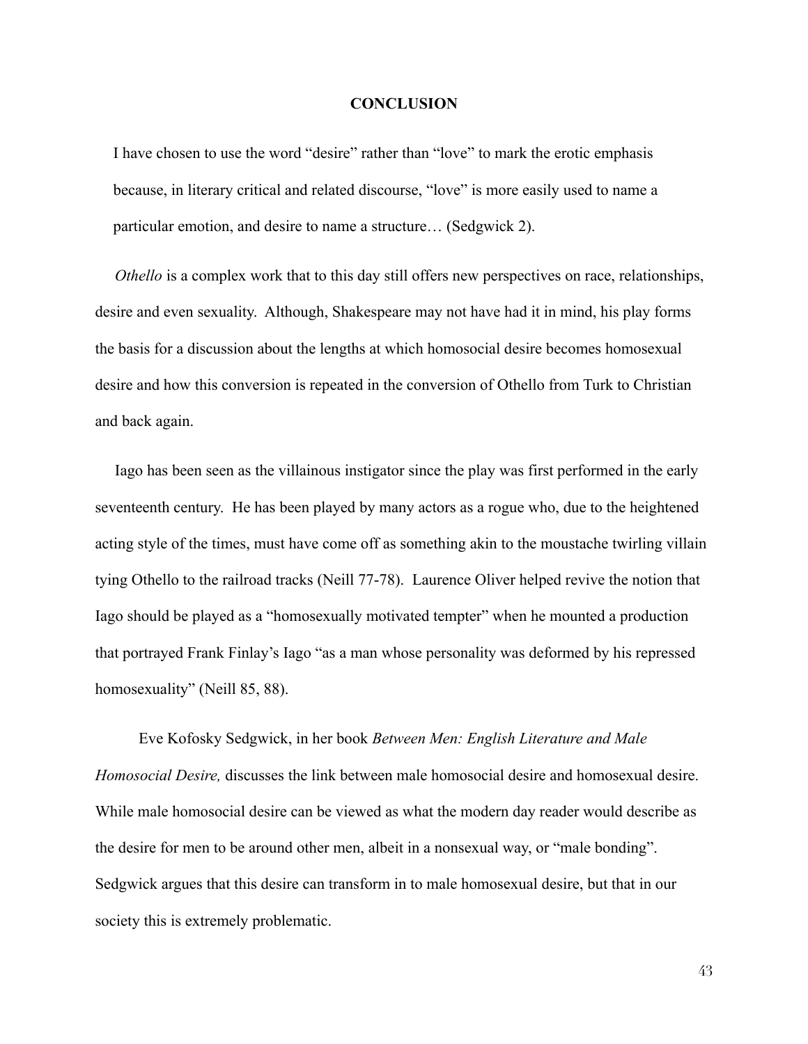# CONCLUSION

> I have chosen to use the word "desire" rather than "love" to mark the erotic emphasis because, in literary critical and related discourse, "love" is more easily used to name a particular emotion, and desire to name a structure… (Sedgwick 2).

*Othello* is a complex work that to this day still offers new perspectives on race, relationships, desire and even sexuality. Although, Shakespeare may not have had it in mind, his play forms the basis for a discussion about the lengths at which homosocial desire becomes homosexual desire and how this conversion is repeated in the conversion of Othello from Turk to Christian and back again.

Iago has been seen as the villainous instigator since the play was first performed in the early seventeenth century. He has been played by many actors as a rogue who, due to the heightened acting style of the times, must have come off as something akin to the moustache twirling villain tying Othello to the railroad tracks (Neill 77-78). Laurence Oliver helped revive the notion that Iago should be played as a "homosexually motivated tempter" when he mounted a production that portrayed Frank Finlay's Iago "as a man whose personality was deformed by his repressed homosexuality" (Neill 85, 88).

Eve Kofosky Sedgwick, in her book *Between Men: English Literature and Male Homosocial Desire,* discusses the link between male homosocial desire and homosexual desire. While male homosocial desire can be viewed as what the modern day reader would describe as the desire for men to be around other men, albeit in a nonsexual way, or "male bonding". Sedgwick argues that this desire can transform in to male homosexual desire, but that in our society this is extremely problematic.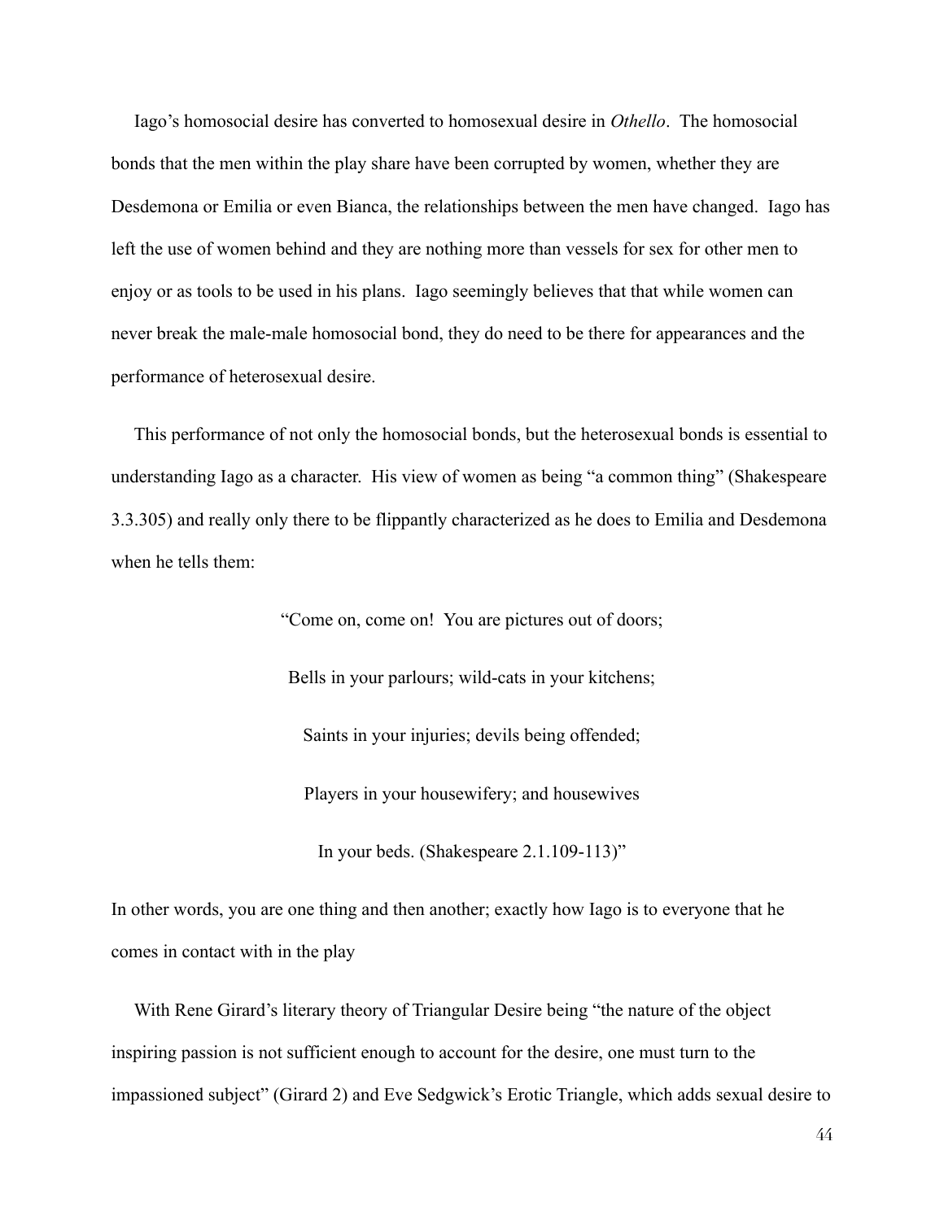Iago's homosocial desire has converted to homosexual desire in *Othello*. The homosocial bonds that the men within the play share have been corrupted by women, whether they are Desdemona or Emilia or even Bianca, the relationships between the men have changed. Iago has left the use of women behind and they are nothing more than vessels for sex for other men to enjoy or as tools to be used in his plans. Iago seemingly believes that that while women can never break the male-male homosocial bond, they do need to be there for appearances and the performance of heterosexual desire.

This performance of not only the homosocial bonds, but the heterosexual bonds is essential to understanding Iago as a character. His view of women as being "a common thing" (Shakespeare 3.3.305) and really only there to be flippantly characterized as he does to Emilia and Desdemona when he tells them:

> "Come on, come on! You are pictures out of doors;
>
> Bells in your parlours; wild-cats in your kitchens;
>
> Saints in your injuries; devils being offended;
>
> Players in your housewifery; and housewives
>
> In your beds. (Shakespeare 2.1.109-113)"

In other words, you are one thing and then another; exactly how Iago is to everyone that he comes in contact with in the play

With Rene Girard's literary theory of Triangular Desire being "the nature of the object inspiring passion is not sufficient enough to account for the desire, one must turn to the impassioned subject" (Girard 2) and Eve Sedgwick's Erotic Triangle, which adds sexual desire to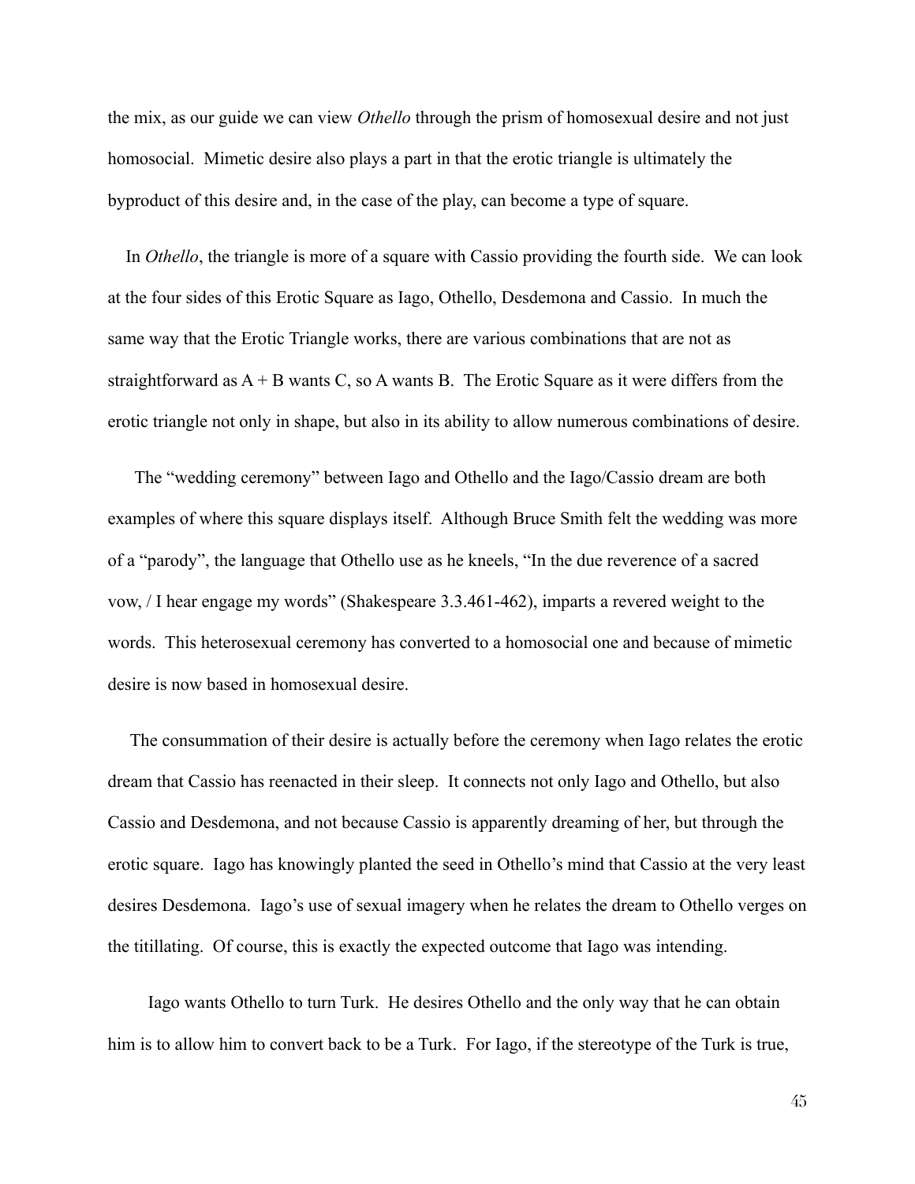the mix, as our guide we can view *Othello* through the prism of homosexual desire and not just homosocial. Mimetic desire also plays a part in that the erotic triangle is ultimately the byproduct of this desire and, in the case of the play, can become a type of square.

In *Othello*, the triangle is more of a square with Cassio providing the fourth side. We can look at the four sides of this Erotic Square as Iago, Othello, Desdemona and Cassio. In much the same way that the Erotic Triangle works, there are various combinations that are not as straightforward as A + B wants C, so A wants B. The Erotic Square as it were differs from the erotic triangle not only in shape, but also in its ability to allow numerous combinations of desire.

The "wedding ceremony" between Iago and Othello and the Iago/Cassio dream are both examples of where this square displays itself. Although Bruce Smith felt the wedding was more of a "parody", the language that Othello use as he kneels, "In the due reverence of a sacred vow, / I hear engage my words" (Shakespeare 3.3.461-462), imparts a revered weight to the words. This heterosexual ceremony has converted to a homosocial one and because of mimetic desire is now based in homosexual desire.

The consummation of their desire is actually before the ceremony when Iago relates the erotic dream that Cassio has reenacted in their sleep. It connects not only Iago and Othello, but also Cassio and Desdemona, and not because Cassio is apparently dreaming of her, but through the erotic square. Iago has knowingly planted the seed in Othello's mind that Cassio at the very least desires Desdemona. Iago's use of sexual imagery when he relates the dream to Othello verges on the titillating. Of course, this is exactly the expected outcome that Iago was intending.

Iago wants Othello to turn Turk. He desires Othello and the only way that he can obtain him is to allow him to convert back to be a Turk. For Iago, if the stereotype of the Turk is true,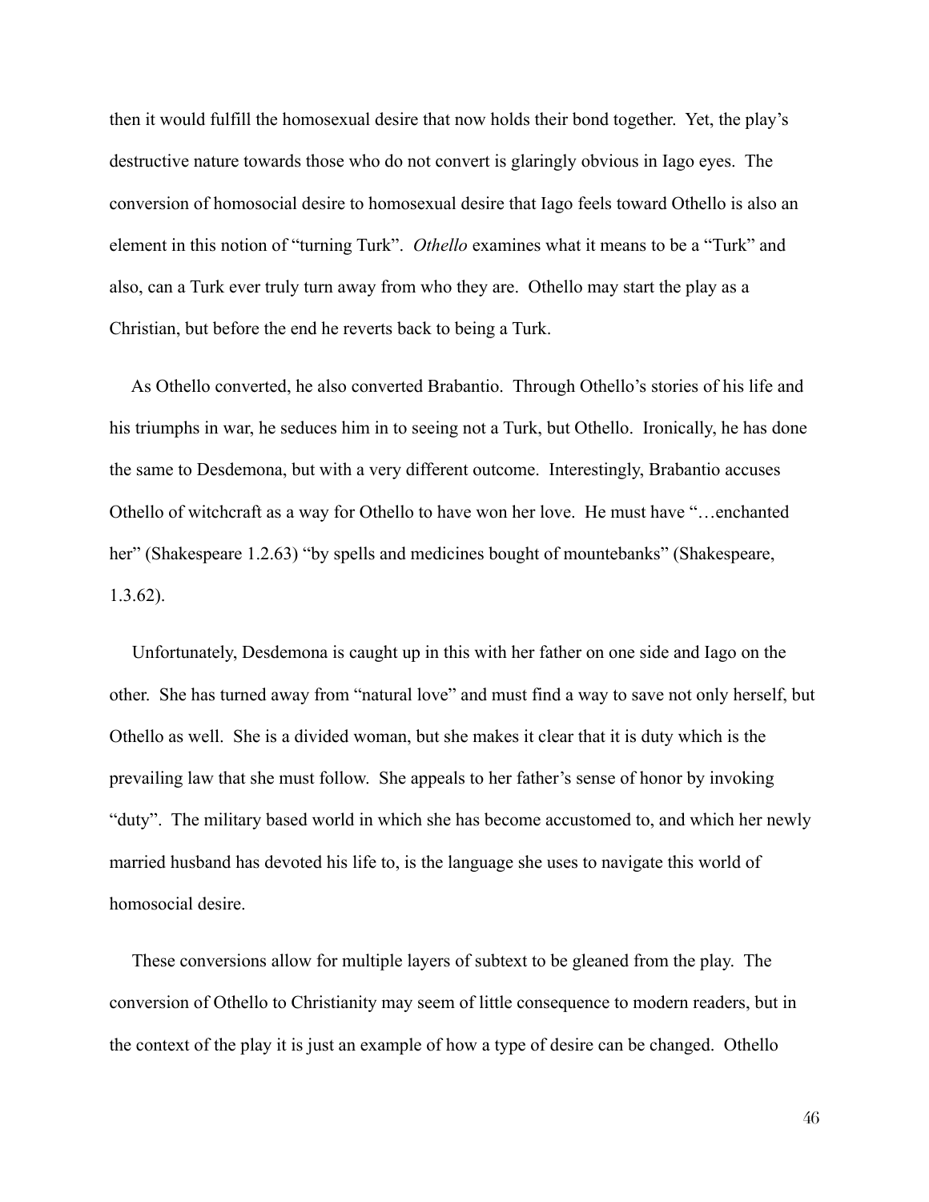then it would fulfill the homosexual desire that now holds their bond together. Yet, the play's destructive nature towards those who do not convert is glaringly obvious in Iago eyes. The conversion of homosocial desire to homosexual desire that Iago feels toward Othello is also an element in this notion of "turning Turk". *Othello* examines what it means to be a "Turk" and also, can a Turk ever truly turn away from who they are. Othello may start the play as a Christian, but before the end he reverts back to being a Turk.

As Othello converted, he also converted Brabantio. Through Othello's stories of his life and his triumphs in war, he seduces him in to seeing not a Turk, but Othello. Ironically, he has done the same to Desdemona, but with a very different outcome. Interestingly, Brabantio accuses Othello of witchcraft as a way for Othello to have won her love. He must have "…enchanted her" (Shakespeare 1.2.63) "by spells and medicines bought of mountebanks" (Shakespeare, 1.3.62).

Unfortunately, Desdemona is caught up in this with her father on one side and Iago on the other. She has turned away from "natural love" and must find a way to save not only herself, but Othello as well. She is a divided woman, but she makes it clear that it is duty which is the prevailing law that she must follow. She appeals to her father's sense of honor by invoking "duty". The military based world in which she has become accustomed to, and which her newly married husband has devoted his life to, is the language she uses to navigate this world of homosocial desire.

These conversions allow for multiple layers of subtext to be gleaned from the play. The conversion of Othello to Christianity may seem of little consequence to modern readers, but in the context of the play it is just an example of how a type of desire can be changed. Othello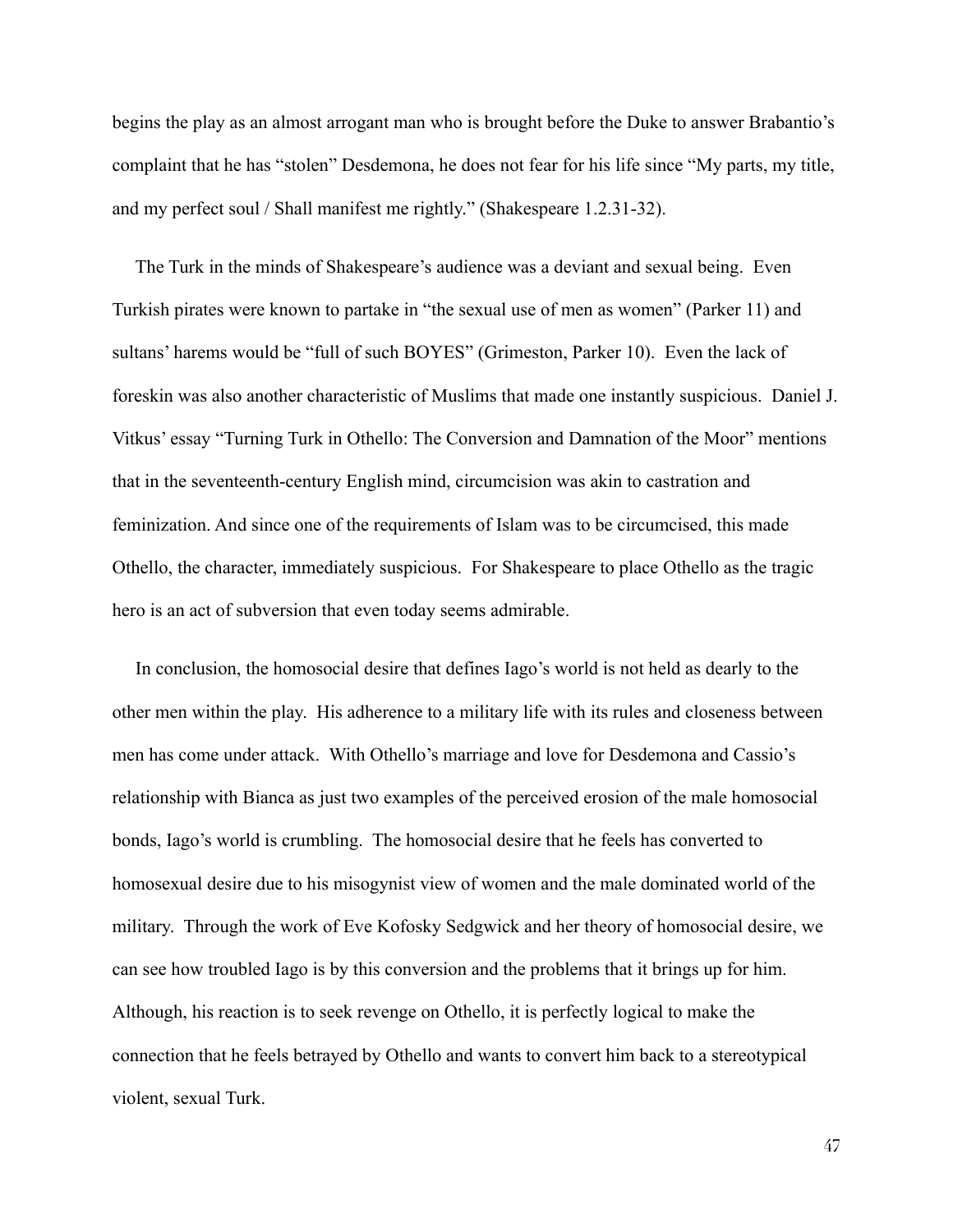begins the play as an almost arrogant man who is brought before the Duke to answer Brabantio's complaint that he has "stolen" Desdemona, he does not fear for his life since "My parts, my title, and my perfect soul / Shall manifest me rightly." (Shakespeare 1.2.31-32).

The Turk in the minds of Shakespeare's audience was a deviant and sexual being. Even Turkish pirates were known to partake in "the sexual use of men as women" (Parker 11) and sultans' harems would be "full of such BOYES" (Grimeston, Parker 10). Even the lack of foreskin was also another characteristic of Muslims that made one instantly suspicious. Daniel J. Vitkus' essay "Turning Turk in Othello: The Conversion and Damnation of the Moor" mentions that in the seventeenth-century English mind, circumcision was akin to castration and feminization. And since one of the requirements of Islam was to be circumcised, this made Othello, the character, immediately suspicious. For Shakespeare to place Othello as the tragic hero is an act of subversion that even today seems admirable.

In conclusion, the homosocial desire that defines Iago's world is not held as dearly to the other men within the play. His adherence to a military life with its rules and closeness between men has come under attack. With Othello's marriage and love for Desdemona and Cassio's relationship with Bianca as just two examples of the perceived erosion of the male homosocial bonds, Iago's world is crumbling. The homosocial desire that he feels has converted to homosexual desire due to his misogynist view of women and the male dominated world of the military. Through the work of Eve Kofosky Sedgwick and her theory of homosocial desire, we can see how troubled Iago is by this conversion and the problems that it brings up for him. Although, his reaction is to seek revenge on Othello, it is perfectly logical to make the connection that he feels betrayed by Othello and wants to convert him back to a stereotypical violent, sexual Turk.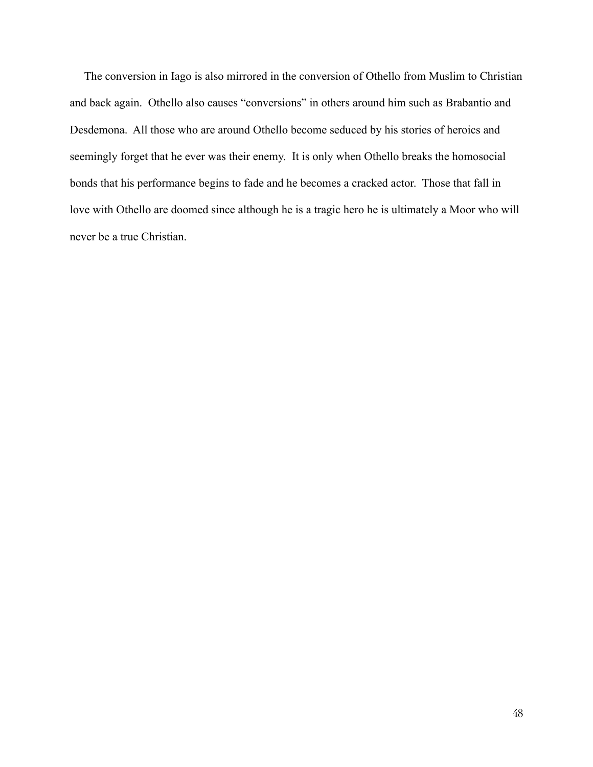The conversion in Iago is also mirrored in the conversion of Othello from Muslim to Christian and back again. Othello also causes "conversions" in others around him such as Brabantio and Desdemona. All those who are around Othello become seduced by his stories of heroics and seemingly forget that he ever was their enemy. It is only when Othello breaks the homosocial bonds that his performance begins to fade and he becomes a cracked actor. Those that fall in love with Othello are doomed since although he is a tragic hero he is ultimately a Moor who will never be a true Christian.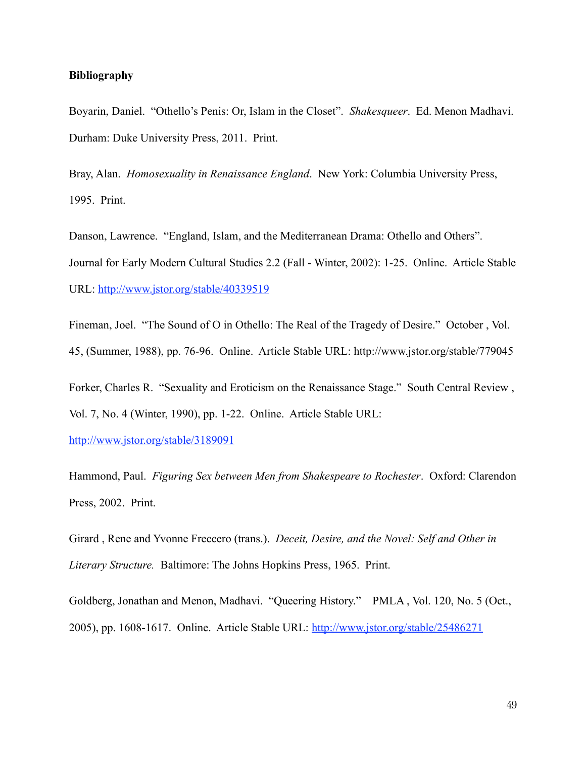**Bibliography**

Boyarin, Daniel. "Othello's Penis: Or, Islam in the Closet". *Shakesqueer*. Ed. Menon Madhavi. Durham: Duke University Press, 2011. Print.

Bray, Alan. *Homosexuality in Renaissance England*. New York: Columbia University Press, 1995. Print.

Danson, Lawrence. "England, Islam, and the Mediterranean Drama: Othello and Others". Journal for Early Modern Cultural Studies 2.2 (Fall - Winter, 2002): 1-25. Online. Article Stable URL: http://www.jstor.org/stable/40339519

Fineman, Joel. "The Sound of O in Othello: The Real of the Tragedy of Desire." October , Vol. 45, (Summer, 1988), pp. 76-96. Online. Article Stable URL: http://www.jstor.org/stable/779045

Forker, Charles R. "Sexuality and Eroticism on the Renaissance Stage." South Central Review , Vol. 7, No. 4 (Winter, 1990), pp. 1-22. Online. Article Stable URL: http://www.jstor.org/stable/3189091

Hammond, Paul. *Figuring Sex between Men from Shakespeare to Rochester*. Oxford: Clarendon Press, 2002. Print.

Girard , Rene and Yvonne Freccero (trans.). *Deceit, Desire, and the Novel: Self and Other in Literary Structure.* Baltimore: The Johns Hopkins Press, 1965. Print.

Goldberg, Jonathan and Menon, Madhavi. "Queering History." PMLA , Vol. 120, No. 5 (Oct., 2005), pp. 1608-1617. Online. Article Stable URL: http://www.jstor.org/stable/25486271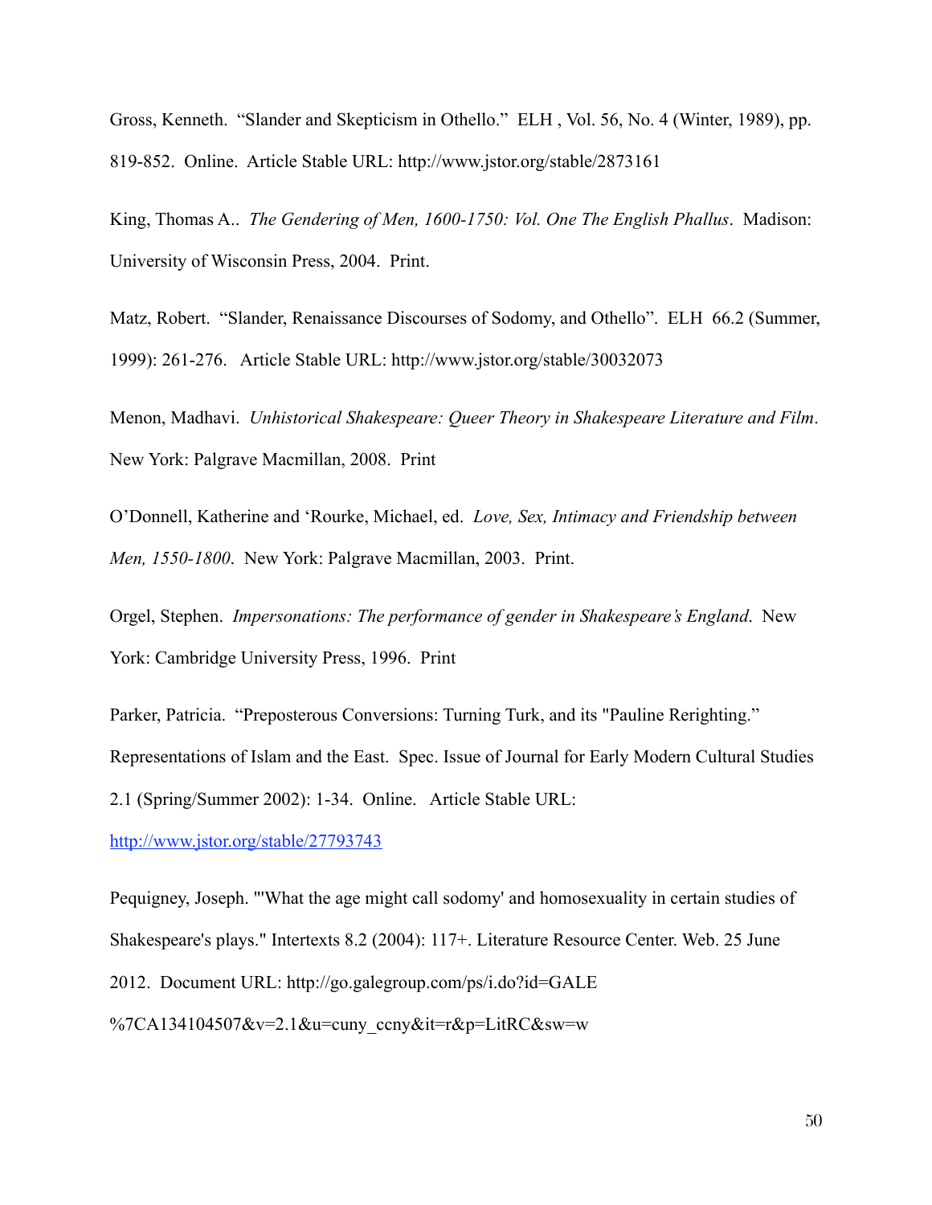Gross, Kenneth. “Slander and Skepticism in Othello.” ELH , Vol. 56, No. 4 (Winter, 1989), pp. 819-852. Online. Article Stable URL: http://www.jstor.org/stable/2873161

King, Thomas A.. *The Gendering of Men, 1600-1750: Vol. One The English Phallus*. Madison: University of Wisconsin Press, 2004. Print.

Matz, Robert. “Slander, Renaissance Discourses of Sodomy, and Othello”. ELH 66.2 (Summer, 1999): 261-276. Article Stable URL: http://www.jstor.org/stable/30032073

Menon, Madhavi. *Unhistorical Shakespeare: Queer Theory in Shakespeare Literature and Film*. New York: Palgrave Macmillan, 2008. Print

O’Donnell, Katherine and ‘Rourke, Michael, ed. *Love, Sex, Intimacy and Friendship between Men, 1550-1800*. New York: Palgrave Macmillan, 2003. Print.

Orgel, Stephen. *Impersonations: The performance of gender in Shakespeare’s England*. New York: Cambridge University Press, 1996. Print

Parker, Patricia. “Preposterous Conversions: Turning Turk, and its "Pauline Rerighting.” Representations of Islam and the East. Spec. Issue of Journal for Early Modern Cultural Studies 2.1 (Spring/Summer 2002): 1-34. Online. Article Stable URL: http://www.jstor.org/stable/27793743

Pequigney, Joseph. "'What the age might call sodomy' and homosexuality in certain studies of Shakespeare's plays." Intertexts 8.2 (2004): 117+. Literature Resource Center. Web. 25 June 2012. Document URL: http://go.galegroup.com/ps/i.do?id=GALE%7CA134104507&v=2.1&u=cuny_ccny&it=r&p=LitRC&sw=w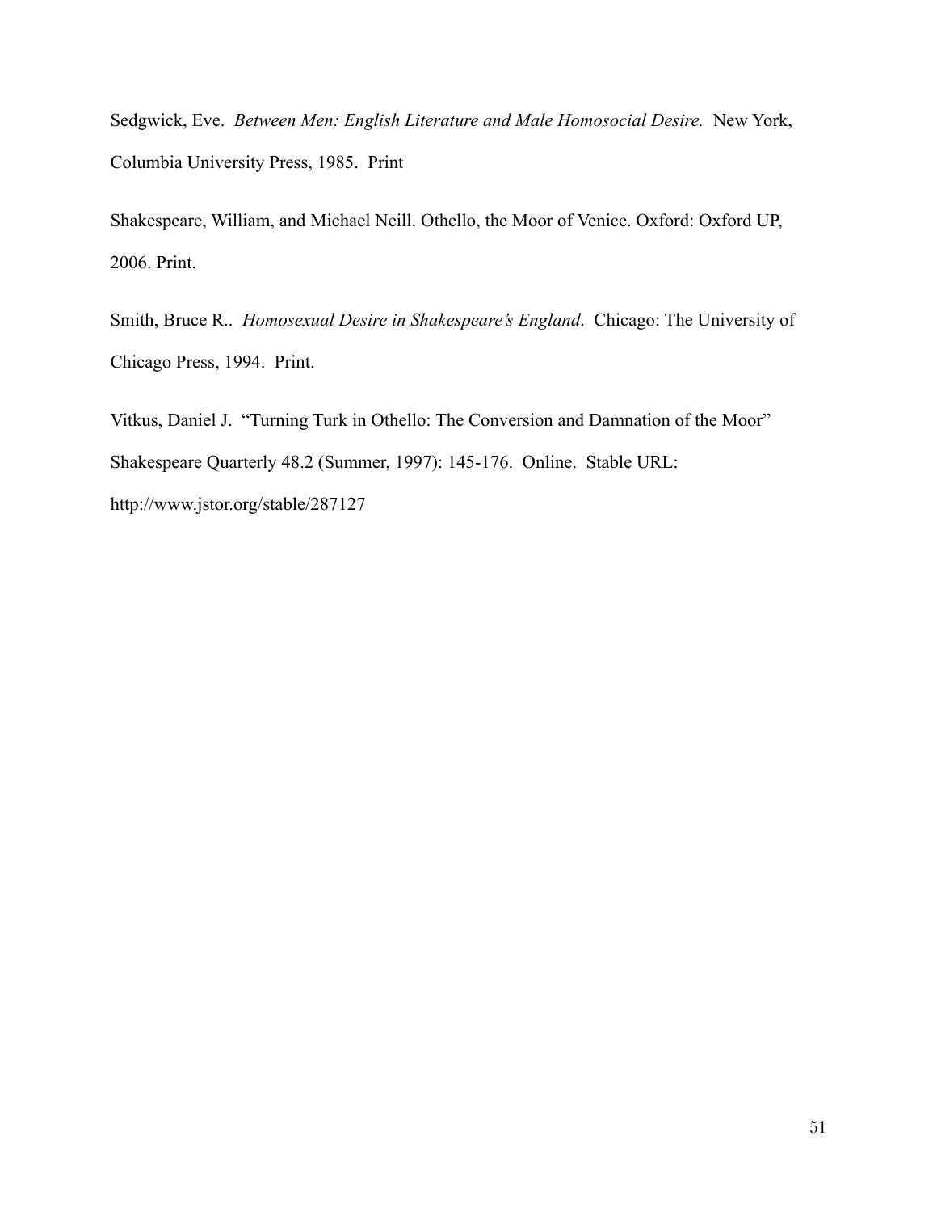Sedgwick, Eve. *Between Men: English Literature and Male Homosocial Desire.* New York, Columbia University Press, 1985. Print

Shakespeare, William, and Michael Neill. Othello, the Moor of Venice. Oxford: Oxford UP, 2006. Print.

Smith, Bruce R.. *Homosexual Desire in Shakespeare's England*. Chicago: The University of Chicago Press, 1994. Print.

Vitkus, Daniel J. "Turning Turk in Othello: The Conversion and Damnation of the Moor" Shakespeare Quarterly 48.2 (Summer, 1997): 145-176. Online. Stable URL: http://www.jstor.org/stable/287127